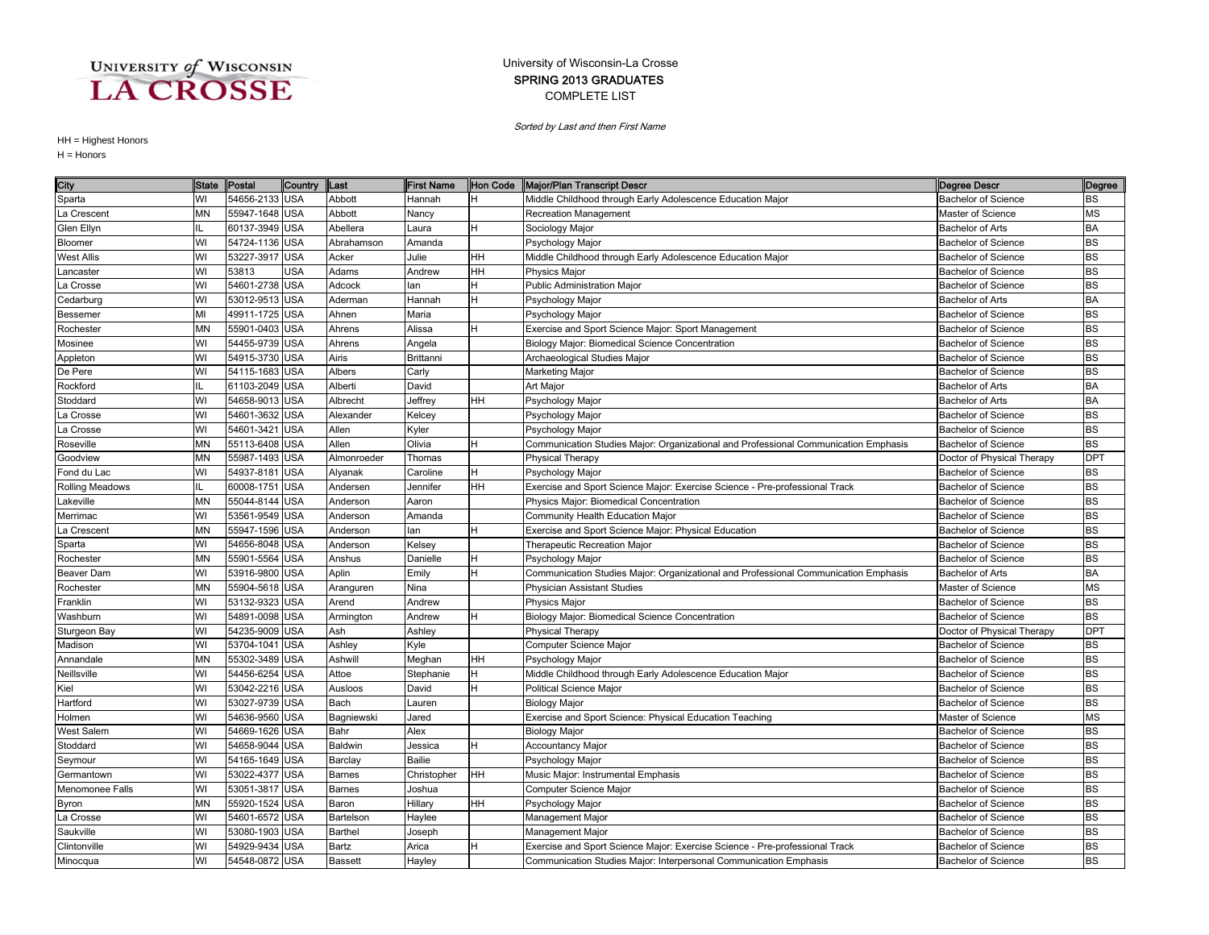University of Wisconsin-La Crosse

**SPRING 2013 GRADUATES**

COMPLETE LIST

*Sorted by Last and then First Name*

HH = Highest Honors

H = Honors

| City | State | Postal | Country | Last | First Name | Hon Code | Major/Plan Transcript Descr | Degree Descr | Degree |
|---|---|---|---|---|---|---|---|---|---|
| Sparta | WI | 54656-2133 | USA | Abbott | Hannah | H | Middle Childhood through Early Adolescence Education Major | Bachelor of Science | BS |
| La Crescent | MN | 55947-1648 | USA | Abbott | Nancy | | Recreation Management | Master of Science | MS |
| Glen Ellyn | IL | 60137-3949 | USA | Abellera | Laura | H | Sociology Major | Bachelor of Arts | BA |
| Bloomer | WI | 54724-1136 | USA | Abrahamson | Amanda | | Psychology Major | Bachelor of Science | BS |
| West Allis | WI | 53227-3917 | USA | Acker | Julie | HH | Middle Childhood through Early Adolescence Education Major | Bachelor of Science | BS |
| Lancaster | WI | 53813 | USA | Adams | Andrew | HH | Physics Major | Bachelor of Science | BS |
| La Crosse | WI | 54601-2738 | USA | Adcock | Ian | H | Public Administration Major | Bachelor of Science | BS |
| Cedarburg | WI | 53012-9513 | USA | Aderman | Hannah | H | Psychology Major | Bachelor of Arts | BA |
| Bessemer | MI | 49911-1725 | USA | Ahnen | Maria | | Psychology Major | Bachelor of Science | BS |
| Rochester | MN | 55901-0403 | USA | Ahrens | Alissa | H | Exercise and Sport Science Major: Sport Management | Bachelor of Science | BS |
| Mosinee | WI | 54455-9739 | USA | Ahrens | Angela | | Biology Major: Biomedical Science Concentration | Bachelor of Science | BS |
| Appleton | WI | 54915-3730 | USA | Airis | Brittanni | | Archaeological Studies Major | Bachelor of Science | BS |
| De Pere | WI | 54115-1683 | USA | Albers | Carly | | Marketing Major | Bachelor of Science | BS |
| Rockford | IL | 61103-2049 | USA | Alberti | David | | Art Major | Bachelor of Arts | BA |
| Stoddard | WI | 54658-9013 | USA | Albrecht | Jeffrey | HH | Psychology Major | Bachelor of Arts | BA |
| La Crosse | WI | 54601-3632 | USA | Alexander | Kelcey | | Psychology Major | Bachelor of Science | BS |
| La Crosse | WI | 54601-3421 | USA | Allen | Kyler | | Psychology Major | Bachelor of Science | BS |
| Roseville | MN | 55113-6408 | USA | Allen | Olivia | H | Communication Studies Major: Organizational and Professional Communication Emphasis | Bachelor of Science | BS |
| Goodview | MN | 55987-1493 | USA | Almonroeder | Thomas | | Physical Therapy | Doctor of Physical Therapy | DPT |
| Fond du Lac | WI | 54937-8181 | USA | Alyanak | Caroline | H | Psychology Major | Bachelor of Science | BS |
| Rolling Meadows | IL | 60008-1751 | USA | Andersen | Jennifer | HH | Exercise and Sport Science Major: Exercise Science - Pre-professional Track | Bachelor of Science | BS |
| Lakeville | MN | 55044-8144 | USA | Anderson | Aaron | | Physics Major: Biomedical Concentration | Bachelor of Science | BS |
| Merrimac | WI | 53561-9549 | USA | Anderson | Amanda | | Community Health Education Major | Bachelor of Science | BS |
| La Crescent | MN | 55947-1596 | USA | Anderson | Ian | H | Exercise and Sport Science Major: Physical Education | Bachelor of Science | BS |
| Sparta | WI | 54656-8048 | USA | Anderson | Kelsey | | Therapeutic Recreation Major | Bachelor of Science | BS |
| Rochester | MN | 55901-5564 | USA | Anshus | Danielle | H | Psychology Major | Bachelor of Science | BS |
| Beaver Dam | WI | 53916-9800 | USA | Aplin | Emily | H | Communication Studies Major: Organizational and Professional Communication Emphasis | Bachelor of Arts | BA |
| Rochester | MN | 55904-5618 | USA | Aranguren | Nina | | Physician Assistant Studies | Master of Science | MS |
| Franklin | WI | 53132-9323 | USA | Arend | Andrew | | Physics Major | Bachelor of Science | BS |
| Washburn | WI | 54891-0098 | USA | Armington | Andrew | H | Biology Major: Biomedical Science Concentration | Bachelor of Science | BS |
| Sturgeon Bay | WI | 54235-9009 | USA | Ash | Ashley | | Physical Therapy | Doctor of Physical Therapy | DPT |
| Madison | WI | 53704-1041 | USA | Ashley | Kyle | | Computer Science Major | Bachelor of Science | BS |
| Annandale | MN | 55302-3489 | USA | Ashwill | Meghan | HH | Psychology Major | Bachelor of Science | BS |
| Neillsville | WI | 54456-6254 | USA | Attoe | Stephanie | H | Middle Childhood through Early Adolescence Education Major | Bachelor of Science | BS |
| Kiel | WI | 53042-2216 | USA | Ausloos | David | H | Political Science Major | Bachelor of Science | BS |
| Hartford | WI | 53027-9739 | USA | Bach | Lauren | | Biology Major | Bachelor of Science | BS |
| Holmen | WI | 54636-9560 | USA | Bagniewski | Jared | | Exercise and Sport Science: Physical Education Teaching | Master of Science | MS |
| West Salem | WI | 54669-1626 | USA | Bahr | Alex | | Biology Major | Bachelor of Science | BS |
| Stoddard | WI | 54658-9044 | USA | Baldwin | Jessica | H | Accountancy Major | Bachelor of Science | BS |
| Seymour | WI | 54165-1649 | USA | Barclay | Bailie | | Psychology Major | Bachelor of Science | BS |
| Germantown | WI | 53022-4377 | USA | Barnes | Christopher | HH | Music Major: Instrumental Emphasis | Bachelor of Science | BS |
| Menomonee Falls | WI | 53051-3817 | USA | Barnes | Joshua | | Computer Science Major | Bachelor of Science | BS |
| Byron | MN | 55920-1524 | USA | Baron | Hillary | HH | Psychology Major | Bachelor of Science | BS |
| La Crosse | WI | 54601-6572 | USA | Bartelson | Haylee | | Management Major | Bachelor of Science | BS |
| Saukville | WI | 53080-1903 | USA | Barthel | Joseph | | Management Major | Bachelor of Science | BS |
| Clintonville | WI | 54929-9434 | USA | Bartz | Arica | H | Exercise and Sport Science Major: Exercise Science - Pre-professional Track | Bachelor of Science | BS |
| Minocqua | WI | 54548-0872 | USA | Bassett | Hayley | | Communication Studies Major: Interpersonal Communication Emphasis | Bachelor of Science | BS |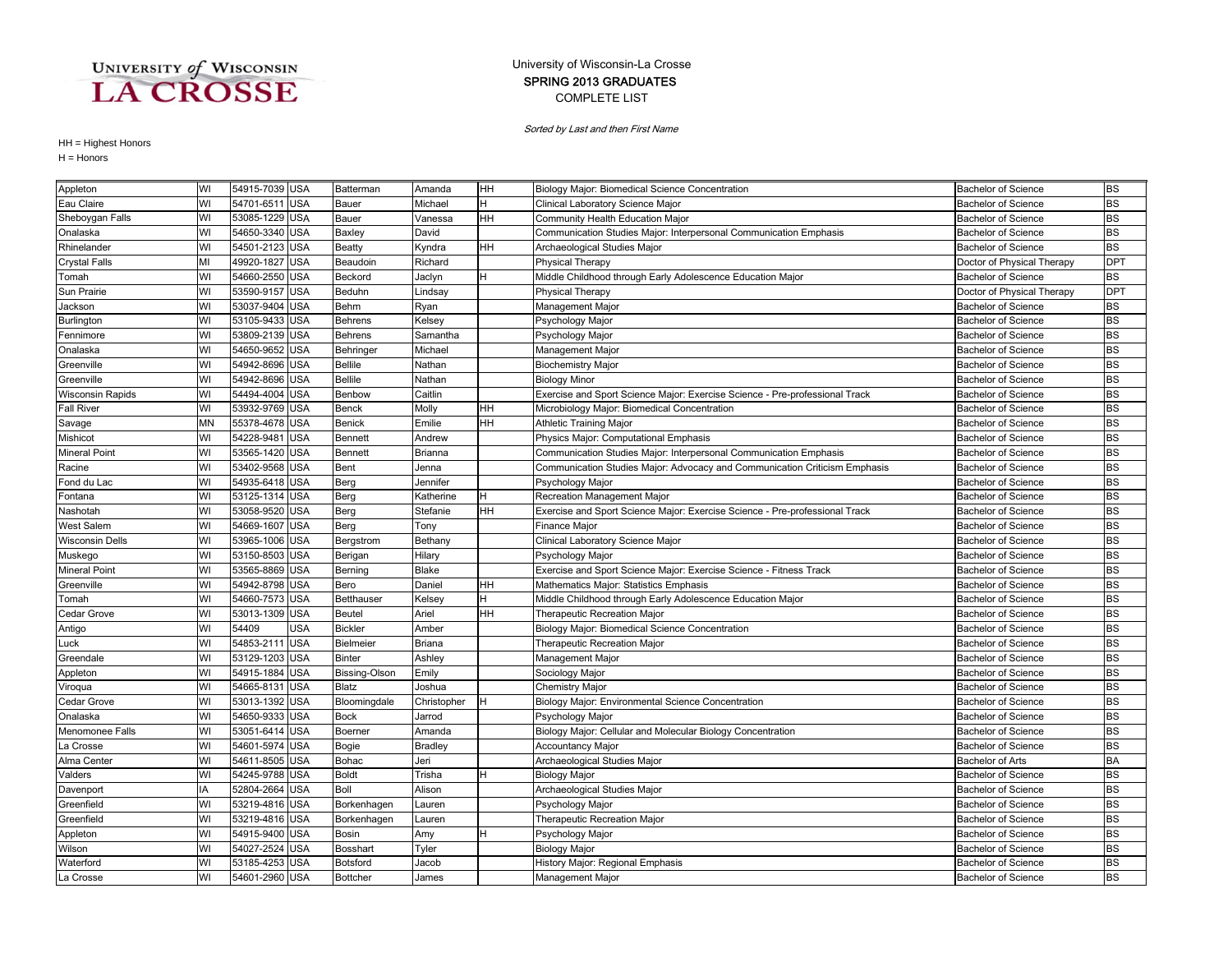University of Wisconsin-La Crosse
SPRING 2013 GRADUATES
COMPLETE LIST

*Sorted by Last and then First Name*

HH = Highest Honors
H = Honors

| | | | | | | | | | |
|---|---|---|---|---|---|---|---|---|---|
| Appleton | WI | 54915-7039 | USA | Batterman | Amanda | HH | Biology Major: Biomedical Science Concentration | Bachelor of Science | BS |
| Eau Claire | WI | 54701-6511 | USA | Bauer | Michael | H | Clinical Laboratory Science Major | Bachelor of Science | BS |
| Sheboygan Falls | WI | 53085-1229 | USA | Bauer | Vanessa | HH | Community Health Education Major | Bachelor of Science | BS |
| Onalaska | WI | 54650-3340 | USA | Baxley | David | | Communication Studies Major: Interpersonal Communication Emphasis | Bachelor of Science | BS |
| Rhinelander | WI | 54501-2123 | USA | Beatty | Kyndra | HH | Archaeological Studies Major | Bachelor of Science | BS |
| Crystal Falls | MI | 49920-1827 | USA | Beaudoin | Richard | | Physical Therapy | Doctor of Physical Therapy | DPT |
| Tomah | WI | 54660-2550 | USA | Beckord | Jaclyn | H | Middle Childhood through Early Adolescence Education Major | Bachelor of Science | BS |
| Sun Prairie | WI | 53590-9157 | USA | Beduhn | Lindsay | | Physical Therapy | Doctor of Physical Therapy | DPT |
| Jackson | WI | 53037-9404 | USA | Behm | Ryan | | Management Major | Bachelor of Science | BS |
| Burlington | WI | 53105-9433 | USA | Behrens | Kelsey | | Psychology Major | Bachelor of Science | BS |
| Fennimore | WI | 53809-2139 | USA | Behrens | Samantha | | Psychology Major | Bachelor of Science | BS |
| Onalaska | WI | 54650-9652 | USA | Behringer | Michael | | Management Major | Bachelor of Science | BS |
| Greenville | WI | 54942-8696 | USA | Bellile | Nathan | | Biochemistry Major | Bachelor of Science | BS |
| Greenville | WI | 54942-8696 | USA | Bellile | Nathan | | Biology Minor | Bachelor of Science | BS |
| Wisconsin Rapids | WI | 54494-4004 | USA | Benbow | Caitlin | | Exercise and Sport Science Major: Exercise Science - Pre-professional Track | Bachelor of Science | BS |
| Fall River | WI | 53932-9769 | USA | Benck | Molly | HH | Microbiology Major: Biomedical Concentration | Bachelor of Science | BS |
| Savage | MN | 55378-4678 | USA | Benick | Emilie | HH | Athletic Training Major | Bachelor of Science | BS |
| Mishicot | WI | 54228-9481 | USA | Bennett | Andrew | | Physics Major: Computational Emphasis | Bachelor of Science | BS |
| Mineral Point | WI | 53565-1420 | USA | Bennett | Brianna | | Communication Studies Major: Interpersonal Communication Emphasis | Bachelor of Science | BS |
| Racine | WI | 53402-9568 | USA | Bent | Jenna | | Communication Studies Major: Advocacy and Communication Criticism Emphasis | Bachelor of Science | BS |
| Fond du Lac | WI | 54935-6418 | USA | Berg | Jennifer | | Psychology Major | Bachelor of Science | BS |
| Fontana | WI | 53125-1314 | USA | Berg | Katherine | H | Recreation Management Major | Bachelor of Science | BS |
| Nashotah | WI | 53058-9520 | USA | Berg | Stefanie | HH | Exercise and Sport Science Major: Exercise Science - Pre-professional Track | Bachelor of Science | BS |
| West Salem | WI | 54669-1607 | USA | Berg | Tony | | Finance Major | Bachelor of Science | BS |
| Wisconsin Dells | WI | 53965-1006 | USA | Bergstrom | Bethany | | Clinical Laboratory Science Major | Bachelor of Science | BS |
| Muskego | WI | 53150-8503 | USA | Berigan | Hilary | | Psychology Major | Bachelor of Science | BS |
| Mineral Point | WI | 53565-8869 | USA | Berning | Blake | | Exercise and Sport Science Major: Exercise Science - Fitness Track | Bachelor of Science | BS |
| Greenville | WI | 54942-8798 | USA | Bero | Daniel | HH | Mathematics Major: Statistics Emphasis | Bachelor of Science | BS |
| Tomah | WI | 54660-7573 | USA | Betthauser | Kelsey | H | Middle Childhood through Early Adolescence Education Major | Bachelor of Science | BS |
| Cedar Grove | WI | 53013-1309 | USA | Beutel | Ariel | HH | Therapeutic Recreation Major | Bachelor of Science | BS |
| Antigo | WI | 54409 | USA | Bickler | Amber | | Biology Major: Biomedical Science Concentration | Bachelor of Science | BS |
| Luck | WI | 54853-2111 | USA | Bielmeier | Briana | | Therapeutic Recreation Major | Bachelor of Science | BS |
| Greendale | WI | 53129-1203 | USA | Binter | Ashley | | Management Major | Bachelor of Science | BS |
| Appleton | WI | 54915-1884 | USA | Bissing-Olson | Emily | | Sociology Major | Bachelor of Science | BS |
| Viroqua | WI | 54665-8131 | USA | Blatz | Joshua | | Chemistry Major | Bachelor of Science | BS |
| Cedar Grove | WI | 53013-1392 | USA | Bloomingdale | Christopher | H | Biology Major: Environmental Science Concentration | Bachelor of Science | BS |
| Onalaska | WI | 54650-9333 | USA | Bock | Jarrod | | Psychology Major | Bachelor of Science | BS |
| Menomonee Falls | WI | 53051-6414 | USA | Boerner | Amanda | | Biology Major: Cellular and Molecular Biology Concentration | Bachelor of Science | BS |
| La Crosse | WI | 54601-5974 | USA | Bogie | Bradley | | Accountancy Major | Bachelor of Science | BS |
| Alma Center | WI | 54611-8505 | USA | Bohac | Jeri | | Archaeological Studies Major | Bachelor of Arts | BA |
| Valders | WI | 54245-9788 | USA | Boldt | Trisha | H | Biology Major | Bachelor of Science | BS |
| Davenport | IA | 52804-2664 | USA | Boll | Alison | | Archaeological Studies Major | Bachelor of Science | BS |
| Greenfield | WI | 53219-4816 | USA | Borkenhagen | Lauren | | Psychology Major | Bachelor of Science | BS |
| Greenfield | WI | 53219-4816 | USA | Borkenhagen | Lauren | | Therapeutic Recreation Major | Bachelor of Science | BS |
| Appleton | WI | 54915-9400 | USA | Bosin | Amy | H | Psychology Major | Bachelor of Science | BS |
| Wilson | WI | 54027-2524 | USA | Bosshart | Tyler | | Biology Major | Bachelor of Science | BS |
| Waterford | WI | 53185-4253 | USA | Botsford | Jacob | | History Major: Regional Emphasis | Bachelor of Science | BS |
| La Crosse | WI | 54601-2960 | USA | Bottcher | James | | Management Major | Bachelor of Science | BS |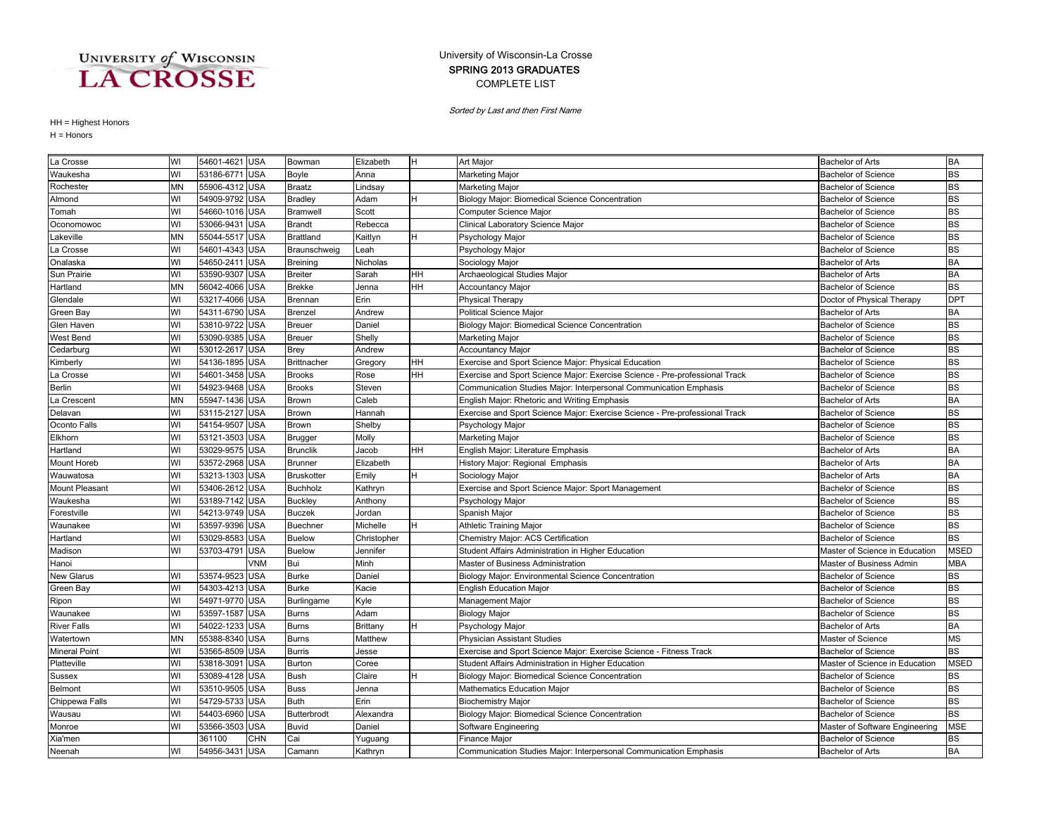University of Wisconsin-La Crosse
SPRING 2013 GRADUATES
COMPLETE LIST

*Sorted by Last and then First Name*

HH = Highest Honors
H = Honors

| | | | | | | | | | | |
|---|---|---|---|---|---|---|---|---|---|---|
| La Crosse | WI | 54601-4621 | USA | Bowman | Elizabeth | H | Art Major | Bachelor of Arts | BA |
| Waukesha | WI | 53186-6771 | USA | Boyle | Anna | | Marketing Major | Bachelor of Science | BS |
| Rochester | MN | 55906-4312 | USA | Braatz | Lindsay | | Marketing Major | Bachelor of Science | BS |
| Almond | WI | 54909-9792 | USA | Bradley | Adam | H | Biology Major: Biomedical Science Concentration | Bachelor of Science | BS |
| Tomah | WI | 54660-1016 | USA | Bramwell | Scott | | Computer Science Major | Bachelor of Science | BS |
| Oconomowoc | WI | 53066-9431 | USA | Brandt | Rebecca | | Clinical Laboratory Science Major | Bachelor of Science | BS |
| Lakeville | MN | 55044-5517 | USA | Brattland | Kaitlyn | H | Psychology Major | Bachelor of Science | BS |
| La Crosse | WI | 54601-4343 | USA | Braunschweig | Leah | | Psychology Major | Bachelor of Science | BS |
| Onalaska | WI | 54650-2411 | USA | Breining | Nicholas | | Sociology Major | Bachelor of Arts | BA |
| Sun Prairie | WI | 53590-9307 | USA | Breiter | Sarah | HH | Archaeological Studies Major | Bachelor of Arts | BA |
| Hartland | MN | 56042-4066 | USA | Brekke | Jenna | HH | Accountancy Major | Bachelor of Science | BS |
| Glendale | WI | 53217-4066 | USA | Brennan | Erin | | Physical Therapy | Doctor of Physical Therapy | DPT |
| Green Bay | WI | 54311-6790 | USA | Brenzel | Andrew | | Political Science Major | Bachelor of Arts | BA |
| Glen Haven | WI | 53810-9722 | USA | Breuer | Daniel | | Biology Major: Biomedical Science Concentration | Bachelor of Science | BS |
| West Bend | WI | 53090-9385 | USA | Breuer | Shelly | | Marketing Major | Bachelor of Science | BS |
| Cedarburg | WI | 53012-2617 | USA | Brey | Andrew | | Accountancy Major | Bachelor of Science | BS |
| Kimberly | WI | 54136-1895 | USA | Brittnacher | Gregory | HH | Exercise and Sport Science Major: Physical Education | Bachelor of Science | BS |
| La Crosse | WI | 54601-3458 | USA | Brooks | Rose | HH | Exercise and Sport Science Major: Exercise Science - Pre-professional Track | Bachelor of Science | BS |
| Berlin | WI | 54923-9468 | USA | Brooks | Steven | | Communication Studies Major: Interpersonal Communication Emphasis | Bachelor of Science | BS |
| La Crescent | MN | 55947-1436 | USA | Brown | Caleb | | English Major: Rhetoric and Writing Emphasis | Bachelor of Arts | BA |
| Delavan | WI | 53115-2127 | USA | Brown | Hannah | | Exercise and Sport Science Major: Exercise Science - Pre-professional Track | Bachelor of Science | BS |
| Oconto Falls | WI | 54154-9507 | USA | Brown | Shelby | | Psychology Major | Bachelor of Science | BS |
| Elkhorn | WI | 53121-3503 | USA | Brugger | Molly | | Marketing Major | Bachelor of Science | BS |
| Hartland | WI | 53029-9575 | USA | Brunclik | Jacob | HH | English Major: Literature Emphasis | Bachelor of Arts | BA |
| Mount Horeb | WI | 53572-2968 | USA | Brunner | Elizabeth | | History Major: Regional Emphasis | Bachelor of Arts | BA |
| Wauwatosa | WI | 53213-1303 | USA | Bruskotter | Emily | H | Sociology Major | Bachelor of Arts | BA |
| Mount Pleasant | WI | 53406-2612 | USA | Buchholz | Kathryn | | Exercise and Sport Science Major: Sport Management | Bachelor of Science | BS |
| Waukesha | WI | 53189-7142 | USA | Buckley | Anthony | | Psychology Major | Bachelor of Science | BS |
| Forestville | WI | 54213-9749 | USA | Buczek | Jordan | | Spanish Major | Bachelor of Science | BS |
| Waunakee | WI | 53597-9396 | USA | Buechner | Michelle | H | Athletic Training Major | Bachelor of Science | BS |
| Hartland | WI | 53029-8583 | USA | Buelow | Christopher | | Chemistry Major: ACS Certification | Bachelor of Science | BS |
| Madison | WI | 53703-4791 | USA | Buelow | Jennifer | | Student Affairs Administration in Higher Education | Master of Science in Education | MSED |
| Hanoi | | | VNM | Bui | Minh | | Master of Business Administration | Master of Business Admin | MBA |
| New Glarus | WI | 53574-9523 | USA | Burke | Daniel | | Biology Major: Environmental Science Concentration | Bachelor of Science | BS |
| Green Bay | WI | 54303-4213 | USA | Burke | Kacie | | English Education Major | Bachelor of Science | BS |
| Ripon | WI | 54971-9770 | USA | Burlingame | Kyle | | Management Major | Bachelor of Science | BS |
| Waunakee | WI | 53597-1587 | USA | Burns | Adam | | Biology Major | Bachelor of Science | BS |
| River Falls | WI | 54022-1233 | USA | Burns | Brittany | H | Psychology Major | Bachelor of Arts | BA |
| Watertown | MN | 55388-8340 | USA | Burns | Matthew | | Physician Assistant Studies | Master of Science | MS |
| Mineral Point | WI | 53565-8509 | USA | Burris | Jesse | | Exercise and Sport Science Major: Exercise Science - Fitness Track | Bachelor of Science | BS |
| Platteville | WI | 53818-3091 | USA | Burton | Coree | | Student Affairs Administration in Higher Education | Master of Science in Education | MSED |
| Sussex | WI | 53089-4128 | USA | Bush | Claire | H | Biology Major: Biomedical Science Concentration | Bachelor of Science | BS |
| Belmont | WI | 53510-9505 | USA | Buss | Jenna | | Mathematics Education Major | Bachelor of Science | BS |
| Chippewa Falls | WI | 54729-5733 | USA | Buth | Erin | | Biochemistry Major | Bachelor of Science | BS |
| Wausau | WI | 54403-6960 | USA | Butterbrodt | Alexandra | | Biology Major: Biomedical Science Concentration | Bachelor of Science | BS |
| Monroe | WI | 53566-3503 | USA | Buvid | Daniel | | Software Engineering | Master of Software Engineering | MSE |
| Xia'men | | 361100 | CHN | Cai | Yuguang | | Finance Major | Bachelor of Science | BS |
| Neenah | WI | 54956-3431 | USA | Camann | Kathryn | | Communication Studies Major: Interpersonal Communication Emphasis | Bachelor of Arts | BA |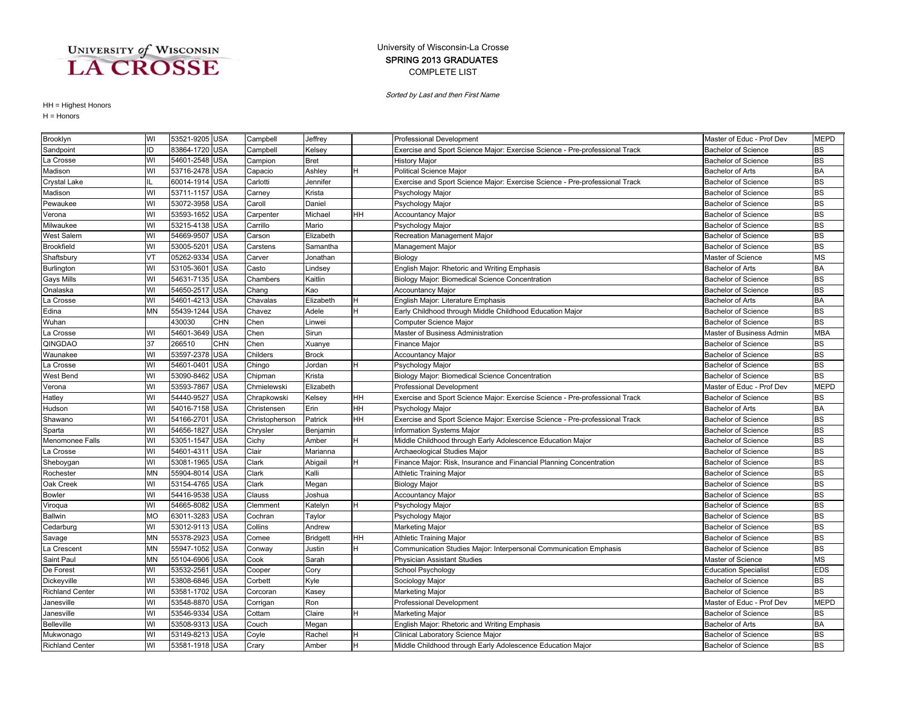University of Wisconsin-La Crosse
SPRING 2013 GRADUATES
COMPLETE LIST

*Sorted by Last and then First Name*

HH = Highest Honors
H = Honors

| | | | | | | | | | |
|---|---|---|---|---|---|---|---|---|---|
| Brooklyn | WI | 53521-9205 | USA | Campbell | Jeffrey | | Professional Development | Master of Educ - Prof Dev | MEPD |
| Sandpoint | ID | 83864-1720 | USA | Campbell | Kelsey | | Exercise and Sport Science Major: Exercise Science - Pre-professional Track | Bachelor of Science | BS |
| La Crosse | WI | 54601-2548 | USA | Campion | Bret | | History Major | Bachelor of Science | BS |
| Madison | WI | 53716-2478 | USA | Capacio | Ashley | H | Political Science Major | Bachelor of Arts | BA |
| Crystal Lake | IL | 60014-1914 | USA | Carlotti | Jennifer | | Exercise and Sport Science Major: Exercise Science - Pre-professional Track | Bachelor of Science | BS |
| Madison | WI | 53711-1157 | USA | Carney | Krista | | Psychology Major | Bachelor of Science | BS |
| Pewaukee | WI | 53072-3958 | USA | Caroll | Daniel | | Psychology Major | Bachelor of Science | BS |
| Verona | WI | 53593-1652 | USA | Carpenter | Michael | HH | Accountancy Major | Bachelor of Science | BS |
| Milwaukee | WI | 53215-4138 | USA | Carrillo | Mario | | Psychology Major | Bachelor of Science | BS |
| West Salem | WI | 54669-9507 | USA | Carson | Elizabeth | | Recreation Management Major | Bachelor of Science | BS |
| Brookfield | WI | 53005-5201 | USA | Carstens | Samantha | | Management Major | Bachelor of Science | BS |
| Shaftsbury | VT | 05262-9334 | USA | Carver | Jonathan | | Biology | Master of Science | MS |
| Burlington | WI | 53105-3601 | USA | Casto | Lindsey | | English Major: Rhetoric and Writing Emphasis | Bachelor of Arts | BA |
| Gays Mills | WI | 54631-7135 | USA | Chambers | Kaitlin | | Biology Major: Biomedical Science Concentration | Bachelor of Science | BS |
| Onalaska | WI | 54650-2517 | USA | Chang | Kao | | Accountancy Major | Bachelor of Science | BS |
| La Crosse | WI | 54601-4213 | USA | Chavalas | Elizabeth | H | English Major: Literature Emphasis | Bachelor of Arts | BA |
| Edina | MN | 55439-1244 | USA | Chavez | Adele | H | Early Childhood through Middle Childhood Education Major | Bachelor of Science | BS |
| Wuhan | | 430030 | CHN | Chen | Linwei | | Computer Science Major | Bachelor of Science | BS |
| La Crosse | WI | 54601-3649 | USA | Chen | Sirun | | Master of Business Administration | Master of Business Admin | MBA |
| QINGDAO | 37 | 266510 | CHN | Chen | Xuanye | | Finance Major | Bachelor of Science | BS |
| Waunakee | WI | 53597-2378 | USA | Childers | Brock | | Accountancy Major | Bachelor of Science | BS |
| La Crosse | WI | 54601-0401 | USA | Chingo | Jordan | H | Psychology Major | Bachelor of Science | BS |
| West Bend | WI | 53090-8462 | USA | Chipman | Krista | | Biology Major: Biomedical Science Concentration | Bachelor of Science | BS |
| Verona | WI | 53593-7867 | USA | Chmielewski | Elizabeth | | Professional Development | Master of Educ - Prof Dev | MEPD |
| Hatley | WI | 54440-9527 | USA | Chrapkowski | Kelsey | HH | Exercise and Sport Science Major: Exercise Science - Pre-professional Track | Bachelor of Science | BS |
| Hudson | WI | 54016-7158 | USA | Christensen | Erin | HH | Psychology Major | Bachelor of Arts | BA |
| Shawano | WI | 54166-2701 | USA | Christopherson | Patrick | HH | Exercise and Sport Science Major: Exercise Science - Pre-professional Track | Bachelor of Science | BS |
| Sparta | WI | 54656-1827 | USA | Chrysler | Benjamin | | Information Systems Major | Bachelor of Science | BS |
| Menomonee Falls | WI | 53051-1547 | USA | Cichy | Amber | H | Middle Childhood through Early Adolescence Education Major | Bachelor of Science | BS |
| La Crosse | WI | 54601-4311 | USA | Clair | Marianna | | Archaeological Studies Major | Bachelor of Science | BS |
| Sheboygan | WI | 53081-1965 | USA | Clark | Abigail | H | Finance Major: Risk, Insurance and Financial Planning Concentration | Bachelor of Science | BS |
| Rochester | MN | 55904-8014 | USA | Clark | Kalli | | Athletic Training Major | Bachelor of Science | BS |
| Oak Creek | WI | 53154-4765 | USA | Clark | Megan | | Biology Major | Bachelor of Science | BS |
| Bowler | WI | 54416-9538 | USA | Clauss | Joshua | | Accountancy Major | Bachelor of Science | BS |
| Viroqua | WI | 54665-8082 | USA | Clemment | Katelyn | H | Psychology Major | Bachelor of Science | BS |
| Ballwin | MO | 63011-3283 | USA | Cochran | Taylor | | Psychology Major | Bachelor of Science | BS |
| Cedarburg | WI | 53012-9113 | USA | Collins | Andrew | | Marketing Major | Bachelor of Science | BS |
| Savage | MN | 55378-2923 | USA | Comee | Bridgett | HH | Athletic Training Major | Bachelor of Science | BS |
| La Crescent | MN | 55947-1052 | USA | Conway | Justin | H | Communication Studies Major: Interpersonal Communication Emphasis | Bachelor of Science | BS |
| Saint Paul | MN | 55104-6906 | USA | Cook | Sarah | | Physician Assistant Studies | Master of Science | MS |
| De Forest | WI | 53532-2561 | USA | Cooper | Cory | | School Psychology | Education Specialist | EDS |
| Dickeyville | WI | 53808-6846 | USA | Corbett | Kyle | | Sociology Major | Bachelor of Science | BS |
| Richland Center | WI | 53581-1702 | USA | Corcoran | Kasey | | Marketing Major | Bachelor of Science | BS |
| Janesville | WI | 53548-8870 | USA | Corrigan | Ron | | Professional Development | Master of Educ - Prof Dev | MEPD |
| Janesville | WI | 53546-9334 | USA | Cottam | Claire | H | Marketing Major | Bachelor of Science | BS |
| Belleville | WI | 53508-9313 | USA | Couch | Megan | | English Major: Rhetoric and Writing Emphasis | Bachelor of Arts | BA |
| Mukwonago | WI | 53149-8213 | USA | Coyle | Rachel | H | Clinical Laboratory Science Major | Bachelor of Science | BS |
| Richland Center | WI | 53581-1918 | USA | Crary | Amber | H | Middle Childhood through Early Adolescence Education Major | Bachelor of Science | BS |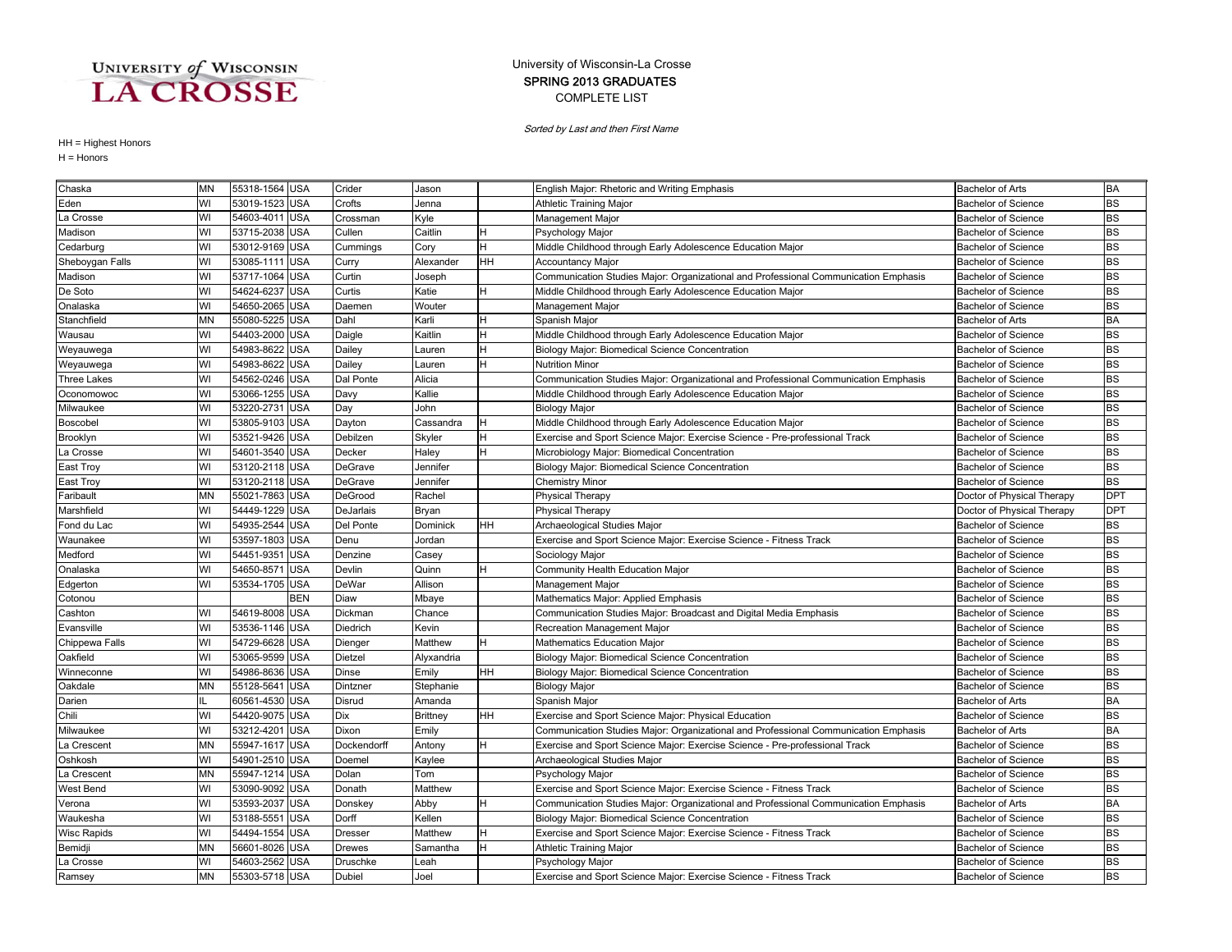University of Wisconsin-La Crosse
SPRING 2013 GRADUATES
COMPLETE LIST

*Sorted by Last and then First Name*

HH = Highest Honors
H = Honors

| | | | | | | | | | | |
|---|---|---|---|---|---|---|---|---|---|---|
| Chaska | MN | 55318-1564 | USA | Crider | Jason | | English Major: Rhetoric and Writing Emphasis | Bachelor of Arts | BA |
| Eden | WI | 53019-1523 | USA | Crofts | Jenna | | Athletic Training Major | Bachelor of Science | BS |
| La Crosse | WI | 54603-4011 | USA | Crossman | Kyle | | Management Major | Bachelor of Science | BS |
| Madison | WI | 53715-2038 | USA | Cullen | Caitlin | H | Psychology Major | Bachelor of Science | BS |
| Cedarburg | WI | 53012-9169 | USA | Cummings | Cory | H | Middle Childhood through Early Adolescence Education Major | Bachelor of Science | BS |
| Sheboygan Falls | WI | 53085-1111 | USA | Curry | Alexander | HH | Accountancy Major | Bachelor of Science | BS |
| Madison | WI | 53717-1064 | USA | Curtin | Joseph | | Communication Studies Major: Organizational and Professional Communication Emphasis | Bachelor of Science | BS |
| De Soto | WI | 54624-6237 | USA | Curtis | Katie | H | Middle Childhood through Early Adolescence Education Major | Bachelor of Science | BS |
| Onalaska | WI | 54650-2065 | USA | Daemen | Wouter | | Management Major | Bachelor of Science | BS |
| Stanchfield | MN | 55080-5225 | USA | Dahl | Karli | H | Spanish Major | Bachelor of Arts | BA |
| Wausau | WI | 54403-2000 | USA | Daigle | Kaitlin | H | Middle Childhood through Early Adolescence Education Major | Bachelor of Science | BS |
| Weyauwega | WI | 54983-8622 | USA | Dailey | Lauren | H | Biology Major: Biomedical Science Concentration | Bachelor of Science | BS |
| Weyauwega | WI | 54983-8622 | USA | Dailey | Lauren | H | Nutrition Minor | Bachelor of Science | BS |
| Three Lakes | WI | 54562-0246 | USA | Dal Ponte | Alicia | | Communication Studies Major: Organizational and Professional Communication Emphasis | Bachelor of Science | BS |
| Oconomowoc | WI | 53066-1255 | USA | Davy | Kallie | | Middle Childhood through Early Adolescence Education Major | Bachelor of Science | BS |
| Milwaukee | WI | 53220-2731 | USA | Day | John | | Biology Major | Bachelor of Science | BS |
| Boscobel | WI | 53805-9103 | USA | Dayton | Cassandra | H | Middle Childhood through Early Adolescence Education Major | Bachelor of Science | BS |
| Brooklyn | WI | 53521-9426 | USA | Debilzen | Skyler | H | Exercise and Sport Science Major: Exercise Science - Pre-professional Track | Bachelor of Science | BS |
| La Crosse | WI | 54601-3540 | USA | Decker | Haley | H | Microbiology Major: Biomedical Concentration | Bachelor of Science | BS |
| East Troy | WI | 53120-2118 | USA | DeGrave | Jennifer | | Biology Major: Biomedical Science Concentration | Bachelor of Science | BS |
| East Troy | WI | 53120-2118 | USA | DeGrave | Jennifer | | Chemistry Minor | Bachelor of Science | BS |
| Faribault | MN | 55021-7863 | USA | DeGrood | Rachel | | Physical Therapy | Doctor of Physical Therapy | DPT |
| Marshfield | WI | 54449-1229 | USA | DeJarlais | Bryan | | Physical Therapy | Doctor of Physical Therapy | DPT |
| Fond du Lac | WI | 54935-2544 | USA | Del Ponte | Dominick | HH | Archaeological Studies Major | Bachelor of Science | BS |
| Waunakee | WI | 53597-1803 | USA | Denu | Jordan | | Exercise and Sport Science Major: Exercise Science - Fitness Track | Bachelor of Science | BS |
| Medford | WI | 54451-9351 | USA | Denzine | Casey | | Sociology Major | Bachelor of Science | BS |
| Onalaska | WI | 54650-8571 | USA | Devlin | Quinn | H | Community Health Education Major | Bachelor of Science | BS |
| Edgerton | WI | 53534-1705 | USA | DeWar | Allison | | Management Major | Bachelor of Science | BS |
| Cotonou | | | BEN | Diaw | Mbaye | | Mathematics Major: Applied Emphasis | Bachelor of Science | BS |
| Cashton | WI | 54619-8008 | USA | Dickman | Chance | | Communication Studies Major: Broadcast and Digital Media Emphasis | Bachelor of Science | BS |
| Evansville | WI | 53536-1146 | USA | Diedrich | Kevin | | Recreation Management Major | Bachelor of Science | BS |
| Chippewa Falls | WI | 54729-6628 | USA | Dienger | Matthew | H | Mathematics Education Major | Bachelor of Science | BS |
| Oakfield | WI | 53065-9599 | USA | Dietzel | Alyxandria | | Biology Major: Biomedical Science Concentration | Bachelor of Science | BS |
| Winneconne | WI | 54986-8636 | USA | Dinse | Emily | HH | Biology Major: Biomedical Science Concentration | Bachelor of Science | BS |
| Oakdale | MN | 55128-5641 | USA | Dintzner | Stephanie | | Biology Major | Bachelor of Science | BS |
| Darien | IL | 60561-4530 | USA | Disrud | Amanda | | Spanish Major | Bachelor of Arts | BA |
| Chili | WI | 54420-9075 | USA | Dix | Brittney | HH | Exercise and Sport Science Major: Physical Education | Bachelor of Science | BS |
| Milwaukee | WI | 53212-4201 | USA | Dixon | Emily | | Communication Studies Major: Organizational and Professional Communication Emphasis | Bachelor of Arts | BA |
| La Crescent | MN | 55947-1617 | USA | Dockendorff | Antony | H | Exercise and Sport Science Major: Exercise Science - Pre-professional Track | Bachelor of Science | BS |
| Oshkosh | WI | 54901-2510 | USA | Doemel | Kaylee | | Archaeological Studies Major | Bachelor of Science | BS |
| La Crescent | MN | 55947-1214 | USA | Dolan | Tom | | Psychology Major | Bachelor of Science | BS |
| West Bend | WI | 53090-9092 | USA | Donath | Matthew | | Exercise and Sport Science Major: Exercise Science - Fitness Track | Bachelor of Science | BS |
| Verona | WI | 53593-2037 | USA | Donskey | Abby | H | Communication Studies Major: Organizational and Professional Communication Emphasis | Bachelor of Arts | BA |
| Waukesha | WI | 53188-5551 | USA | Dorff | Kellen | | Biology Major: Biomedical Science Concentration | Bachelor of Science | BS |
| Wisc Rapids | WI | 54494-1554 | USA | Dresser | Matthew | H | Exercise and Sport Science Major: Exercise Science - Fitness Track | Bachelor of Science | BS |
| Bemidji | MN | 56601-8026 | USA | Drewes | Samantha | H | Athletic Training Major | Bachelor of Science | BS |
| La Crosse | WI | 54603-2562 | USA | Druschke | Leah | | Psychology Major | Bachelor of Science | BS |
| Ramsey | MN | 55303-5718 | USA | Dubiel | Joel | | Exercise and Sport Science Major: Exercise Science - Fitness Track | Bachelor of Science | BS |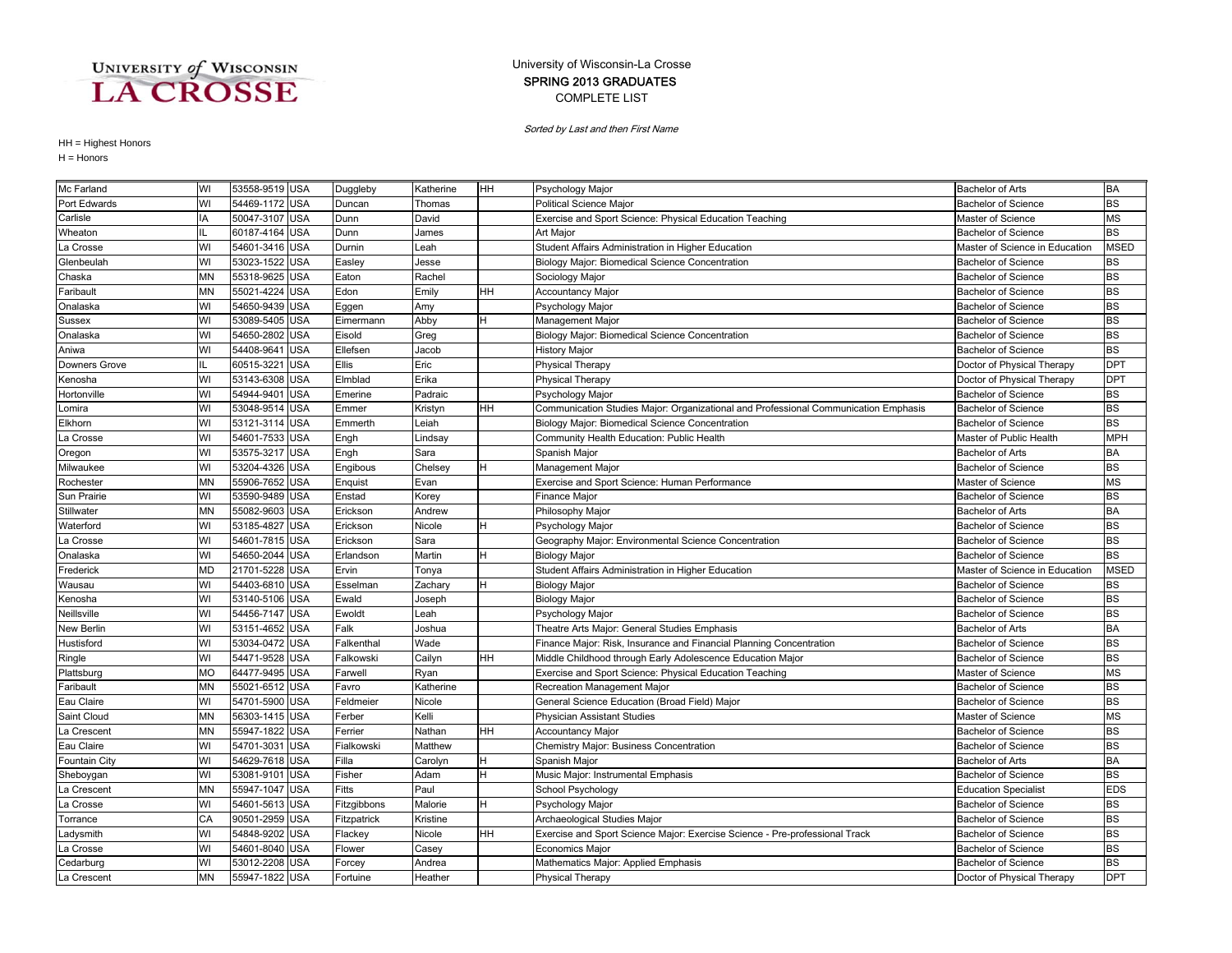University of Wisconsin-La Crosse
SPRING 2013 GRADUATES
COMPLETE LIST

*Sorted by Last and then First Name*

HH = Highest Honors
H = Honors

| | | | | | | | | | |
|---|---|---|---|---|---|---|---|---|---|
| Mc Farland | WI | 53558-9519 | USA | Duggleby | Katherine | HH | Psychology Major | Bachelor of Arts | BA |
| Port Edwards | WI | 54469-1172 | USA | Duncan | Thomas | | Political Science Major | Bachelor of Science | BS |
| Carlisle | IA | 50047-3107 | USA | Dunn | David | | Exercise and Sport Science: Physical Education Teaching | Master of Science | MS |
| Wheaton | IL | 60187-4164 | USA | Dunn | James | | Art Major | Bachelor of Science | BS |
| La Crosse | WI | 54601-3416 | USA | Durnin | Leah | | Student Affairs Administration in Higher Education | Master of Science in Education | MSED |
| Glenbeulah | WI | 53023-1522 | USA | Easley | Jesse | | Biology Major: Biomedical Science Concentration | Bachelor of Science | BS |
| Chaska | MN | 55318-9625 | USA | Eaton | Rachel | | Sociology Major | Bachelor of Science | BS |
| Faribault | MN | 55021-4224 | USA | Edon | Emily | HH | Accountancy Major | Bachelor of Science | BS |
| Onalaska | WI | 54650-9439 | USA | Eggen | Amy | | Psychology Major | Bachelor of Science | BS |
| Sussex | WI | 53089-5405 | USA | Eimermann | Abby | H | Management Major | Bachelor of Science | BS |
| Onalaska | WI | 54650-2802 | USA | Eisold | Greg | | Biology Major: Biomedical Science Concentration | Bachelor of Science | BS |
| Aniwa | WI | 54408-9641 | USA | Ellefsen | Jacob | | History Major | Bachelor of Science | BS |
| Downers Grove | IL | 60515-3221 | USA | Ellis | Eric | | Physical Therapy | Doctor of Physical Therapy | DPT |
| Kenosha | WI | 53143-6308 | USA | Elmblad | Erika | | Physical Therapy | Doctor of Physical Therapy | DPT |
| Hortonville | WI | 54944-9401 | USA | Emerine | Padraic | | Psychology Major | Bachelor of Science | BS |
| Lomira | WI | 53048-9514 | USA | Emmer | Kristyn | HH | Communication Studies Major: Organizational and Professional Communication Emphasis | Bachelor of Science | BS |
| Elkhorn | WI | 53121-3114 | USA | Emmerth | Leiah | | Biology Major: Biomedical Science Concentration | Bachelor of Science | BS |
| La Crosse | WI | 54601-7533 | USA | Engh | Lindsay | | Community Health Education: Public Health | Master of Public Health | MPH |
| Oregon | WI | 53575-3217 | USA | Engh | Sara | | Spanish Major | Bachelor of Arts | BA |
| Milwaukee | WI | 53204-4326 | USA | Engibous | Chelsey | H | Management Major | Bachelor of Science | BS |
| Rochester | MN | 55906-7652 | USA | Enquist | Evan | | Exercise and Sport Science: Human Performance | Master of Science | MS |
| Sun Prairie | WI | 53590-9489 | USA | Enstad | Korey | | Finance Major | Bachelor of Science | BS |
| Stillwater | MN | 55082-9603 | USA | Erickson | Andrew | | Philosophy Major | Bachelor of Arts | BA |
| Waterford | WI | 53185-4827 | USA | Erickson | Nicole | H | Psychology Major | Bachelor of Science | BS |
| La Crosse | WI | 54601-7815 | USA | Erickson | Sara | | Geography Major: Environmental Science Concentration | Bachelor of Science | BS |
| Onalaska | WI | 54650-2044 | USA | Erlandson | Martin | H | Biology Major | Bachelor of Science | BS |
| Frederick | MD | 21701-5228 | USA | Ervin | Tonya | | Student Affairs Administration in Higher Education | Master of Science in Education | MSED |
| Wausau | WI | 54403-6810 | USA | Esselman | Zachary | H | Biology Major | Bachelor of Science | BS |
| Kenosha | WI | 53140-5106 | USA | Ewald | Joseph | | Biology Major | Bachelor of Science | BS |
| Neillsville | WI | 54456-7147 | USA | Ewoldt | Leah | | Psychology Major | Bachelor of Science | BS |
| New Berlin | WI | 53151-4652 | USA | Falk | Joshua | | Theatre Arts Major: General Studies Emphasis | Bachelor of Arts | BA |
| Hustisford | WI | 53034-0472 | USA | Falkenthal | Wade | | Finance Major: Risk, Insurance and Financial Planning Concentration | Bachelor of Science | BS |
| Ringle | WI | 54471-9528 | USA | Falkowski | Cailyn | HH | Middle Childhood through Early Adolescence Education Major | Bachelor of Science | BS |
| Plattsburg | MO | 64477-9495 | USA | Farwell | Ryan | | Exercise and Sport Science: Physical Education Teaching | Master of Science | MS |
| Faribault | MN | 55021-6512 | USA | Favro | Katherine | | Recreation Management Major | Bachelor of Science | BS |
| Eau Claire | WI | 54701-5900 | USA | Feldmeier | Nicole | | General Science Education (Broad Field) Major | Bachelor of Science | BS |
| Saint Cloud | MN | 56303-1415 | USA | Ferber | Kelli | | Physician Assistant Studies | Master of Science | MS |
| La Crescent | MN | 55947-1822 | USA | Ferrier | Nathan | HH | Accountancy Major | Bachelor of Science | BS |
| Eau Claire | WI | 54701-3031 | USA | Fialkowski | Matthew | | Chemistry Major: Business Concentration | Bachelor of Science | BS |
| Fountain City | WI | 54629-7618 | USA | Filla | Carolyn | H | Spanish Major | Bachelor of Arts | BA |
| Sheboygan | WI | 53081-9101 | USA | Fisher | Adam | H | Music Major: Instrumental Emphasis | Bachelor of Science | BS |
| La Crescent | MN | 55947-1047 | USA | Fitts | Paul | | School Psychology | Education Specialist | EDS |
| La Crosse | WI | 54601-5613 | USA | Fitzgibbons | Malorie | H | Psychology Major | Bachelor of Science | BS |
| Torrance | CA | 90501-2959 | USA | Fitzpatrick | Kristine | | Archaeological Studies Major | Bachelor of Science | BS |
| Ladysmith | WI | 54848-9202 | USA | Flackey | Nicole | HH | Exercise and Sport Science Major: Exercise Science - Pre-professional Track | Bachelor of Science | BS |
| La Crosse | WI | 54601-8040 | USA | Flower | Casey | | Economics Major | Bachelor of Science | BS |
| Cedarburg | WI | 53012-2208 | USA | Forcey | Andrea | | Mathematics Major: Applied Emphasis | Bachelor of Science | BS |
| La Crescent | MN | 55947-1822 | USA | Fortuine | Heather | | Physical Therapy | Doctor of Physical Therapy | DPT |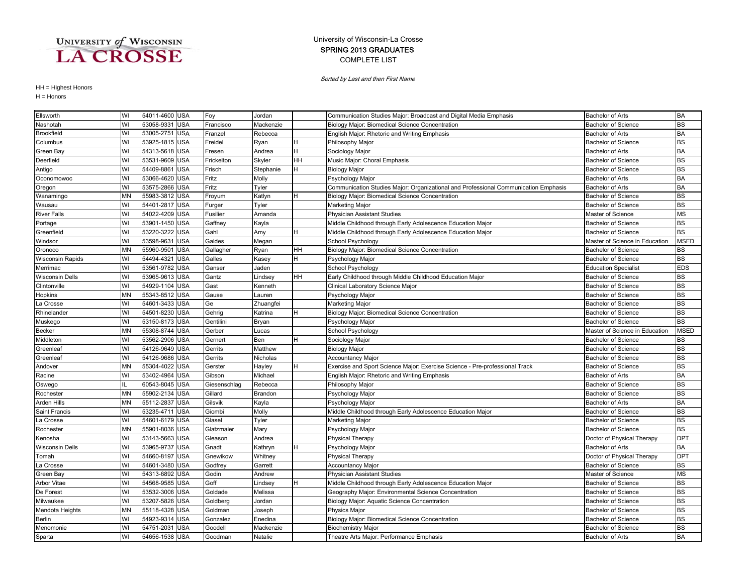University of Wisconsin-La Crosse
SPRING 2013 GRADUATES
COMPLETE LIST

*Sorted by Last and then First Name*

HH = Highest Honors
H = Honors

| | | | | | | | | | |
|---|---|---|---|---|---|---|---|---|---|
| Ellsworth | WI | 54011-4600 | USA | Foy | Jordan | | Communication Studies Major: Broadcast and Digital Media Emphasis | Bachelor of Arts | BA |
| Nashotah | WI | 53058-9331 | USA | Francisco | Mackenzie | | Biology Major: Biomedical Science Concentration | Bachelor of Science | BS |
| Brookfield | WI | 53005-2751 | USA | Franzel | Rebecca | | English Major: Rhetoric and Writing Emphasis | Bachelor of Arts | BA |
| Columbus | WI | 53925-1815 | USA | Freidel | Ryan | H | Philosophy Major | Bachelor of Science | BS |
| Green Bay | WI | 54313-5618 | USA | Fresen | Andrea | H | Sociology Major | Bachelor of Arts | BA |
| Deerfield | WI | 53531-9609 | USA | Frickelton | Skyler | HH | Music Major: Choral Emphasis | Bachelor of Science | BS |
| Antigo | WI | 54409-8861 | USA | Frisch | Stephanie | H | Biology Major | Bachelor of Science | BS |
| Oconomowoc | WI | 53066-4620 | USA | Fritz | Molly | | Psychology Major | Bachelor of Arts | BA |
| Oregon | WI | 53575-2866 | USA | Fritz | Tyler | | Communication Studies Major: Organizational and Professional Communication Emphasis | Bachelor of Arts | BA |
| Wanamingo | MN | 55983-3812 | USA | Froyum | Katlyn | H | Biology Major: Biomedical Science Concentration | Bachelor of Science | BS |
| Wausau | WI | 54401-2817 | USA | Furger | Tyler | | Marketing Major | Bachelor of Science | BS |
| River Falls | WI | 54022-4209 | USA | Fusilier | Amanda | | Physician Assistant Studies | Master of Science | MS |
| Portage | WI | 53901-1450 | USA | Gaffney | Kayla | | Middle Childhood through Early Adolescence Education Major | Bachelor of Science | BS |
| Greenfield | WI | 53220-3222 | USA | Gahl | Amy | H | Middle Childhood through Early Adolescence Education Major | Bachelor of Science | BS |
| Windsor | WI | 53598-9631 | USA | Galdes | Megan | | School Psychology | Master of Science in Education | MSED |
| Oronoco | MN | 55960-9501 | USA | Gallagher | Ryan | HH | Biology Major: Biomedical Science Concentration | Bachelor of Science | BS |
| Wisconsin Rapids | WI | 54494-4321 | USA | Galles | Kasey | H | Psychology Major | Bachelor of Science | BS |
| Merrimac | WI | 53561-9782 | USA | Ganser | Jaden | | School Psychology | Education Specialist | EDS |
| Wisconsin Dells | WI | 53965-9613 | USA | Gantz | Lindsey | HH | Early Childhood through Middle Childhood Education Major | Bachelor of Science | BS |
| Clintonville | WI | 54929-1104 | USA | Gast | Kenneth | | Clinical Laboratory Science Major | Bachelor of Science | BS |
| Hopkins | MN | 55343-8512 | USA | Gause | Lauren | | Psychology Major | Bachelor of Science | BS |
| La Crosse | WI | 54601-3433 | USA | Ge | Zhuangfei | | Marketing Major | Bachelor of Science | BS |
| Rhinelander | WI | 54501-8230 | USA | Gehrig | Katrina | H | Biology Major: Biomedical Science Concentration | Bachelor of Science | BS |
| Muskego | WI | 53150-8173 | USA | Gentilini | Bryan | | Psychology Major | Bachelor of Science | BS |
| Becker | MN | 55308-8744 | USA | Gerber | Lucas | | School Psychology | Master of Science in Education | MSED |
| Middleton | WI | 53562-2906 | USA | Gernert | Ben | H | Sociology Major | Bachelor of Science | BS |
| Greenleaf | WI | 54126-9649 | USA | Gerrits | Matthew | | Biology Major | Bachelor of Science | BS |
| Greenleaf | WI | 54126-9686 | USA | Gerrits | Nicholas | | Accountancy Major | Bachelor of Science | BS |
| Andover | MN | 55304-4022 | USA | Gerster | Hayley | H | Exercise and Sport Science Major: Exercise Science - Pre-professional Track | Bachelor of Science | BS |
| Racine | WI | 53402-4964 | USA | Gibson | Michael | | English Major: Rhetoric and Writing Emphasis | Bachelor of Arts | BA |
| Oswego | IL | 60543-8045 | USA | Giesenschlag | Rebecca | | Philosophy Major | Bachelor of Science | BS |
| Rochester | MN | 55902-2134 | USA | Gillard | Brandon | | Psychology Major | Bachelor of Science | BS |
| Arden Hills | MN | 55112-2837 | USA | Gilsvik | Kayla | | Psychology Major | Bachelor of Arts | BA |
| Saint Francis | WI | 53235-4711 | USA | Giombi | Molly | | Middle Childhood through Early Adolescence Education Major | Bachelor of Science | BS |
| La Crosse | WI | 54601-6179 | USA | Glasel | Tyler | | Marketing Major | Bachelor of Science | BS |
| Rochester | MN | 55901-8036 | USA | Glatzmaier | Mary | | Psychology Major | Bachelor of Science | BS |
| Kenosha | WI | 53143-5663 | USA | Gleason | Andrea | | Physical Therapy | Doctor of Physical Therapy | DPT |
| Wisconsin Dells | WI | 53965-9737 | USA | Gnadt | Kathryn | H | Psychology Major | Bachelor of Arts | BA |
| Tomah | WI | 54660-8197 | USA | Gnewikow | Whitney | | Physical Therapy | Doctor of Physical Therapy | DPT |
| La Crosse | WI | 54601-3480 | USA | Godfrey | Garrett | | Accountancy Major | Bachelor of Science | BS |
| Green Bay | WI | 54313-6892 | USA | Godin | Andrew | | Physician Assistant Studies | Master of Science | MS |
| Arbor Vitae | WI | 54568-9585 | USA | Goff | Lindsey | H | Middle Childhood through Early Adolescence Education Major | Bachelor of Science | BS |
| De Forest | WI | 53532-3006 | USA | Goldade | Melissa | | Geography Major: Environmental Science Concentration | Bachelor of Science | BS |
| Milwaukee | WI | 53207-5826 | USA | Goldberg | Jordan | | Biology Major: Aquatic Science Concentration | Bachelor of Science | BS |
| Mendota Heights | MN | 55118-4328 | USA | Goldman | Joseph | | Physics Major | Bachelor of Science | BS |
| Berlin | WI | 54923-9314 | USA | Gonzalez | Enedina | | Biology Major: Biomedical Science Concentration | Bachelor of Science | BS |
| Menomonie | WI | 54751-2031 | USA | Goodell | Mackenzie | | Biochemistry Major | Bachelor of Science | BS |
| Sparta | WI | 54656-1538 | USA | Goodman | Natalie | | Theatre Arts Major: Performance Emphasis | Bachelor of Arts | BA |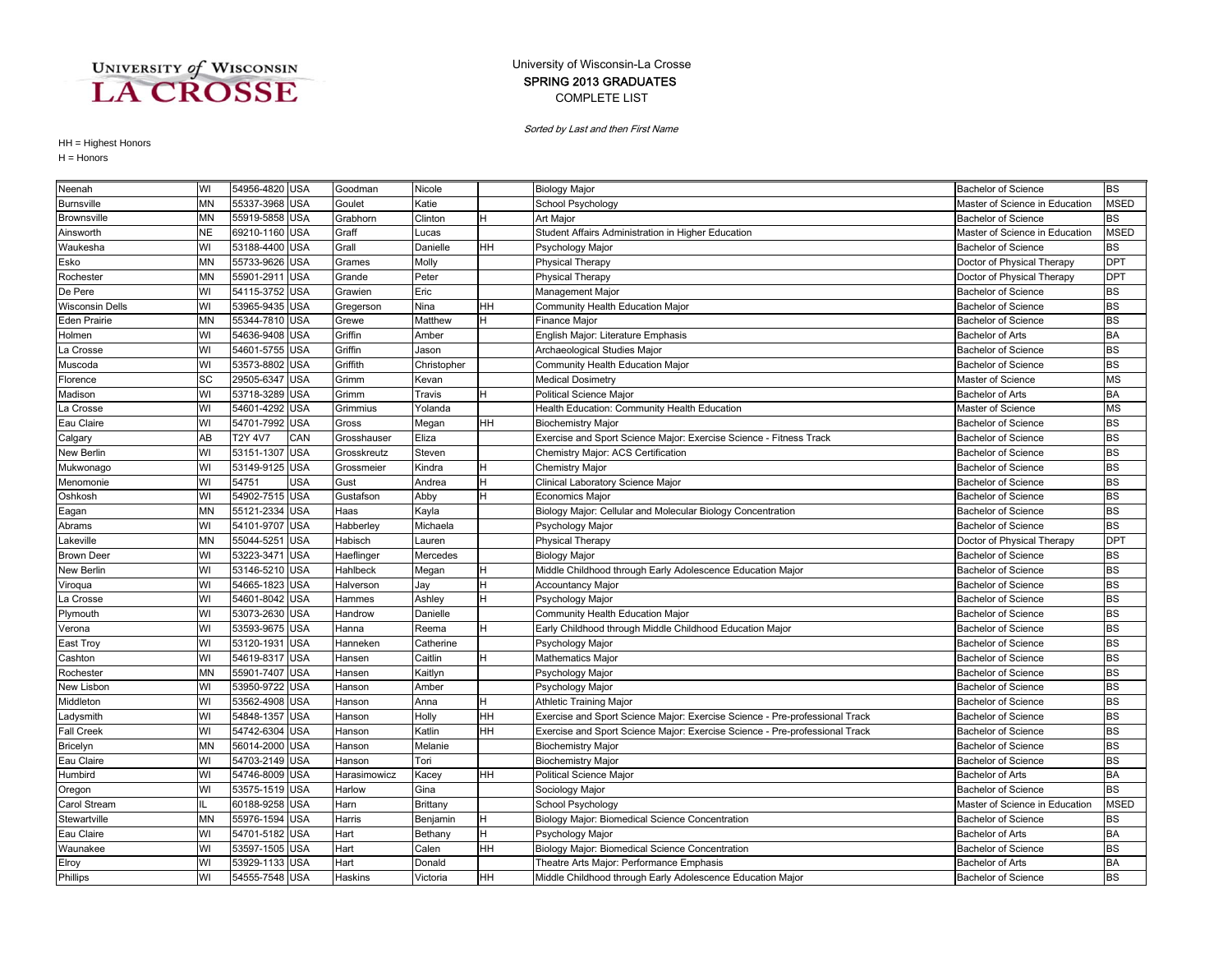UNIVERSITY of WISCONSIN LA CROSSE

University of Wisconsin-La Crosse
SPRING 2013 GRADUATES
COMPLETE LIST

*Sorted by Last and then First Name*

HH = Highest Honors
H = Honors

| | | | | | | | | | |
|---|---|---|---|---|---|---|---|---|---|
| Neenah | WI | 54956-4820 | USA | Goodman | Nicole | | Biology Major | Bachelor of Science | BS |
| Burnsville | MN | 55337-3968 | USA | Goulet | Katie | | School Psychology | Master of Science in Education | MSED |
| Brownsville | MN | 55919-5858 | USA | Grabhorn | Clinton | H | Art Major | Bachelor of Science | BS |
| Ainsworth | NE | 69210-1160 | USA | Graff | Lucas | | Student Affairs Administration in Higher Education | Master of Science in Education | MSED |
| Waukesha | WI | 53188-4400 | USA | Grall | Danielle | HH | Psychology Major | Bachelor of Science | BS |
| Esko | MN | 55733-9626 | USA | Grames | Molly | | Physical Therapy | Doctor of Physical Therapy | DPT |
| Rochester | MN | 55901-2911 | USA | Grande | Peter | | Physical Therapy | Doctor of Physical Therapy | DPT |
| De Pere | WI | 54115-3752 | USA | Grawien | Eric | | Management Major | Bachelor of Science | BS |
| Wisconsin Dells | WI | 53965-9435 | USA | Gregerson | Nina | HH | Community Health Education Major | Bachelor of Science | BS |
| Eden Prairie | MN | 55344-7810 | USA | Grewe | Matthew | H | Finance Major | Bachelor of Science | BS |
| Holmen | WI | 54636-9408 | USA | Griffin | Amber | | English Major: Literature Emphasis | Bachelor of Arts | BA |
| La Crosse | WI | 54601-5755 | USA | Griffin | Jason | | Archaeological Studies Major | Bachelor of Science | BS |
| Muscoda | WI | 53573-8802 | USA | Griffith | Christopher | | Community Health Education Major | Bachelor of Science | BS |
| Florence | SC | 29505-6347 | USA | Grimm | Kevan | | Medical Dosimetry | Master of Science | MS |
| Madison | WI | 53718-3289 | USA | Grimm | Travis | H | Political Science Major | Bachelor of Arts | BA |
| La Crosse | WI | 54601-4292 | USA | Grimmius | Yolanda | | Health Education: Community Health Education | Master of Science | MS |
| Eau Claire | WI | 54701-7992 | USA | Gross | Megan | HH | Biochemistry Major | Bachelor of Science | BS |
| Calgary | AB | T2Y 4V7 | CAN | Grosshauser | Eliza | | Exercise and Sport Science Major: Exercise Science - Fitness Track | Bachelor of Science | BS |
| New Berlin | WI | 53151-1307 | USA | Grosskreutz | Steven | | Chemistry Major: ACS Certification | Bachelor of Science | BS |
| Mukwonago | WI | 53149-9125 | USA | Grossmeier | Kindra | H | Chemistry Major | Bachelor of Science | BS |
| Menomonie | WI | 54751 | USA | Gust | Andrea | H | Clinical Laboratory Science Major | Bachelor of Science | BS |
| Oshkosh | WI | 54902-7515 | USA | Gustafson | Abby | H | Economics Major | Bachelor of Science | BS |
| Eagan | MN | 55121-2334 | USA | Haas | Kayla | | Biology Major: Cellular and Molecular Biology Concentration | Bachelor of Science | BS |
| Abrams | WI | 54101-9707 | USA | Habberley | Michaela | | Psychology Major | Bachelor of Science | BS |
| Lakeville | MN | 55044-5251 | USA | Habisch | Lauren | | Physical Therapy | Doctor of Physical Therapy | DPT |
| Brown Deer | WI | 53223-3471 | USA | Haeflinger | Mercedes | | Biology Major | Bachelor of Science | BS |
| New Berlin | WI | 53146-5210 | USA | Hahlbeck | Megan | H | Middle Childhood through Early Adolescence Education Major | Bachelor of Science | BS |
| Viroqua | WI | 54665-1823 | USA | Halverson | Jay | H | Accountancy Major | Bachelor of Science | BS |
| La Crosse | WI | 54601-8042 | USA | Hammes | Ashley | H | Psychology Major | Bachelor of Science | BS |
| Plymouth | WI | 53073-2630 | USA | Handrow | Danielle | | Community Health Education Major | Bachelor of Science | BS |
| Verona | WI | 53593-9675 | USA | Hanna | Reema | H | Early Childhood through Middle Childhood Education Major | Bachelor of Science | BS |
| East Troy | WI | 53120-1931 | USA | Hanneken | Catherine | | Psychology Major | Bachelor of Science | BS |
| Cashton | WI | 54619-8317 | USA | Hansen | Caitlin | H | Mathematics Major | Bachelor of Science | BS |
| Rochester | MN | 55901-7407 | USA | Hansen | Kaitlyn | | Psychology Major | Bachelor of Science | BS |
| New Lisbon | WI | 53950-9722 | USA | Hanson | Amber | | Psychology Major | Bachelor of Science | BS |
| Middleton | WI | 53562-4908 | USA | Hanson | Anna | H | Athletic Training Major | Bachelor of Science | BS |
| Ladysmith | WI | 54848-1357 | USA | Hanson | Holly | HH | Exercise and Sport Science Major: Exercise Science - Pre-professional Track | Bachelor of Science | BS |
| Fall Creek | WI | 54742-6304 | USA | Hanson | Katlin | HH | Exercise and Sport Science Major: Exercise Science - Pre-professional Track | Bachelor of Science | BS |
| Bricelyn | MN | 56014-2000 | USA | Hanson | Melanie | | Biochemistry Major | Bachelor of Science | BS |
| Eau Claire | WI | 54703-2149 | USA | Hanson | Tori | | Biochemistry Major | Bachelor of Science | BS |
| Humbird | WI | 54746-8009 | USA | Harasimowicz | Kacey | HH | Political Science Major | Bachelor of Arts | BA |
| Oregon | WI | 53575-1519 | USA | Harlow | Gina | | Sociology Major | Bachelor of Science | BS |
| Carol Stream | IL | 60188-9258 | USA | Harn | Brittany | | School Psychology | Master of Science in Education | MSED |
| Stewartville | MN | 55976-1594 | USA | Harris | Benjamin | H | Biology Major: Biomedical Science Concentration | Bachelor of Science | BS |
| Eau Claire | WI | 54701-5182 | USA | Hart | Bethany | H | Psychology Major | Bachelor of Arts | BA |
| Waunakee | WI | 53597-1505 | USA | Hart | Calen | HH | Biology Major: Biomedical Science Concentration | Bachelor of Science | BS |
| Elroy | WI | 53929-1133 | USA | Hart | Donald | | Theatre Arts Major: Performance Emphasis | Bachelor of Arts | BA |
| Phillips | WI | 54555-7548 | USA | Haskins | Victoria | HH | Middle Childhood through Early Adolescence Education Major | Bachelor of Science | BS |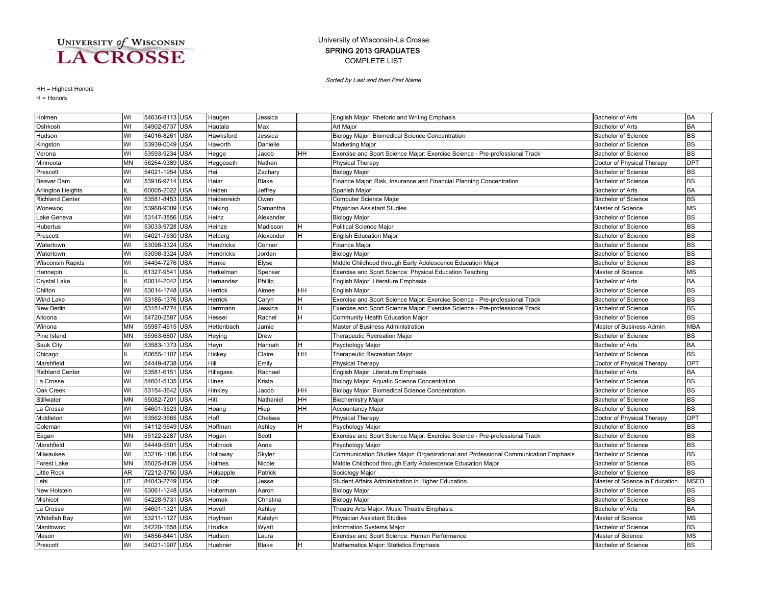University of Wisconsin-La Crosse
SPRING 2013 GRADUATES
COMPLETE LIST

*Sorted by Last and then First Name*

HH = Highest Honors
H = Honors

| | | | | | | | | | |
|---|---|---|---|---|---|---|---|---|---|
| Holmen | WI | 54636-8113 | USA | Haugen | Jessica | | English Major: Rhetoric and Writing Emphasis | Bachelor of Arts | BA |
| Oshkosh | WI | 54902-6737 | USA | Hautala | Max | | Art Major | Bachelor of Arts | BA |
| Hudson | WI | 54016-8261 | USA | Hawksford | Jessica | | Biology Major: Biomedical Science Concentration | Bachelor of Science | BS |
| Kingston | WI | 53939-0049 | USA | Haworth | Danielle | | Marketing Major | Bachelor of Science | BS |
| Verona | WI | 53593-9234 | USA | Hegge | Jacob | HH | Exercise and Sport Science Major: Exercise Science - Pre-professional Track | Bachelor of Science | BS |
| Minneota | MN | 56264-9389 | USA | Heggeseth | Nathan | | Physical Therapy | Doctor of Physical Therapy | DPT |
| Prescott | WI | 54021-1954 | USA | Hei | Zachary | | Biology Major | Bachelor of Science | BS |
| Beaver Dam | WI | 53916-9714 | USA | Heiar | Blake | | Finance Major: Risk, Insurance and Financial Planning Concentration | Bachelor of Science | BS |
| Arlington Heights | IL | 60005-2022 | USA | Heiden | Jeffrey | | Spanish Major | Bachelor of Arts | BA |
| Richland Center | WI | 53581-8453 | USA | Heidenreich | Owen | | Computer Science Major | Bachelor of Science | BS |
| Wonewoc | WI | 53968-9009 | USA | Heiking | Samantha | | Physician Assistant Studies | Master of Science | MS |
| Lake Geneva | WI | 53147-3856 | USA | Heinz | Alexander | | Biology Major | Bachelor of Science | BS |
| Hubertus | WI | 53033-9728 | USA | Heinze | Madisson | H | Political Science Major | Bachelor of Science | BS |
| Prescott | WI | 54021-7630 | USA | Helberg | Alexander | H | English Education Major | Bachelor of Science | BS |
| Watertown | WI | 53098-3324 | USA | Hendricks | Connor | | Finance Major | Bachelor of Science | BS |
| Watertown | WI | 53098-3324 | USA | Hendricks | Jordan | | Biology Major | Bachelor of Science | BS |
| Wisconsin Rapids | WI | 54494-7276 | USA | Henke | Elyse | | Middle Childhood through Early Adolescence Education Major | Bachelor of Science | BS |
| Hennepin | IL | 61327-9541 | USA | Herkelman | Spenser | | Exercise and Sport Science: Physical Education Teaching | Master of Science | MS |
| Crystal Lake | IL | 60014-2042 | USA | Hernandez | Phillip | | English Major: Literature Emphasis | Bachelor of Arts | BA |
| Chilton | WI | 53014-1748 | USA | Herrick | Aimee | HH | English Major | Bachelor of Science | BS |
| Wind Lake | WI | 53185-1376 | USA | Herrick | Caryn | H | Exercise and Sport Science Major: Exercise Science - Pre-professional Track | Bachelor of Science | BS |
| New Berlin | WI | 53151-8774 | USA | Herrmann | Jessica | H | Exercise and Sport Science Major: Exercise Science - Pre-professional Track | Bachelor of Science | BS |
| Altoona | WI | 54720-2587 | USA | Hessel | Rachel | H | Community Health Education Major | Bachelor of Science | BS |
| Winona | MN | 55987-4615 | USA | Hettenbach | Jamie | | Master of Business Administration | Master of Business Admin | MBA |
| Pine Island | MN | 55963-6807 | USA | Heying | Drew | | Therapeutic Recreation Major | Bachelor of Science | BS |
| Sauk City | WI | 53583-1373 | USA | Heyn | Hannah | H | Psychology Major | Bachelor of Arts | BA |
| Chicago | IL | 60655-1107 | USA | Hickey | Claire | HH | Therapeutic Recreation Major | Bachelor of Science | BS |
| Marshfield | WI | 54449-4738 | USA | Hill | Emily | | Physical Therapy | Doctor of Physical Therapy | DPT |
| Richland Center | WI | 53581-6151 | USA | Hillegass | Rachael | | English Major: Literature Emphasis | Bachelor of Arts | BA |
| La Crosse | WI | 54601-5135 | USA | Hines | Krista | | Biology Major: Aquatic Science Concentration | Bachelor of Science | BS |
| Oak Creek | WI | 53154-3642 | USA | Hinkley | Jacob | HH | Biology Major: Biomedical Science Concentration | Bachelor of Science | BS |
| Stillwater | MN | 55082-7201 | USA | Hitt | Nathaniel | HH | Biochemistry Major | Bachelor of Science | BS |
| La Crosse | WI | 54601-3523 | USA | Hoang | Hiep | HH | Accountancy Major | Bachelor of Science | BS |
| Middleton | WI | 53562-3665 | USA | Hoff | Chelsea | | Physical Therapy | Doctor of Physical Therapy | DPT |
| Coleman | WI | 54112-9649 | USA | Hoffman | Ashley | H | Psychology Major | Bachelor of Science | BS |
| Eagan | MN | 55122-2287 | USA | Hogan | Scott | | Exercise and Sport Science Major: Exercise Science - Pre-professional Track | Bachelor of Science | BS |
| Marshfield | WI | 54449-5601 | USA | Holbrook | Anna | | Psychology Major | Bachelor of Science | BS |
| Milwaukee | WI | 53216-1106 | USA | Holloway | Skyler | | Communication Studies Major: Organizational and Professional Communication Emphasis | Bachelor of Science | BS |
| Forest Lake | MN | 55025-8439 | USA | Holmes | Nicole | | Middle Childhood through Early Adolescence Education Major | Bachelor of Science | BS |
| Little Rock | AR | 72212-3750 | USA | Holsapple | Patrick | | Sociology Major | Bachelor of Science | BS |
| Lehi | UT | 84043-2749 | USA | Holt | Jesse | | Student Affairs Administration in Higher Education | Master of Science in Education | MSED |
| New Holstein | WI | 53061-1248 | USA | Holterman | Aaron | | Biology Major | Bachelor of Science | BS |
| Mishicot | WI | 54228-9731 | USA | Hornak | Christina | | Biology Major | Bachelor of Science | BS |
| La Crosse | WI | 54601-1321 | USA | Hovell | Ashley | | Theatre Arts Major: Music Theatre Emphasis | Bachelor of Arts | BA |
| Whitefish Bay | WI | 53211-1127 | USA | Hoylman | Katelyn | | Physician Assistant Studies | Master of Science | MS |
| Manitowoc | WI | 54220-1658 | USA | Hrudka | Wyatt | | Information Systems Major | Bachelor of Science | BS |
| Mason | WI | 54856-8441 | USA | Hudson | Laura | | Exercise and Sport Science: Human Performance | Master of Science | MS |
| Prescott | WI | 54021-1907 | USA | Huebner | Blake | H | Mathematics Major: Statistics Emphasis | Bachelor of Science | BS |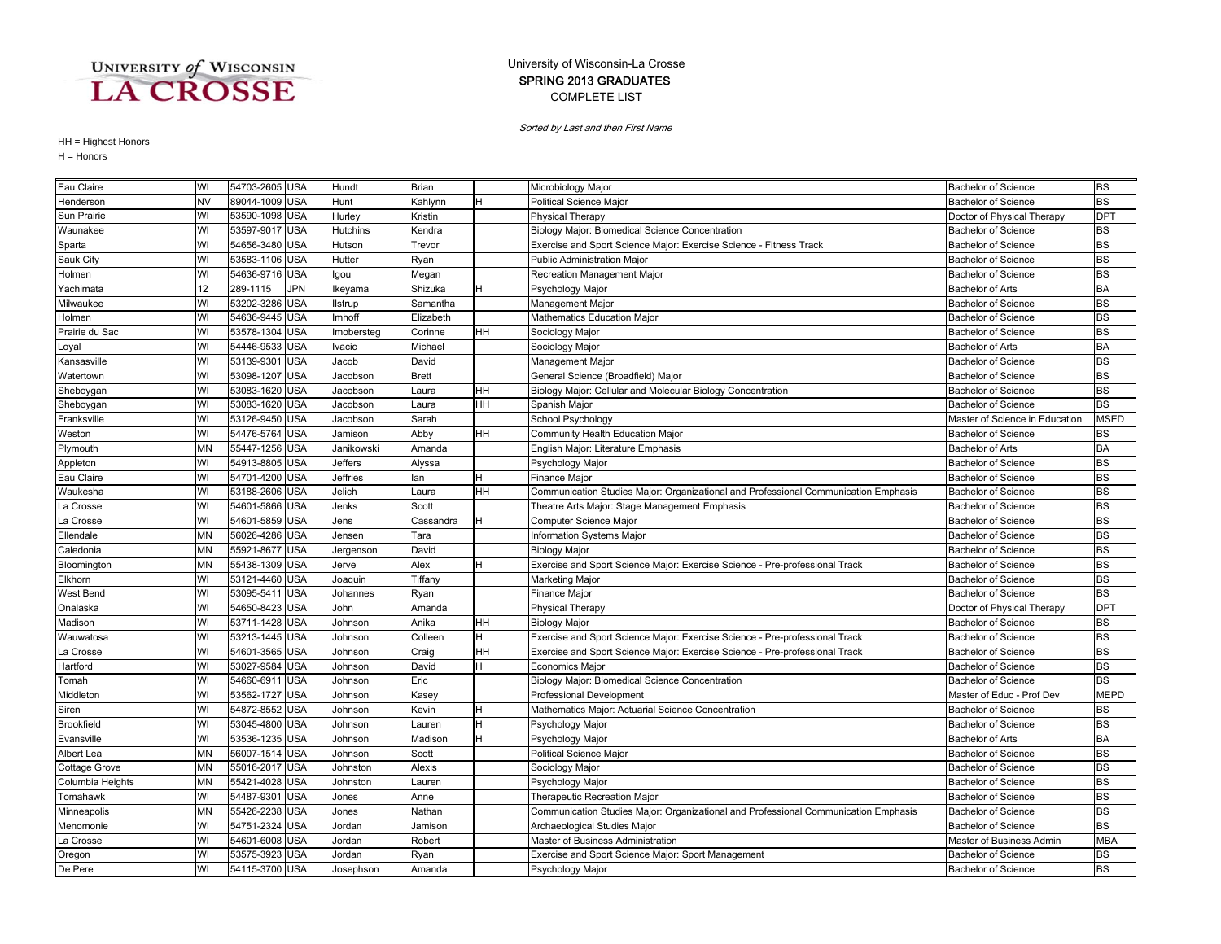University of Wisconsin-La Crosse
SPRING 2013 GRADUATES
COMPLETE LIST

*Sorted by Last and then First Name*

HH = Highest Honors
H = Honors

| | | | | | | | | | | |
|---|---|---|---|---|---|---|---|---|---|---|
| Eau Claire | WI | 54703-2605 | USA | Hundt | Brian | | Microbiology Major | Bachelor of Science | BS |
| Henderson | NV | 89044-1009 | USA | Hunt | Kahlynn | H | Political Science Major | Bachelor of Science | BS |
| Sun Prairie | WI | 53590-1098 | USA | Hurley | Kristin | | Physical Therapy | Doctor of Physical Therapy | DPT |
| Waunakee | WI | 53597-9017 | USA | Hutchins | Kendra | | Biology Major: Biomedical Science Concentration | Bachelor of Science | BS |
| Sparta | WI | 54656-3480 | USA | Hutson | Trevor | | Exercise and Sport Science Major: Exercise Science - Fitness Track | Bachelor of Science | BS |
| Sauk City | WI | 53583-1106 | USA | Hutter | Ryan | | Public Administration Major | Bachelor of Science | BS |
| Holmen | WI | 54636-9716 | USA | Igou | Megan | | Recreation Management Major | Bachelor of Science | BS |
| Yachimata | 12 | 289-1115 | JPN | Ikeyama | Shizuka | H | Psychology Major | Bachelor of Arts | BA |
| Milwaukee | WI | 53202-3286 | USA | Ilstrup | Samantha | | Management Major | Bachelor of Science | BS |
| Holmen | WI | 54636-9445 | USA | Imhoff | Elizabeth | | Mathematics Education Major | Bachelor of Science | BS |
| Prairie du Sac | WI | 53578-1304 | USA | Imobersteg | Corinne | HH | Sociology Major | Bachelor of Science | BS |
| Loyal | WI | 54446-9533 | USA | Ivacic | Michael | | Sociology Major | Bachelor of Arts | BA |
| Kansasville | WI | 53139-9301 | USA | Jacob | David | | Management Major | Bachelor of Science | BS |
| Watertown | WI | 53098-1207 | USA | Jacobson | Brett | | General Science (Broadfield) Major | Bachelor of Science | BS |
| Sheboygan | WI | 53083-1620 | USA | Jacobson | Laura | HH | Biology Major: Cellular and Molecular Biology Concentration | Bachelor of Science | BS |
| Sheboygan | WI | 53083-1620 | USA | Jacobson | Laura | HH | Spanish Major | Bachelor of Science | BS |
| Franksville | WI | 53126-9450 | USA | Jacobson | Sarah | | School Psychology | Master of Science in Education | MSED |
| Weston | WI | 54476-5764 | USA | Jamison | Abby | HH | Community Health Education Major | Bachelor of Science | BS |
| Plymouth | MN | 55447-1256 | USA | Janikowski | Amanda | | English Major: Literature Emphasis | Bachelor of Arts | BA |
| Appleton | WI | 54913-8805 | USA | Jeffers | Alyssa | | Psychology Major | Bachelor of Science | BS |
| Eau Claire | WI | 54701-4200 | USA | Jeffries | Ian | H | Finance Major | Bachelor of Science | BS |
| Waukesha | WI | 53188-2606 | USA | Jelich | Laura | HH | Communication Studies Major: Organizational and Professional Communication Emphasis | Bachelor of Science | BS |
| La Crosse | WI | 54601-5866 | USA | Jenks | Scott | | Theatre Arts Major: Stage Management Emphasis | Bachelor of Science | BS |
| La Crosse | WI | 54601-5859 | USA | Jens | Cassandra | H | Computer Science Major | Bachelor of Science | BS |
| Ellendale | MN | 56026-4286 | USA | Jensen | Tara | | Information Systems Major | Bachelor of Science | BS |
| Caledonia | MN | 55921-8677 | USA | Jergenson | David | | Biology Major | Bachelor of Science | BS |
| Bloomington | MN | 55438-1309 | USA | Jerve | Alex | H | Exercise and Sport Science Major: Exercise Science - Pre-professional Track | Bachelor of Science | BS |
| Elkhorn | WI | 53121-4460 | USA | Joaquin | Tiffany | | Marketing Major | Bachelor of Science | BS |
| West Bend | WI | 53095-5411 | USA | Johannes | Ryan | | Finance Major | Bachelor of Science | BS |
| Onalaska | WI | 54650-8423 | USA | John | Amanda | | Physical Therapy | Doctor of Physical Therapy | DPT |
| Madison | WI | 53711-1428 | USA | Johnson | Anika | HH | Biology Major | Bachelor of Science | BS |
| Wauwatosa | WI | 53213-1445 | USA | Johnson | Colleen | H | Exercise and Sport Science Major: Exercise Science - Pre-professional Track | Bachelor of Science | BS |
| La Crosse | WI | 54601-3565 | USA | Johnson | Craig | HH | Exercise and Sport Science Major: Exercise Science - Pre-professional Track | Bachelor of Science | BS |
| Hartford | WI | 53027-9584 | USA | Johnson | David | H | Economics Major | Bachelor of Science | BS |
| Tomah | WI | 54660-6911 | USA | Johnson | Eric | | Biology Major: Biomedical Science Concentration | Bachelor of Science | BS |
| Middleton | WI | 53562-1727 | USA | Johnson | Kasey | | Professional Development | Master of Educ - Prof Dev | MEPD |
| Siren | WI | 54872-8552 | USA | Johnson | Kevin | H | Mathematics Major: Actuarial Science Concentration | Bachelor of Science | BS |
| Brookfield | WI | 53045-4800 | USA | Johnson | Lauren | H | Psychology Major | Bachelor of Science | BS |
| Evansville | WI | 53536-1235 | USA | Johnson | Madison | H | Psychology Major | Bachelor of Arts | BA |
| Albert Lea | MN | 56007-1514 | USA | Johnson | Scott | | Political Science Major | Bachelor of Science | BS |
| Cottage Grove | MN | 55016-2017 | USA | Johnston | Alexis | | Sociology Major | Bachelor of Science | BS |
| Columbia Heights | MN | 55421-4028 | USA | Johnston | Lauren | | Psychology Major | Bachelor of Science | BS |
| Tomahawk | WI | 54487-9301 | USA | Jones | Anne | | Therapeutic Recreation Major | Bachelor of Science | BS |
| Minneapolis | MN | 55426-2238 | USA | Jones | Nathan | | Communication Studies Major: Organizational and Professional Communication Emphasis | Bachelor of Science | BS |
| Menomonie | WI | 54751-2324 | USA | Jordan | Jamison | | Archaeological Studies Major | Bachelor of Science | BS |
| La Crosse | WI | 54601-6008 | USA | Jordan | Robert | | Master of Business Administration | Master of Business Admin | MBA |
| Oregon | WI | 53575-3923 | USA | Jordan | Ryan | | Exercise and Sport Science Major: Sport Management | Bachelor of Science | BS |
| De Pere | WI | 54115-3700 | USA | Josephson | Amanda | | Psychology Major | Bachelor of Science | BS |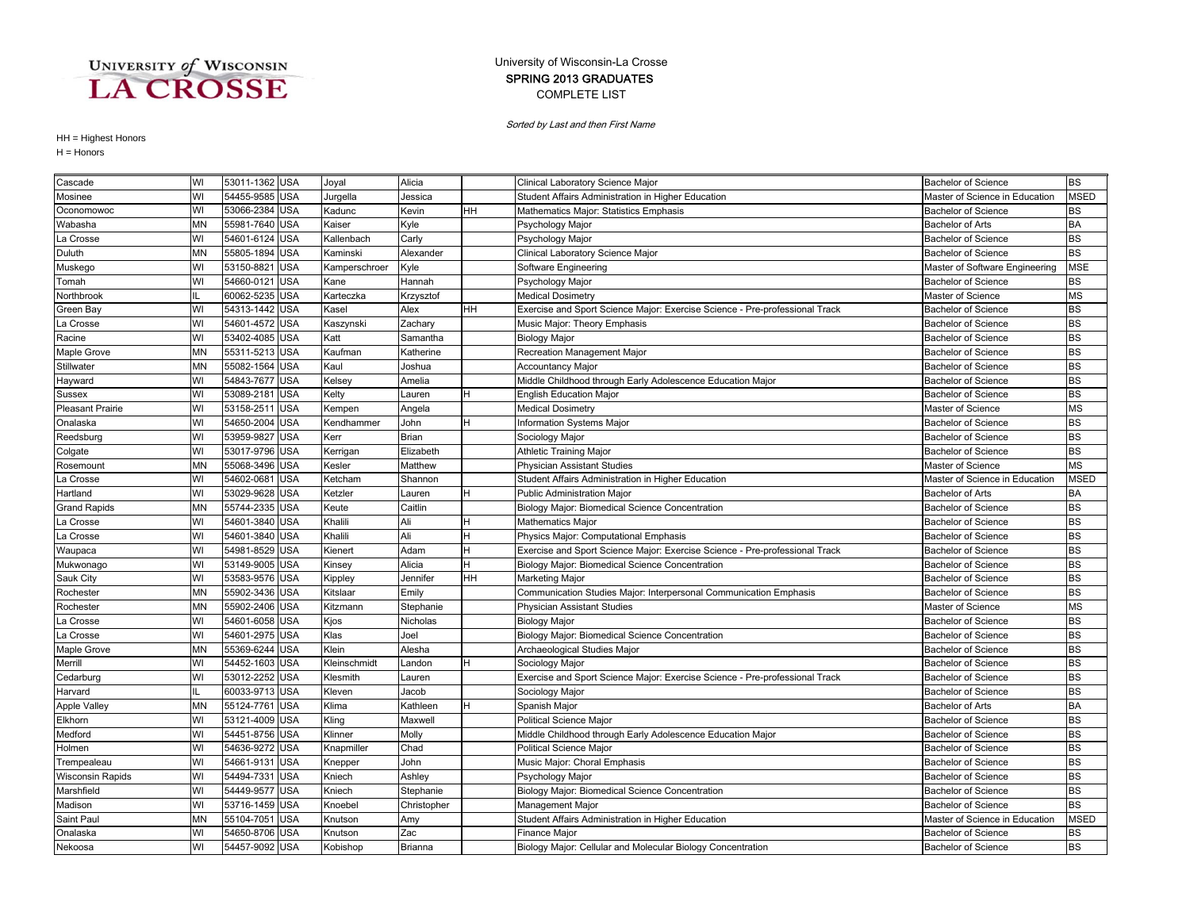University of Wisconsin-La Crosse
SPRING 2013 GRADUATES
COMPLETE LIST

*Sorted by Last and then First Name*

HH = Highest Honors
H = Honors

| | | | | | | | | | |
|---|---|---|---|---|---|---|---|---|---|
| Cascade | WI | 53011-1362 | USA | Joyal | Alicia | | Clinical Laboratory Science Major | Bachelor of Science | BS |
| Mosinee | WI | 54455-9585 | USA | Jurgella | Jessica | | Student Affairs Administration in Higher Education | Master of Science in Education | MSED |
| Oconomowoc | WI | 53066-2384 | USA | Kadunc | Kevin | HH | Mathematics Major: Statistics Emphasis | Bachelor of Science | BS |
| Wabasha | MN | 55981-7640 | USA | Kaiser | Kyle | | Psychology Major | Bachelor of Arts | BA |
| La Crosse | WI | 54601-6124 | USA | Kallenbach | Carly | | Psychology Major | Bachelor of Science | BS |
| Duluth | MN | 55805-1894 | USA | Kaminski | Alexander | | Clinical Laboratory Science Major | Bachelor of Science | BS |
| Muskego | WI | 53150-8821 | USA | Kamperschroer | Kyle | | Software Engineering | Master of Software Engineering | MSE |
| Tomah | WI | 54660-0121 | USA | Kane | Hannah | | Psychology Major | Bachelor of Science | BS |
| Northbrook | IL | 60062-5235 | USA | Karteczka | Krzysztof | | Medical Dosimetry | Master of Science | MS |
| Green Bay | WI | 54313-1442 | USA | Kasel | Alex | HH | Exercise and Sport Science Major: Exercise Science - Pre-professional Track | Bachelor of Science | BS |
| La Crosse | WI | 54601-4572 | USA | Kaszynski | Zachary | | Music Major: Theory Emphasis | Bachelor of Science | BS |
| Racine | WI | 53402-4085 | USA | Katt | Samantha | | Biology Major | Bachelor of Science | BS |
| Maple Grove | MN | 55311-5213 | USA | Kaufman | Katherine | | Recreation Management Major | Bachelor of Science | BS |
| Stillwater | MN | 55082-1564 | USA | Kaul | Joshua | | Accountancy Major | Bachelor of Science | BS |
| Hayward | WI | 54843-7677 | USA | Kelsey | Amelia | | Middle Childhood through Early Adolescence Education Major | Bachelor of Science | BS |
| Sussex | WI | 53089-2181 | USA | Kelty | Lauren | H | English Education Major | Bachelor of Science | BS |
| Pleasant Prairie | WI | 53158-2511 | USA | Kempen | Angela | | Medical Dosimetry | Master of Science | MS |
| Onalaska | WI | 54650-2004 | USA | Kendhammer | John | H | Information Systems Major | Bachelor of Science | BS |
| Reedsburg | WI | 53959-9827 | USA | Kerr | Brian | | Sociology Major | Bachelor of Science | BS |
| Colgate | WI | 53017-9796 | USA | Kerrigan | Elizabeth | | Athletic Training Major | Bachelor of Science | BS |
| Rosemount | MN | 55068-3496 | USA | Kesler | Matthew | | Physician Assistant Studies | Master of Science | MS |
| La Crosse | WI | 54602-0681 | USA | Ketcham | Shannon | | Student Affairs Administration in Higher Education | Master of Science in Education | MSED |
| Hartland | WI | 53029-9628 | USA | Ketzler | Lauren | H | Public Administration Major | Bachelor of Arts | BA |
| Grand Rapids | MN | 55744-2335 | USA | Keute | Caitlin | | Biology Major: Biomedical Science Concentration | Bachelor of Science | BS |
| La Crosse | WI | 54601-3840 | USA | Khalili | Ali | H | Mathematics Major | Bachelor of Science | BS |
| La Crosse | WI | 54601-3840 | USA | Khalili | Ali | H | Physics Major: Computational Emphasis | Bachelor of Science | BS |
| Waupaca | WI | 54981-8529 | USA | Kienert | Adam | H | Exercise and Sport Science Major: Exercise Science - Pre-professional Track | Bachelor of Science | BS |
| Mukwonago | WI | 53149-9005 | USA | Kinsey | Alicia | H | Biology Major: Biomedical Science Concentration | Bachelor of Science | BS |
| Sauk City | WI | 53583-9576 | USA | Kippley | Jennifer | HH | Marketing Major | Bachelor of Science | BS |
| Rochester | MN | 55902-3436 | USA | Kitslaar | Emily | | Communication Studies Major: Interpersonal Communication Emphasis | Bachelor of Science | BS |
| Rochester | MN | 55902-2406 | USA | Kitzmann | Stephanie | | Physician Assistant Studies | Master of Science | MS |
| La Crosse | WI | 54601-6058 | USA | Kjos | Nicholas | | Biology Major | Bachelor of Science | BS |
| La Crosse | WI | 54601-2975 | USA | Klas | Joel | | Biology Major: Biomedical Science Concentration | Bachelor of Science | BS |
| Maple Grove | MN | 55369-6244 | USA | Klein | Alesha | | Archaeological Studies Major | Bachelor of Science | BS |
| Merrill | WI | 54452-1603 | USA | Kleinschmidt | Landon | H | Sociology Major | Bachelor of Science | BS |
| Cedarburg | WI | 53012-2252 | USA | Klesmith | Lauren | | Exercise and Sport Science Major: Exercise Science - Pre-professional Track | Bachelor of Science | BS |
| Harvard | IL | 60033-9713 | USA | Kleven | Jacob | | Sociology Major | Bachelor of Science | BS |
| Apple Valley | MN | 55124-7761 | USA | Klima | Kathleen | H | Spanish Major | Bachelor of Arts | BA |
| Elkhorn | WI | 53121-4009 | USA | Kling | Maxwell | | Political Science Major | Bachelor of Science | BS |
| Medford | WI | 54451-8756 | USA | Klinner | Molly | | Middle Childhood through Early Adolescence Education Major | Bachelor of Science | BS |
| Holmen | WI | 54636-9272 | USA | Knapmiller | Chad | | Political Science Major | Bachelor of Science | BS |
| Trempealeau | WI | 54661-9131 | USA | Knepper | John | | Music Major: Choral Emphasis | Bachelor of Science | BS |
| Wisconsin Rapids | WI | 54494-7331 | USA | Kniech | Ashley | | Psychology Major | Bachelor of Science | BS |
| Marshfield | WI | 54449-9577 | USA | Kniech | Stephanie | | Biology Major: Biomedical Science Concentration | Bachelor of Science | BS |
| Madison | WI | 53716-1459 | USA | Knoebel | Christopher | | Management Major | Bachelor of Science | BS |
| Saint Paul | MN | 55104-7051 | USA | Knutson | Amy | | Student Affairs Administration in Higher Education | Master of Science in Education | MSED |
| Onalaska | WI | 54650-8706 | USA | Knutson | Zac | | Finance Major | Bachelor of Science | BS |
| Nekoosa | WI | 54457-9092 | USA | Kobishop | Brianna | | Biology Major: Cellular and Molecular Biology Concentration | Bachelor of Science | BS |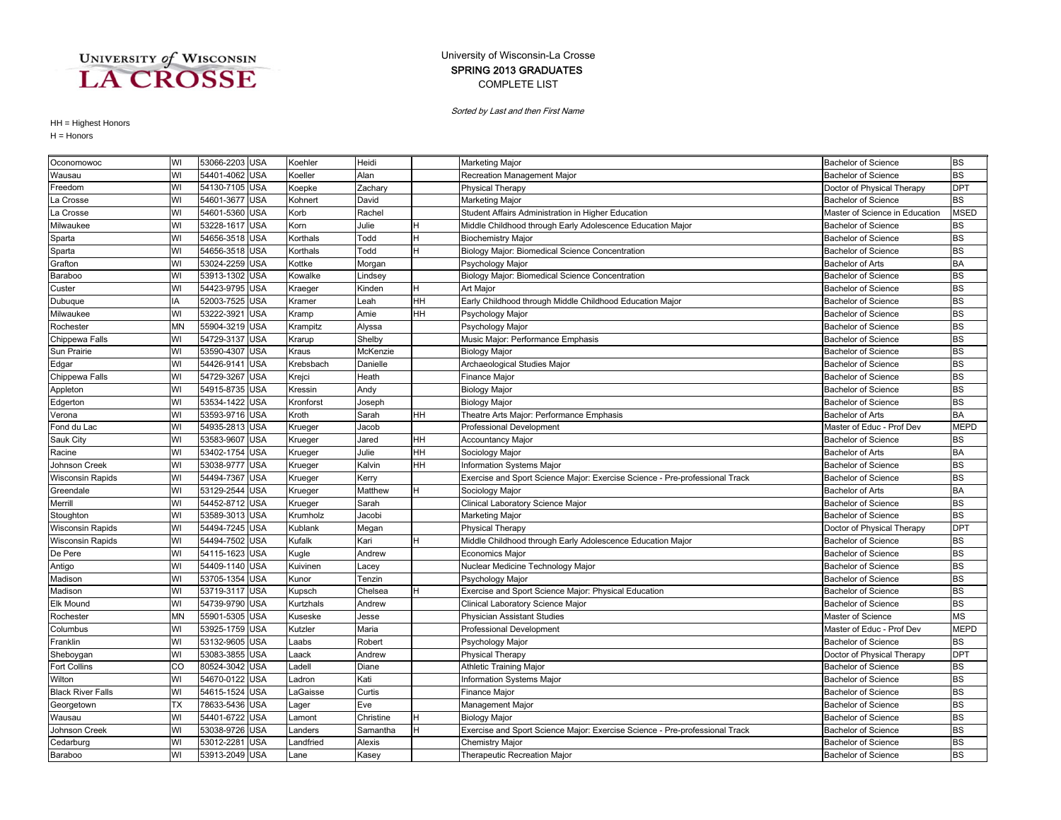University of Wisconsin-La Crosse
SPRING 2013 GRADUATES
COMPLETE LIST

*Sorted by Last and then First Name*

HH = Highest Honors
H = Honors

| | | | | | | | | | |
|---|---|---|---|---|---|---|---|---|---|
| Oconomowoc | WI | 53066-2203 | USA | Koehler | Heidi | | Marketing Major | Bachelor of Science | BS |
| Wausau | WI | 54401-4062 | USA | Koeller | Alan | | Recreation Management Major | Bachelor of Science | BS |
| Freedom | WI | 54130-7105 | USA | Koepke | Zachary | | Physical Therapy | Doctor of Physical Therapy | DPT |
| La Crosse | WI | 54601-3677 | USA | Kohnert | David | | Marketing Major | Bachelor of Science | BS |
| La Crosse | WI | 54601-5360 | USA | Korb | Rachel | | Student Affairs Administration in Higher Education | Master of Science in Education | MSED |
| Milwaukee | WI | 53228-1617 | USA | Korn | Julie | H | Middle Childhood through Early Adolescence Education Major | Bachelor of Science | BS |
| Sparta | WI | 54656-3518 | USA | Korthals | Todd | H | Biochemistry Major | Bachelor of Science | BS |
| Sparta | WI | 54656-3518 | USA | Korthals | Todd | H | Biology Major: Biomedical Science Concentration | Bachelor of Science | BS |
| Grafton | WI | 53024-2259 | USA | Kottke | Morgan | | Psychology Major | Bachelor of Arts | BA |
| Baraboo | WI | 53913-1302 | USA | Kowalke | Lindsey | | Biology Major: Biomedical Science Concentration | Bachelor of Science | BS |
| Custer | WI | 54423-9795 | USA | Kraeger | Kinden | H | Art Major | Bachelor of Science | BS |
| Dubuque | IA | 52003-7525 | USA | Kramer | Leah | HH | Early Childhood through Middle Childhood Education Major | Bachelor of Science | BS |
| Milwaukee | WI | 53222-3921 | USA | Kramp | Amie | HH | Psychology Major | Bachelor of Science | BS |
| Rochester | MN | 55904-3219 | USA | Krampitz | Alyssa | | Psychology Major | Bachelor of Science | BS |
| Chippewa Falls | WI | 54729-3137 | USA | Krarup | Shelby | | Music Major: Performance Emphasis | Bachelor of Science | BS |
| Sun Prairie | WI | 53590-4307 | USA | Kraus | McKenzie | | Biology Major | Bachelor of Science | BS |
| Edgar | WI | 54426-9141 | USA | Krebsbach | Danielle | | Archaeological Studies Major | Bachelor of Science | BS |
| Chippewa Falls | WI | 54729-3267 | USA | Krejci | Heath | | Finance Major | Bachelor of Science | BS |
| Appleton | WI | 54915-8735 | USA | Kressin | Andy | | Biology Major | Bachelor of Science | BS |
| Edgerton | WI | 53534-1422 | USA | Kronforst | Joseph | | Biology Major | Bachelor of Science | BS |
| Verona | WI | 53593-9716 | USA | Kroth | Sarah | HH | Theatre Arts Major: Performance Emphasis | Bachelor of Arts | BA |
| Fond du Lac | WI | 54935-2813 | USA | Krueger | Jacob | | Professional Development | Master of Educ - Prof Dev | MEPD |
| Sauk City | WI | 53583-9607 | USA | Krueger | Jared | HH | Accountancy Major | Bachelor of Science | BS |
| Racine | WI | 53402-1754 | USA | Krueger | Julie | HH | Sociology Major | Bachelor of Arts | BA |
| Johnson Creek | WI | 53038-9777 | USA | Krueger | Kalvin | HH | Information Systems Major | Bachelor of Science | BS |
| Wisconsin Rapids | WI | 54494-7367 | USA | Krueger | Kerry | | Exercise and Sport Science Major: Exercise Science - Pre-professional Track | Bachelor of Science | BS |
| Greendale | WI | 53129-2544 | USA | Krueger | Matthew | H | Sociology Major | Bachelor of Arts | BA |
| Merrill | WI | 54452-8712 | USA | Krueger | Sarah | | Clinical Laboratory Science Major | Bachelor of Science | BS |
| Stoughton | WI | 53589-3013 | USA | Krumholz | Jacobi | | Marketing Major | Bachelor of Science | BS |
| Wisconsin Rapids | WI | 54494-7245 | USA | Kublank | Megan | | Physical Therapy | Doctor of Physical Therapy | DPT |
| Wisconsin Rapids | WI | 54494-7502 | USA | Kufalk | Kari | H | Middle Childhood through Early Adolescence Education Major | Bachelor of Science | BS |
| De Pere | WI | 54115-1623 | USA | Kugle | Andrew | | Economics Major | Bachelor of Science | BS |
| Antigo | WI | 54409-1140 | USA | Kuivinen | Lacey | | Nuclear Medicine Technology Major | Bachelor of Science | BS |
| Madison | WI | 53705-1354 | USA | Kunor | Tenzin | | Psychology Major | Bachelor of Science | BS |
| Madison | WI | 53719-3117 | USA | Kupsch | Chelsea | H | Exercise and Sport Science Major: Physical Education | Bachelor of Science | BS |
| Elk Mound | WI | 54739-9790 | USA | Kurtzhals | Andrew | | Clinical Laboratory Science Major | Bachelor of Science | BS |
| Rochester | MN | 55901-5305 | USA | Kuseske | Jesse | | Physician Assistant Studies | Master of Science | MS |
| Columbus | WI | 53925-1759 | USA | Kutzler | Maria | | Professional Development | Master of Educ - Prof Dev | MEPD |
| Franklin | WI | 53132-9605 | USA | Laabs | Robert | | Psychology Major | Bachelor of Science | BS |
| Sheboygan | WI | 53083-3855 | USA | Laack | Andrew | | Physical Therapy | Doctor of Physical Therapy | DPT |
| Fort Collins | CO | 80524-3042 | USA | Ladell | Diane | | Athletic Training Major | Bachelor of Science | BS |
| Wilton | WI | 54670-0122 | USA | Ladron | Kati | | Information Systems Major | Bachelor of Science | BS |
| Black River Falls | WI | 54615-1524 | USA | LaGaisse | Curtis | | Finance Major | Bachelor of Science | BS |
| Georgetown | TX | 78633-5436 | USA | Lager | Eve | | Management Major | Bachelor of Science | BS |
| Wausau | WI | 54401-6722 | USA | Lamont | Christine | H | Biology Major | Bachelor of Science | BS |
| Johnson Creek | WI | 53038-9726 | USA | Landers | Samantha | H | Exercise and Sport Science Major: Exercise Science - Pre-professional Track | Bachelor of Science | BS |
| Cedarburg | WI | 53012-2281 | USA | Landfried | Alexis | | Chemistry Major | Bachelor of Science | BS |
| Baraboo | WI | 53913-2049 | USA | Lane | Kasey | | Therapeutic Recreation Major | Bachelor of Science | BS |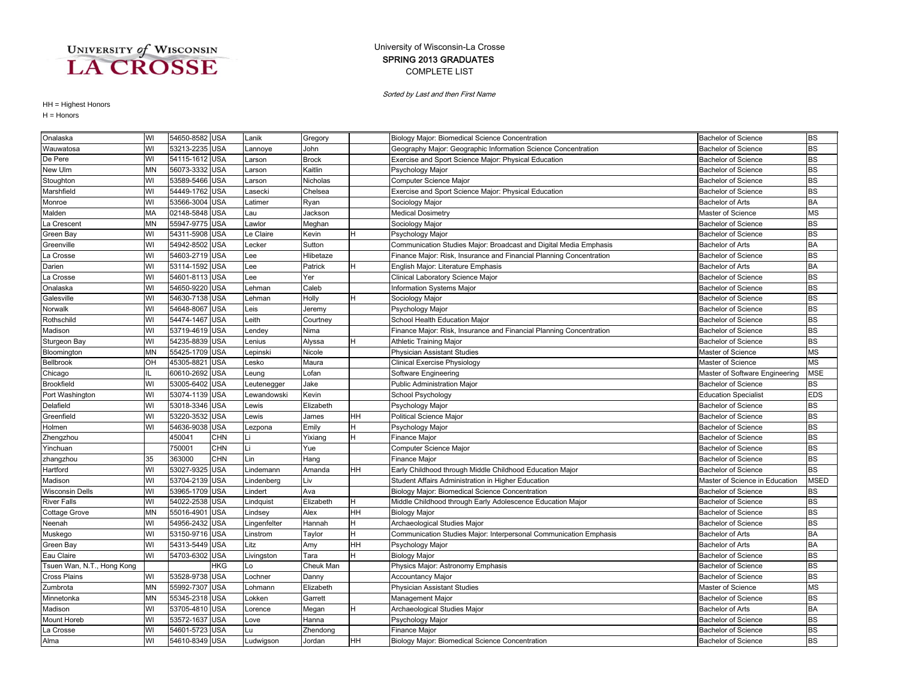University of Wisconsin-La Crosse
SPRING 2013 GRADUATES
COMPLETE LIST

*Sorted by Last and then First Name*

HH = Highest Honors
H = Honors

| | | | | | | | | | |
|---|---|---|---|---|---|---|---|---|---|
| Onalaska | WI | 54650-8582 | USA | Lanik | Gregory | | Biology Major: Biomedical Science Concentration | Bachelor of Science | BS |
| Wauwatosa | WI | 53213-2235 | USA | Lannoye | John | | Geography Major: Geographic Information Science Concentration | Bachelor of Science | BS |
| De Pere | WI | 54115-1612 | USA | Larson | Brock | | Exercise and Sport Science Major: Physical Education | Bachelor of Science | BS |
| New Ulm | MN | 56073-3332 | USA | Larson | Kaitlin | | Psychology Major | Bachelor of Science | BS |
| Stoughton | WI | 53589-5466 | USA | Larson | Nicholas | | Computer Science Major | Bachelor of Science | BS |
| Marshfield | WI | 54449-1762 | USA | Lasecki | Chelsea | | Exercise and Sport Science Major: Physical Education | Bachelor of Science | BS |
| Monroe | WI | 53566-3004 | USA | Latimer | Ryan | | Sociology Major | Bachelor of Arts | BA |
| Malden | MA | 02148-5848 | USA | Lau | Jackson | | Medical Dosimetry | Master of Science | MS |
| La Crescent | MN | 55947-9775 | USA | Lawlor | Meghan | | Sociology Major | Bachelor of Science | BS |
| Green Bay | WI | 54311-5908 | USA | Le Claire | Kevin | H | Psychology Major | Bachelor of Science | BS |
| Greenville | WI | 54942-8502 | USA | Lecker | Sutton | | Communication Studies Major: Broadcast and Digital Media Emphasis | Bachelor of Arts | BA |
| La Crosse | WI | 54603-2719 | USA | Lee | Hlibetaze | | Finance Major: Risk, Insurance and Financial Planning Concentration | Bachelor of Science | BS |
| Darien | WI | 53114-1592 | USA | Lee | Patrick | H | English Major: Literature Emphasis | Bachelor of Arts | BA |
| La Crosse | WI | 54601-8113 | USA | Lee | Yer | | Clinical Laboratory Science Major | Bachelor of Science | BS |
| Onalaska | WI | 54650-9220 | USA | Lehman | Caleb | | Information Systems Major | Bachelor of Science | BS |
| Galesville | WI | 54630-7138 | USA | Lehman | Holly | H | Sociology Major | Bachelor of Science | BS |
| Norwalk | WI | 54648-8067 | USA | Leis | Jeremy | | Psychology Major | Bachelor of Science | BS |
| Rothschild | WI | 54474-1467 | USA | Leith | Courtney | | School Health Education Major | Bachelor of Science | BS |
| Madison | WI | 53719-4619 | USA | Lendey | Nima | | Finance Major: Risk, Insurance and Financial Planning Concentration | Bachelor of Science | BS |
| Sturgeon Bay | WI | 54235-8839 | USA | Lenius | Alyssa | H | Athletic Training Major | Bachelor of Science | BS |
| Bloomington | MN | 55425-1709 | USA | Lepinski | Nicole | | Physician Assistant Studies | Master of Science | MS |
| Bellbrook | OH | 45305-8821 | USA | Lesko | Maura | | Clinical Exercise Physiology | Master of Science | MS |
| Chicago | IL | 60610-2692 | USA | Leung | Lofan | | Software Engineering | Master of Software Engineering | MSE |
| Brookfield | WI | 53005-6402 | USA | Leutenegger | Jake | | Public Administration Major | Bachelor of Science | BS |
| Port Washington | WI | 53074-1139 | USA | Lewandowski | Kevin | | School Psychology | Education Specialist | EDS |
| Delafield | WI | 53018-3346 | USA | Lewis | Elizabeth | | Psychology Major | Bachelor of Science | BS |
| Greenfield | WI | 53220-3532 | USA | Lewis | James | HH | Political Science Major | Bachelor of Science | BS |
| Holmen | WI | 54636-9038 | USA | Lezpona | Emily | H | Psychology Major | Bachelor of Science | BS |
| Zhengzhou | | 450041 | CHN | Li | Yixiang | H | Finance Major | Bachelor of Science | BS |
| Yinchuan | | 750001 | CHN | Li | Yue | | Computer Science Major | Bachelor of Science | BS |
| zhangzhou | 35 | 363000 | CHN | Lin | Hang | | Finance Major | Bachelor of Science | BS |
| Hartford | WI | 53027-9325 | USA | Lindemann | Amanda | HH | Early Childhood through Middle Childhood Education Major | Bachelor of Science | BS |
| Madison | WI | 53704-2139 | USA | Lindenberg | Liv | | Student Affairs Administration in Higher Education | Master of Science in Education | MSED |
| Wisconsin Dells | WI | 53965-1709 | USA | Lindert | Ava | | Biology Major: Biomedical Science Concentration | Bachelor of Science | BS |
| River Falls | WI | 54022-2538 | USA | Lindquist | Elizabeth | H | Middle Childhood through Early Adolescence Education Major | Bachelor of Science | BS |
| Cottage Grove | MN | 55016-4901 | USA | Lindsey | Alex | HH | Biology Major | Bachelor of Science | BS |
| Neenah | WI | 54956-2432 | USA | Lingenfelter | Hannah | H | Archaeological Studies Major | Bachelor of Science | BS |
| Muskego | WI | 53150-9716 | USA | Linstrom | Taylor | H | Communication Studies Major: Interpersonal Communication Emphasis | Bachelor of Arts | BA |
| Green Bay | WI | 54313-5449 | USA | Litz | Amy | HH | Psychology Major | Bachelor of Arts | BA |
| Eau Claire | WI | 54703-6302 | USA | Livingston | Tara | H | Biology Major | Bachelor of Science | BS |
| Tsuen Wan, N.T., Hong Kong | | | HKG | Lo | Cheuk Man | | Physics Major: Astronomy Emphasis | Bachelor of Science | BS |
| Cross Plains | WI | 53528-9738 | USA | Lochner | Danny | | Accountancy Major | Bachelor of Science | BS |
| Zumbrota | MN | 55992-7307 | USA | Lohmann | Elizabeth | | Physician Assistant Studies | Master of Science | MS |
| Minnetonka | MN | 55345-2318 | USA | Lokken | Garrett | | Management Major | Bachelor of Science | BS |
| Madison | WI | 53705-4810 | USA | Lorence | Megan | H | Archaeological Studies Major | Bachelor of Arts | BA |
| Mount Horeb | WI | 53572-1637 | USA | Love | Hanna | | Psychology Major | Bachelor of Science | BS |
| La Crosse | WI | 54601-5723 | USA | Lu | Zhendong | | Finance Major | Bachelor of Science | BS |
| Alma | WI | 54610-8349 | USA | Ludwigson | Jordan | HH | Biology Major: Biomedical Science Concentration | Bachelor of Science | BS |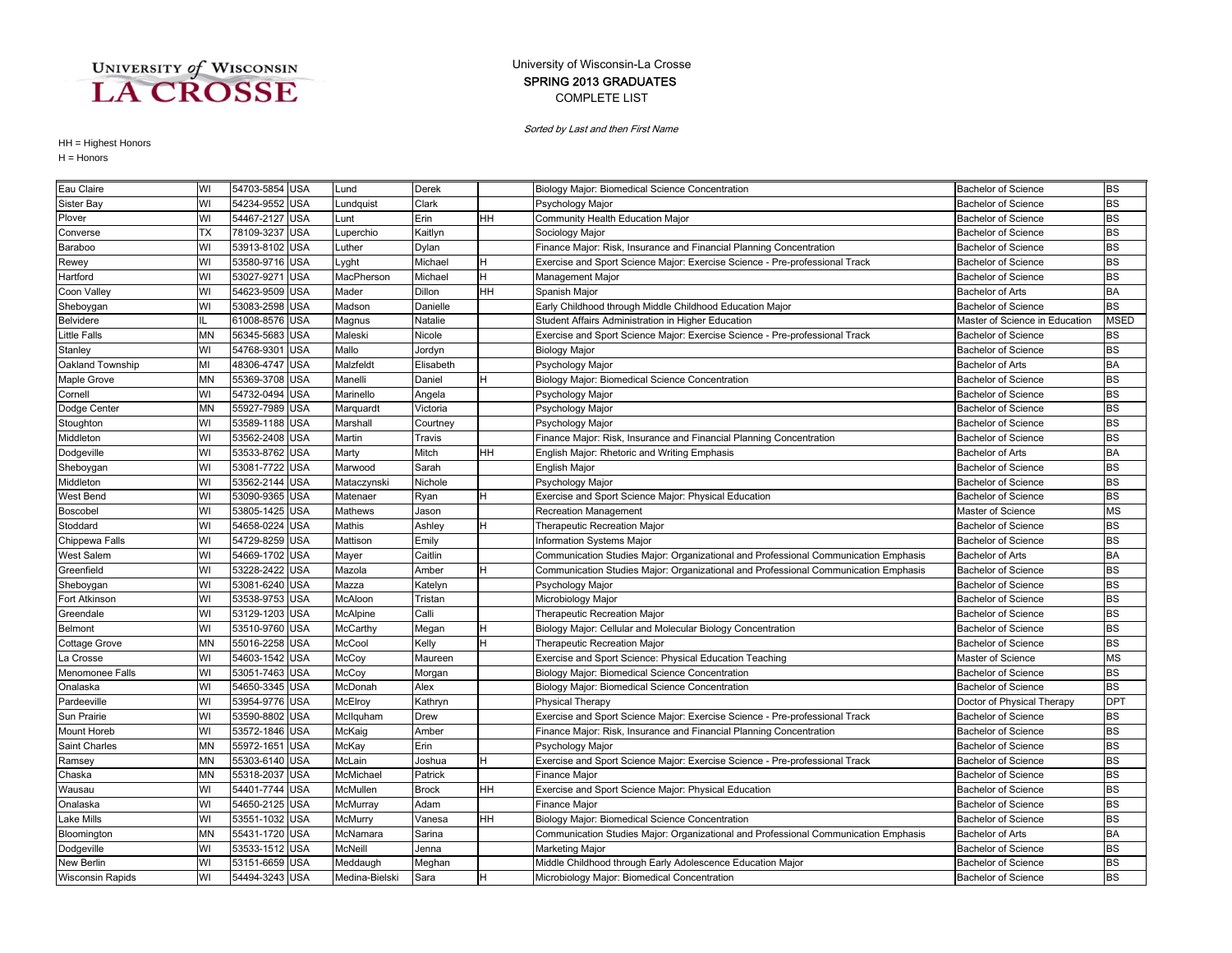University of Wisconsin-La Crosse
SPRING 2013 GRADUATES
COMPLETE LIST

*Sorted by Last and then First Name*

HH = Highest Honors
H = Honors

| | | | | | | | | | |
|---|---|---|---|---|---|---|---|---|---|
| Eau Claire | WI | 54703-5854 | USA | Lund | Derek | | Biology Major: Biomedical Science Concentration | Bachelor of Science | BS |
| Sister Bay | WI | 54234-9552 | USA | Lundquist | Clark | | Psychology Major | Bachelor of Science | BS |
| Plover | WI | 54467-2127 | USA | Lunt | Erin | HH | Community Health Education Major | Bachelor of Science | BS |
| Converse | TX | 78109-3237 | USA | Luperchio | Kaitlyn | | Sociology Major | Bachelor of Science | BS |
| Baraboo | WI | 53913-8102 | USA | Luther | Dylan | | Finance Major: Risk, Insurance and Financial Planning Concentration | Bachelor of Science | BS |
| Rewey | WI | 53580-9716 | USA | Lyght | Michael | H | Exercise and Sport Science Major: Exercise Science - Pre-professional Track | Bachelor of Science | BS |
| Hartford | WI | 53027-9271 | USA | MacPherson | Michael | H | Management Major | Bachelor of Science | BS |
| Coon Valley | WI | 54623-9509 | USA | Mader | Dillon | HH | Spanish Major | Bachelor of Arts | BA |
| Sheboygan | WI | 53083-2598 | USA | Madson | Danielle | | Early Childhood through Middle Childhood Education Major | Bachelor of Science | BS |
| Belvidere | IL | 61008-8576 | USA | Magnus | Natalie | | Student Affairs Administration in Higher Education | Master of Science in Education | MSED |
| Little Falls | MN | 56345-5683 | USA | Maleski | Nicole | | Exercise and Sport Science Major: Exercise Science - Pre-professional Track | Bachelor of Science | BS |
| Stanley | WI | 54768-9301 | USA | Mallo | Jordyn | | Biology Major | Bachelor of Science | BS |
| Oakland Township | MI | 48306-4747 | USA | Malzfeldt | Elisabeth | | Psychology Major | Bachelor of Arts | BA |
| Maple Grove | MN | 55369-3708 | USA | Manelli | Daniel | H | Biology Major: Biomedical Science Concentration | Bachelor of Science | BS |
| Cornell | WI | 54732-0494 | USA | Marinello | Angela | | Psychology Major | Bachelor of Science | BS |
| Dodge Center | MN | 55927-7989 | USA | Marquardt | Victoria | | Psychology Major | Bachelor of Science | BS |
| Stoughton | WI | 53589-1188 | USA | Marshall | Courtney | | Psychology Major | Bachelor of Science | BS |
| Middleton | WI | 53562-2408 | USA | Martin | Travis | | Finance Major: Risk, Insurance and Financial Planning Concentration | Bachelor of Science | BS |
| Dodgeville | WI | 53533-8762 | USA | Marty | Mitch | HH | English Major: Rhetoric and Writing Emphasis | Bachelor of Arts | BA |
| Sheboygan | WI | 53081-7722 | USA | Marwood | Sarah | | English Major | Bachelor of Science | BS |
| Middleton | WI | 53562-2144 | USA | Mataczynski | Nichole | | Psychology Major | Bachelor of Science | BS |
| West Bend | WI | 53090-9365 | USA | Matenaer | Ryan | H | Exercise and Sport Science Major: Physical Education | Bachelor of Science | BS |
| Boscobel | WI | 53805-1425 | USA | Mathews | Jason | | Recreation Management | Master of Science | MS |
| Stoddard | WI | 54658-0224 | USA | Mathis | Ashley | H | Therapeutic Recreation Major | Bachelor of Science | BS |
| Chippewa Falls | WI | 54729-8259 | USA | Mattison | Emily | | Information Systems Major | Bachelor of Science | BS |
| West Salem | WI | 54669-1702 | USA | Mayer | Caitlin | | Communication Studies Major: Organizational and Professional Communication Emphasis | Bachelor of Arts | BA |
| Greenfield | WI | 53228-2422 | USA | Mazola | Amber | H | Communication Studies Major: Organizational and Professional Communication Emphasis | Bachelor of Science | BS |
| Sheboygan | WI | 53081-6240 | USA | Mazza | Katelyn | | Psychology Major | Bachelor of Science | BS |
| Fort Atkinson | WI | 53538-9753 | USA | McAloon | Tristan | | Microbiology Major | Bachelor of Science | BS |
| Greendale | WI | 53129-1203 | USA | McAlpine | Calli | | Therapeutic Recreation Major | Bachelor of Science | BS |
| Belmont | WI | 53510-9760 | USA | McCarthy | Megan | H | Biology Major: Cellular and Molecular Biology Concentration | Bachelor of Science | BS |
| Cottage Grove | MN | 55016-2258 | USA | McCool | Kelly | H | Therapeutic Recreation Major | Bachelor of Science | BS |
| La Crosse | WI | 54603-1542 | USA | McCoy | Maureen | | Exercise and Sport Science: Physical Education Teaching | Master of Science | MS |
| Menomonee Falls | WI | 53051-7463 | USA | McCoy | Morgan | | Biology Major: Biomedical Science Concentration | Bachelor of Science | BS |
| Onalaska | WI | 54650-3345 | USA | McDonah | Alex | | Biology Major: Biomedical Science Concentration | Bachelor of Science | BS |
| Pardeeville | WI | 53954-9776 | USA | McElroy | Kathryn | | Physical Therapy | Doctor of Physical Therapy | DPT |
| Sun Prairie | WI | 53590-8802 | USA | McIlquham | Drew | | Exercise and Sport Science Major: Exercise Science - Pre-professional Track | Bachelor of Science | BS |
| Mount Horeb | WI | 53572-1846 | USA | McKaig | Amber | | Finance Major: Risk, Insurance and Financial Planning Concentration | Bachelor of Science | BS |
| Saint Charles | MN | 55972-1651 | USA | McKay | Erin | | Psychology Major | Bachelor of Science | BS |
| Ramsey | MN | 55303-6140 | USA | McLain | Joshua | H | Exercise and Sport Science Major: Exercise Science - Pre-professional Track | Bachelor of Science | BS |
| Chaska | MN | 55318-2037 | USA | McMichael | Patrick | | Finance Major | Bachelor of Science | BS |
| Wausau | WI | 54401-7744 | USA | McMullen | Brock | HH | Exercise and Sport Science Major: Physical Education | Bachelor of Science | BS |
| Onalaska | WI | 54650-2125 | USA | McMurray | Adam | | Finance Major | Bachelor of Science | BS |
| Lake Mills | WI | 53551-1032 | USA | McMurry | Vanesa | HH | Biology Major: Biomedical Science Concentration | Bachelor of Science | BS |
| Bloomington | MN | 55431-1720 | USA | McNamara | Sarina | | Communication Studies Major: Organizational and Professional Communication Emphasis | Bachelor of Arts | BA |
| Dodgeville | WI | 53533-1512 | USA | McNeill | Jenna | | Marketing Major | Bachelor of Science | BS |
| New Berlin | WI | 53151-6659 | USA | Meddaugh | Meghan | | Middle Childhood through Early Adolescence Education Major | Bachelor of Science | BS |
| Wisconsin Rapids | WI | 54494-3243 | USA | Medina-Bielski | Sara | H | Microbiology Major: Biomedical Concentration | Bachelor of Science | BS |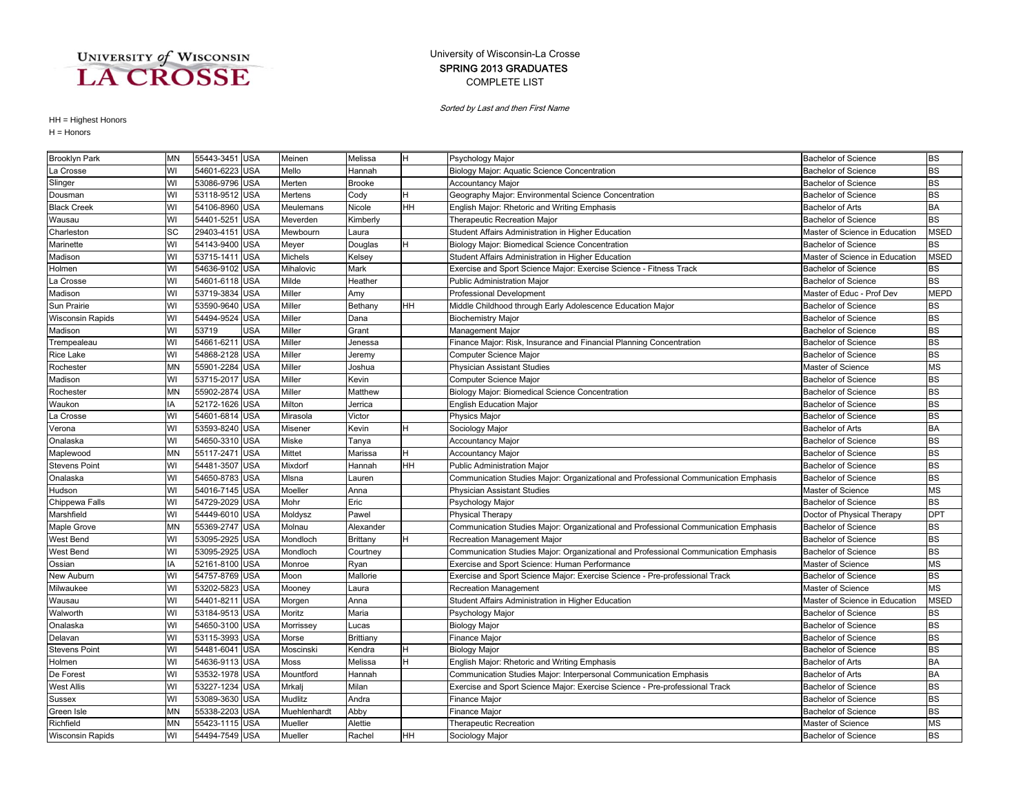University of Wisconsin-La Crosse
**SPRING 2013 GRADUATES**
COMPLETE LIST

*Sorted by Last and then First Name*

HH = Highest Honors
H = Honors

| City | State | Zip | Country | Last Name | First Name | Honors | Major | Degree | Abbr |
|---|---|---|---|---|---|---|---|---|---|
| Brooklyn Park | MN | 55443-3451 | USA | Meinen | Melissa | H | Psychology Major | Bachelor of Science | BS |
| La Crosse | WI | 54601-6223 | USA | Mello | Hannah | | Biology Major: Aquatic Science Concentration | Bachelor of Science | BS |
| Slinger | WI | 53086-9796 | USA | Merten | Brooke | | Accountancy Major | Bachelor of Science | BS |
| Dousman | WI | 53118-9512 | USA | Mertens | Cody | H | Geography Major: Environmental Science Concentration | Bachelor of Science | BS |
| Black Creek | WI | 54106-8960 | USA | Meulemans | Nicole | HH | English Major: Rhetoric and Writing Emphasis | Bachelor of Arts | BA |
| Wausau | WI | 54401-5251 | USA | Meverden | Kimberly | | Therapeutic Recreation Major | Bachelor of Science | BS |
| Charleston | SC | 29403-4151 | USA | Mewbourn | Laura | | Student Affairs Administration in Higher Education | Master of Science in Education | MSED |
| Marinette | WI | 54143-9400 | USA | Meyer | Douglas | H | Biology Major: Biomedical Science Concentration | Bachelor of Science | BS |
| Madison | WI | 53715-1411 | USA | Michels | Kelsey | | Student Affairs Administration in Higher Education | Master of Science in Education | MSED |
| Holmen | WI | 54636-9102 | USA | Mihalovic | Mark | | Exercise and Sport Science Major: Exercise Science - Fitness Track | Bachelor of Science | BS |
| La Crosse | WI | 54601-6118 | USA | Milde | Heather | | Public Administration Major | Bachelor of Science | BS |
| Madison | WI | 53719-3834 | USA | Miller | Amy | | Professional Development | Master of Educ - Prof Dev | MEPD |
| Sun Prairie | WI | 53590-9640 | USA | Miller | Bethany | HH | Middle Childhood through Early Adolescence Education Major | Bachelor of Science | BS |
| Wisconsin Rapids | WI | 54494-9524 | USA | Miller | Dana | | Biochemistry Major | Bachelor of Science | BS |
| Madison | WI | 53719 | USA | Miller | Grant | | Management Major | Bachelor of Science | BS |
| Trempealeau | WI | 54661-6211 | USA | Miller | Jenessa | | Finance Major: Risk, Insurance and Financial Planning Concentration | Bachelor of Science | BS |
| Rice Lake | WI | 54868-2128 | USA | Miller | Jeremy | | Computer Science Major | Bachelor of Science | BS |
| Rochester | MN | 55901-2284 | USA | Miller | Joshua | | Physician Assistant Studies | Master of Science | MS |
| Madison | WI | 53715-2017 | USA | Miller | Kevin | | Computer Science Major | Bachelor of Science | BS |
| Rochester | MN | 55902-2874 | USA | Miller | Matthew | | Biology Major: Biomedical Science Concentration | Bachelor of Science | BS |
| Waukon | IA | 52172-1626 | USA | Milton | Jerrica | | English Education Major | Bachelor of Science | BS |
| La Crosse | WI | 54601-6814 | USA | Mirasola | Victor | | Physics Major | Bachelor of Science | BS |
| Verona | WI | 53593-8240 | USA | Misener | Kevin | H | Sociology Major | Bachelor of Arts | BA |
| Onalaska | WI | 54650-3310 | USA | Miske | Tanya | | Accountancy Major | Bachelor of Science | BS |
| Maplewood | MN | 55117-2471 | USA | Mittet | Marissa | H | Accountancy Major | Bachelor of Science | BS |
| Stevens Point | WI | 54481-3507 | USA | Mixdorf | Hannah | HH | Public Administration Major | Bachelor of Science | BS |
| Onalaska | WI | 54650-8783 | USA | Mlsna | Lauren | | Communication Studies Major: Organizational and Professional Communication Emphasis | Bachelor of Science | BS |
| Hudson | WI | 54016-7145 | USA | Moeller | Anna | | Physician Assistant Studies | Master of Science | MS |
| Chippewa Falls | WI | 54729-2029 | USA | Mohr | Eric | | Psychology Major | Bachelor of Science | BS |
| Marshfield | WI | 54449-6010 | USA | Moldysz | Pawel | | Physical Therapy | Doctor of Physical Therapy | DPT |
| Maple Grove | MN | 55369-2747 | USA | Molnau | Alexander | | Communication Studies Major: Organizational and Professional Communication Emphasis | Bachelor of Science | BS |
| West Bend | WI | 53095-2925 | USA | Mondloch | Brittany | H | Recreation Management Major | Bachelor of Science | BS |
| West Bend | WI | 53095-2925 | USA | Mondloch | Courtney | | Communication Studies Major: Organizational and Professional Communication Emphasis | Bachelor of Science | BS |
| Ossian | IA | 52161-8100 | USA | Monroe | Ryan | | Exercise and Sport Science: Human Performance | Master of Science | MS |
| New Auburn | WI | 54757-8769 | USA | Moon | Mallorie | | Exercise and Sport Science Major: Exercise Science - Pre-professional Track | Bachelor of Science | BS |
| Milwaukee | WI | 53202-5823 | USA | Mooney | Laura | | Recreation Management | Master of Science | MS |
| Wausau | WI | 54401-8211 | USA | Morgen | Anna | | Student Affairs Administration in Higher Education | Master of Science in Education | MSED |
| Walworth | WI | 53184-9513 | USA | Moritz | Maria | | Psychology Major | Bachelor of Science | BS |
| Onalaska | WI | 54650-3100 | USA | Morrissey | Lucas | | Biology Major | Bachelor of Science | BS |
| Delavan | WI | 53115-3993 | USA | Morse | Brittiany | | Finance Major | Bachelor of Science | BS |
| Stevens Point | WI | 54481-6041 | USA | Moscinski | Kendra | H | Biology Major | Bachelor of Science | BS |
| Holmen | WI | 54636-9113 | USA | Moss | Melissa | H | English Major: Rhetoric and Writing Emphasis | Bachelor of Arts | BA |
| De Forest | WI | 53532-1978 | USA | Mountford | Hannah | | Communication Studies Major: Interpersonal Communication Emphasis | Bachelor of Arts | BA |
| West Allis | WI | 53227-1234 | USA | Mrkalj | Milan | | Exercise and Sport Science Major: Exercise Science - Pre-professional Track | Bachelor of Science | BS |
| Sussex | WI | 53089-3630 | USA | Mudlitz | Andra | | Finance Major | Bachelor of Science | BS |
| Green Isle | MN | 55338-2203 | USA | Muehlenhardt | Abby | | Finance Major | Bachelor of Science | BS |
| Richfield | MN | 55423-1115 | USA | Mueller | Alettie | | Therapeutic Recreation | Master of Science | MS |
| Wisconsin Rapids | WI | 54494-7549 | USA | Mueller | Rachel | HH | Sociology Major | Bachelor of Science | BS |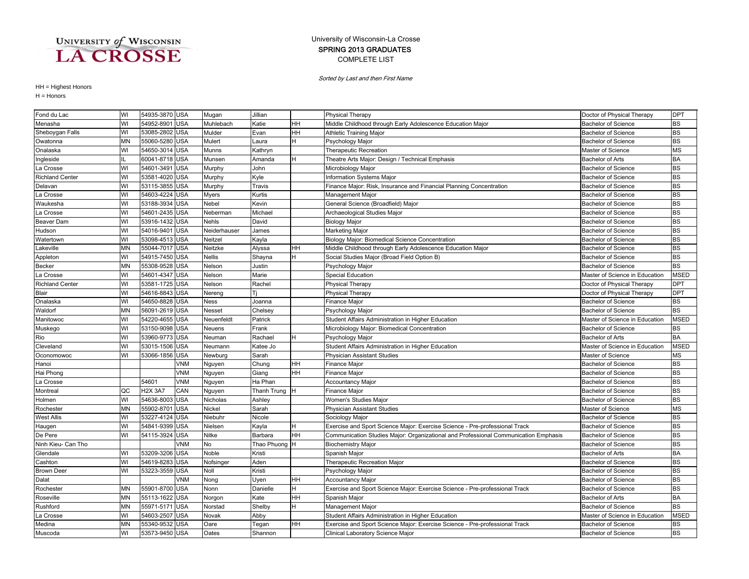UNIVERSITY of WISCONSIN
LA CROSSE

University of Wisconsin-La Crosse
SPRING 2013 GRADUATES
COMPLETE LIST

*Sorted by Last and then First Name*

HH = Highest Honors
H = Honors

| | | | | | | | | | |
|---|---|---|---|---|---|---|---|---|---|
| Fond du Lac | WI | 54935-3870 | USA | Mugan | Jillian | | Physical Therapy | Doctor of Physical Therapy | DPT |
| Menasha | WI | 54952-8901 | USA | Muhlebach | Katie | HH | Middle Childhood through Early Adolescence Education Major | Bachelor of Science | BS |
| Sheboygan Falls | WI | 53085-2802 | USA | Mulder | Evan | HH | Athletic Training Major | Bachelor of Science | BS |
| Owatonna | MN | 55060-5280 | USA | Mulert | Laura | H | Psychology Major | Bachelor of Science | BS |
| Onalaska | WI | 54650-3014 | USA | Munns | Kathryn | | Therapeutic Recreation | Master of Science | MS |
| Ingleside | IL | 60041-8718 | USA | Munsen | Amanda | H | Theatre Arts Major: Design / Technical Emphasis | Bachelor of Arts | BA |
| La Crosse | WI | 54601-3491 | USA | Murphy | John | | Microbiology Major | Bachelor of Science | BS |
| Richland Center | WI | 53581-4020 | USA | Murphy | Kyle | | Information Systems Major | Bachelor of Science | BS |
| Delavan | WI | 53115-3855 | USA | Murphy | Travis | | Finance Major: Risk, Insurance and Financial Planning Concentration | Bachelor of Science | BS |
| La Crosse | WI | 54603-4224 | USA | Myers | Kurtis | | Management Major | Bachelor of Science | BS |
| Waukesha | WI | 53188-3934 | USA | Nebel | Kevin | | General Science (Broadfield) Major | Bachelor of Science | BS |
| La Crosse | WI | 54601-2435 | USA | Neberman | Michael | | Archaeological Studies Major | Bachelor of Science | BS |
| Beaver Dam | WI | 53916-1432 | USA | Nehls | David | | Biology Major | Bachelor of Science | BS |
| Hudson | WI | 54016-9401 | USA | Neiderhauser | James | | Marketing Major | Bachelor of Science | BS |
| Watertown | WI | 53098-4513 | USA | Neitzel | Kayla | | Biology Major: Biomedical Science Concentration | Bachelor of Science | BS |
| Lakeville | MN | 55044-7017 | USA | Neitzke | Alyssa | HH | Middle Childhood through Early Adolescence Education Major | Bachelor of Science | BS |
| Appleton | WI | 54915-7450 | USA | Nellis | Shayna | H | Social Studies Major (Broad Field Option B) | Bachelor of Science | BS |
| Becker | MN | 55308-9528 | USA | Nelson | Justin | | Psychology Major | Bachelor of Science | BS |
| La Crosse | WI | 54601-4347 | USA | Nelson | Marie | | Special Education | Master of Science in Education | MSED |
| Richland Center | WI | 53581-1725 | USA | Nelson | Rachel | | Physical Therapy | Doctor of Physical Therapy | DPT |
| Blair | WI | 54616-8843 | USA | Nereng | Tj | | Physical Therapy | Doctor of Physical Therapy | DPT |
| Onalaska | WI | 54650-8828 | USA | Ness | Joanna | | Finance Major | Bachelor of Science | BS |
| Waldorf | MN | 56091-2619 | USA | Nesset | Chelsey | | Psychology Major | Bachelor of Science | BS |
| Manitowoc | WI | 54220-4655 | USA | Neuenfeldt | Patrick | | Student Affairs Administration in Higher Education | Master of Science in Education | MSED |
| Muskego | WI | 53150-9098 | USA | Neuens | Frank | | Microbiology Major: Biomedical Concentration | Bachelor of Science | BS |
| Rio | WI | 53960-9773 | USA | Neuman | Rachael | H | Psychology Major | Bachelor of Arts | BA |
| Cleveland | WI | 53015-1506 | USA | Neumann | Katee Jo | | Student Affairs Administration in Higher Education | Master of Science in Education | MSED |
| Oconomowoc | WI | 53066-1856 | USA | Newburg | Sarah | | Physician Assistant Studies | Master of Science | MS |
| Hanoi | | | VNM | Nguyen | Chung | HH | Finance Major | Bachelor of Science | BS |
| Hai Phong | | | VNM | Nguyen | Giang | HH | Finance Major | Bachelor of Science | BS |
| La Crosse | | 54601 | VNM | Nguyen | Ha Phan | | Accountancy Major | Bachelor of Science | BS |
| Montreal | QC | H2X 3A7 | CAN | Nguyen | Thanh Trung | H | Finance Major | Bachelor of Science | BS |
| Holmen | WI | 54636-8003 | USA | Nicholas | Ashley | | Women's Studies Major | Bachelor of Science | BS |
| Rochester | MN | 55902-8701 | USA | Nickel | Sarah | | Physician Assistant Studies | Master of Science | MS |
| West Allis | WI | 53227-4124 | USA | Niebuhr | Nicole | | Sociology Major | Bachelor of Science | BS |
| Haugen | WI | 54841-9399 | USA | Nielsen | Kayla | H | Exercise and Sport Science Major: Exercise Science - Pre-professional Track | Bachelor of Science | BS |
| De Pere | WI | 54115-3924 | USA | Nitke | Barbara | HH | Communication Studies Major: Organizational and Professional Communication Emphasis | Bachelor of Science | BS |
| Ninh Kieu- Can Tho | | | VNM | No | Thao Phuong | H | Biochemistry Major | Bachelor of Science | BS |
| Glendale | WI | 53209-3206 | USA | Noble | Kristi | | Spanish Major | Bachelor of Arts | BA |
| Cashton | WI | 54619-8283 | USA | Nofsinger | Aden | | Therapeutic Recreation Major | Bachelor of Science | BS |
| Brown Deer | WI | 53223-3559 | USA | Noll | Kristi | | Psychology Major | Bachelor of Science | BS |
| Dalat | | | VNM | Nong | Uyen | HH | Accountancy Major | Bachelor of Science | BS |
| Rochester | MN | 55901-8700 | USA | Nonn | Danielle | H | Exercise and Sport Science Major: Exercise Science - Pre-professional Track | Bachelor of Science | BS |
| Roseville | MN | 55113-1622 | USA | Norgon | Kate | HH | Spanish Major | Bachelor of Arts | BA |
| Rushford | MN | 55971-5171 | USA | Norstad | Shelby | H | Management Major | Bachelor of Science | BS |
| La Crosse | WI | 54603-2507 | USA | Novak | Abby | | Student Affairs Administration in Higher Education | Master of Science in Education | MSED |
| Medina | MN | 55340-9532 | USA | Oare | Tegan | HH | Exercise and Sport Science Major: Exercise Science - Pre-professional Track | Bachelor of Science | BS |
| Muscoda | WI | 53573-9450 | USA | Oates | Shannon | | Clinical Laboratory Science Major | Bachelor of Science | BS |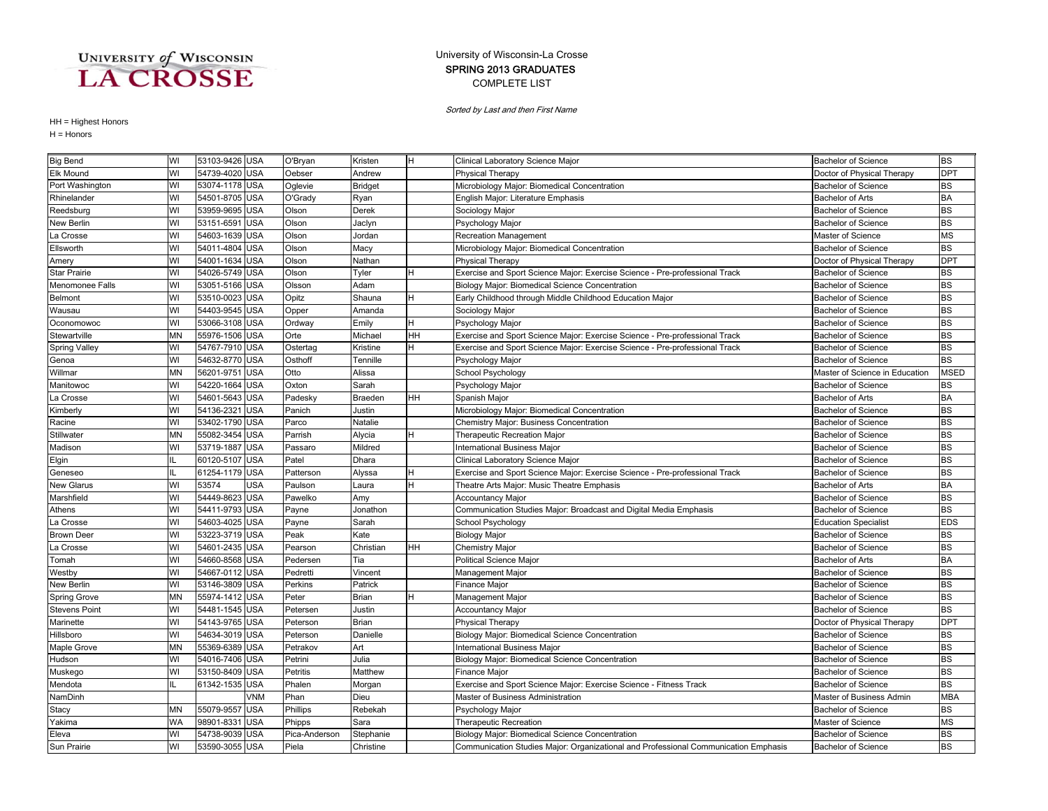University of Wisconsin-La Crosse
SPRING 2013 GRADUATES
COMPLETE LIST

*Sorted by Last and then First Name*

HH = Highest Honors
H = Honors

| | | | | | | | | | | |
|---|---|---|---|---|---|---|---|---|---|---|
| Big Bend | WI | 53103-9426 | USA | O'Bryan | Kristen | H | Clinical Laboratory Science Major | Bachelor of Science | BS |
| Elk Mound | WI | 54739-4020 | USA | Oebser | Andrew | | Physical Therapy | Doctor of Physical Therapy | DPT |
| Port Washington | WI | 53074-1178 | USA | Oglevie | Bridget | | Microbiology Major: Biomedical Concentration | Bachelor of Science | BS |
| Rhinelander | WI | 54501-8705 | USA | O'Grady | Ryan | | English Major: Literature Emphasis | Bachelor of Arts | BA |
| Reedsburg | WI | 53959-9695 | USA | Olson | Derek | | Sociology Major | Bachelor of Science | BS |
| New Berlin | WI | 53151-6591 | USA | Olson | Jaclyn | | Psychology Major | Bachelor of Science | BS |
| La Crosse | WI | 54603-1639 | USA | Olson | Jordan | | Recreation Management | Master of Science | MS |
| Ellsworth | WI | 54011-4804 | USA | Olson | Macy | | Microbiology Major: Biomedical Concentration | Bachelor of Science | BS |
| Amery | WI | 54001-1634 | USA | Olson | Nathan | | Physical Therapy | Doctor of Physical Therapy | DPT |
| Star Prairie | WI | 54026-5749 | USA | Olson | Tyler | H | Exercise and Sport Science Major: Exercise Science - Pre-professional Track | Bachelor of Science | BS |
| Menomonee Falls | WI | 53051-5166 | USA | Olsson | Adam | | Biology Major: Biomedical Science Concentration | Bachelor of Science | BS |
| Belmont | WI | 53510-0023 | USA | Opitz | Shauna | H | Early Childhood through Middle Childhood Education Major | Bachelor of Science | BS |
| Wausau | WI | 54403-9545 | USA | Opper | Amanda | | Sociology Major | Bachelor of Science | BS |
| Oconomowoc | WI | 53066-3108 | USA | Ordway | Emily | H | Psychology Major | Bachelor of Science | BS |
| Stewartville | MN | 55976-1506 | USA | Orte | Michael | HH | Exercise and Sport Science Major: Exercise Science - Pre-professional Track | Bachelor of Science | BS |
| Spring Valley | WI | 54767-7910 | USA | Ostertag | Kristine | H | Exercise and Sport Science Major: Exercise Science - Pre-professional Track | Bachelor of Science | BS |
| Genoa | WI | 54632-8770 | USA | Osthoff | Tennille | | Psychology Major | Bachelor of Science | BS |
| Willmar | MN | 56201-9751 | USA | Otto | Alissa | | School Psychology | Master of Science in Education | MSED |
| Manitowoc | WI | 54220-1664 | USA | Oxton | Sarah | | Psychology Major | Bachelor of Science | BS |
| La Crosse | WI | 54601-5643 | USA | Padesky | Braeden | HH | Spanish Major | Bachelor of Arts | BA |
| Kimberly | WI | 54136-2321 | USA | Panich | Justin | | Microbiology Major: Biomedical Concentration | Bachelor of Science | BS |
| Racine | WI | 53402-1790 | USA | Parco | Natalie | | Chemistry Major: Business Concentration | Bachelor of Science | BS |
| Stillwater | MN | 55082-3454 | USA | Parrish | Alycia | H | Therapeutic Recreation Major | Bachelor of Science | BS |
| Madison | WI | 53719-1887 | USA | Passaro | Mildred | | International Business Major | Bachelor of Science | BS |
| Elgin | IL | 60120-5107 | USA | Patel | Dhara | | Clinical Laboratory Science Major | Bachelor of Science | BS |
| Geneseo | IL | 61254-1179 | USA | Patterson | Alyssa | H | Exercise and Sport Science Major: Exercise Science - Pre-professional Track | Bachelor of Science | BS |
| New Glarus | WI | 53574 | USA | Paulson | Laura | H | Theatre Arts Major: Music Theatre Emphasis | Bachelor of Arts | BA |
| Marshfield | WI | 54449-8623 | USA | Pawelko | Amy | | Accountancy Major | Bachelor of Science | BS |
| Athens | WI | 54411-9793 | USA | Payne | Jonathon | | Communication Studies Major: Broadcast and Digital Media Emphasis | Bachelor of Science | BS |
| La Crosse | WI | 54603-4025 | USA | Payne | Sarah | | School Psychology | Education Specialist | EDS |
| Brown Deer | WI | 53223-3719 | USA | Peak | Kate | | Biology Major | Bachelor of Science | BS |
| La Crosse | WI | 54601-2435 | USA | Pearson | Christian | HH | Chemistry Major | Bachelor of Science | BS |
| Tomah | WI | 54660-8568 | USA | Pedersen | Tia | | Political Science Major | Bachelor of Arts | BA |
| Westby | WI | 54667-0112 | USA | Pedretti | Vincent | | Management Major | Bachelor of Science | BS |
| New Berlin | WI | 53146-3809 | USA | Perkins | Patrick | | Finance Major | Bachelor of Science | BS |
| Spring Grove | MN | 55974-1412 | USA | Peter | Brian | H | Management Major | Bachelor of Science | BS |
| Stevens Point | WI | 54481-1545 | USA | Petersen | Justin | | Accountancy Major | Bachelor of Science | BS |
| Marinette | WI | 54143-9765 | USA | Peterson | Brian | | Physical Therapy | Doctor of Physical Therapy | DPT |
| Hillsboro | WI | 54634-3019 | USA | Peterson | Danielle | | Biology Major: Biomedical Science Concentration | Bachelor of Science | BS |
| Maple Grove | MN | 55369-6389 | USA | Petrakov | Art | | International Business Major | Bachelor of Science | BS |
| Hudson | WI | 54016-7406 | USA | Petrini | Julia | | Biology Major: Biomedical Science Concentration | Bachelor of Science | BS |
| Muskego | WI | 53150-8409 | USA | Petritis | Matthew | | Finance Major | Bachelor of Science | BS |
| Mendota | IL | 61342-1535 | USA | Phalen | Morgan | | Exercise and Sport Science Major: Exercise Science - Fitness Track | Bachelor of Science | BS |
| NamDinh | | | VNM | Phan | Dieu | | Master of Business Administration | Master of Business Admin | MBA |
| Stacy | MN | 55079-9557 | USA | Phillips | Rebekah | | Psychology Major | Bachelor of Science | BS |
| Yakima | WA | 98901-8331 | USA | Phipps | Sara | | Therapeutic Recreation | Master of Science | MS |
| Eleva | WI | 54738-9039 | USA | Pica-Anderson | Stephanie | | Biology Major: Biomedical Science Concentration | Bachelor of Science | BS |
| Sun Prairie | WI | 53590-3055 | USA | Piela | Christine | | Communication Studies Major: Organizational and Professional Communication Emphasis | Bachelor of Science | BS |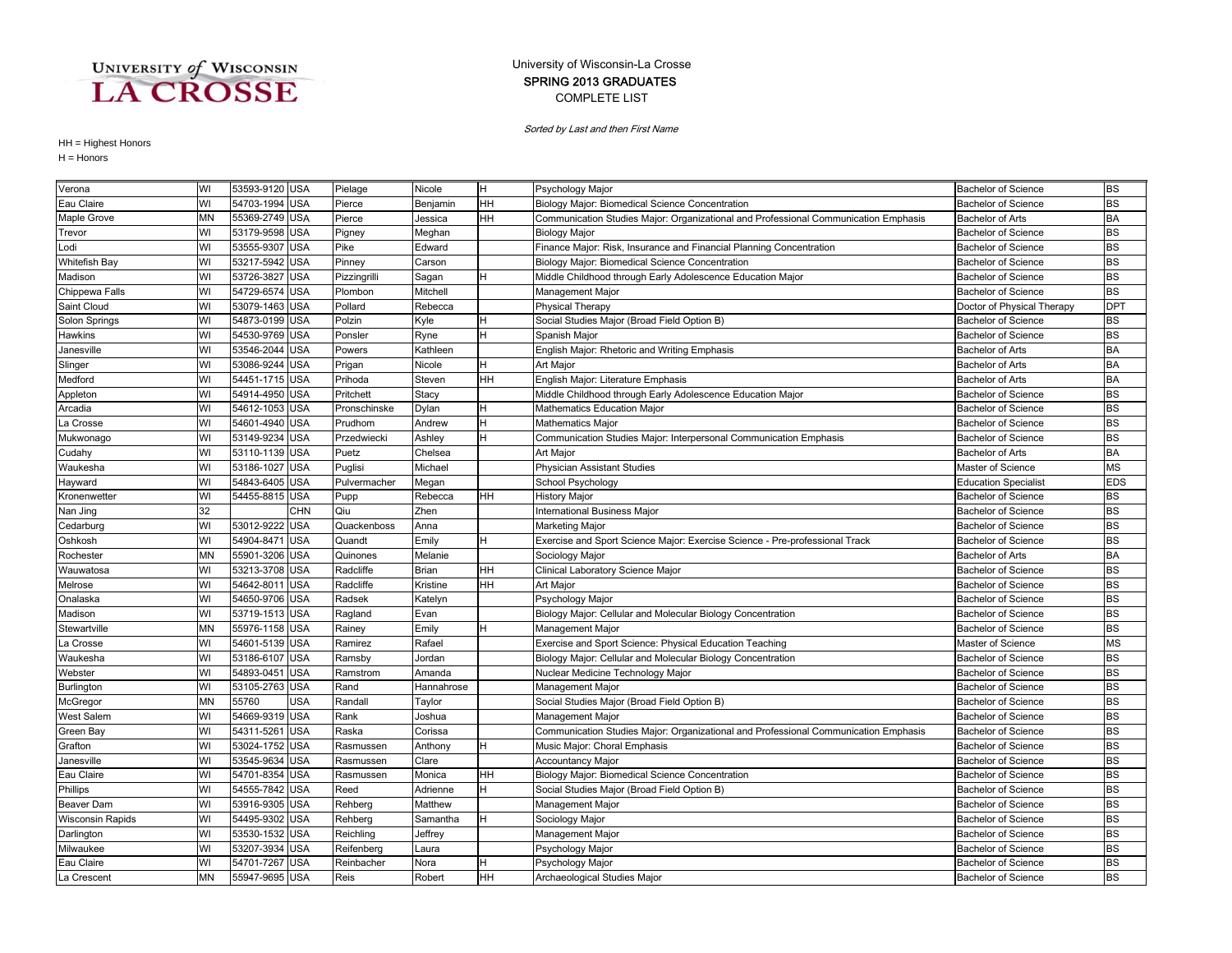University of Wisconsin

LA CROSSE

University of Wisconsin-La Crosse
SPRING 2013 GRADUATES
COMPLETE LIST

*Sorted by Last and then First Name*

HH = Highest Honors
H = Honors

| | | | | | | | | | | |
|---|---|---|---|---|---|---|---|---|---|---|
| Verona | WI | 53593-9120 | USA | Pielage | Nicole | H | Psychology Major | Bachelor of Science | BS |
| Eau Claire | WI | 54703-1994 | USA | Pierce | Benjamin | HH | Biology Major: Biomedical Science Concentration | Bachelor of Science | BS |
| Maple Grove | MN | 55369-2749 | USA | Pierce | Jessica | HH | Communication Studies Major: Organizational and Professional Communication Emphasis | Bachelor of Arts | BA |
| Trevor | WI | 53179-9598 | USA | Pigney | Meghan | | Biology Major | Bachelor of Science | BS |
| Lodi | WI | 53555-9307 | USA | Pike | Edward | | Finance Major: Risk, Insurance and Financial Planning Concentration | Bachelor of Science | BS |
| Whitefish Bay | WI | 53217-5942 | USA | Pinney | Carson | | Biology Major: Biomedical Science Concentration | Bachelor of Science | BS |
| Madison | WI | 53726-3827 | USA | Pizzingrilli | Sagan | H | Middle Childhood through Early Adolescence Education Major | Bachelor of Science | BS |
| Chippewa Falls | WI | 54729-6574 | USA | Plombon | Mitchell | | Management Major | Bachelor of Science | BS |
| Saint Cloud | WI | 53079-1463 | USA | Pollard | Rebecca | | Physical Therapy | Doctor of Physical Therapy | DPT |
| Solon Springs | WI | 54873-0199 | USA | Polzin | Kyle | H | Social Studies Major (Broad Field Option B) | Bachelor of Science | BS |
| Hawkins | WI | 54530-9769 | USA | Ponsler | Ryne | H | Spanish Major | Bachelor of Science | BS |
| Janesville | WI | 53546-2044 | USA | Powers | Kathleen | | English Major: Rhetoric and Writing Emphasis | Bachelor of Arts | BA |
| Slinger | WI | 53086-9244 | USA | Prigan | Nicole | H | Art Major | Bachelor of Arts | BA |
| Medford | WI | 54451-1715 | USA | Prihoda | Steven | HH | English Major: Literature Emphasis | Bachelor of Arts | BA |
| Appleton | WI | 54914-4950 | USA | Pritchett | Stacy | | Middle Childhood through Early Adolescence Education Major | Bachelor of Science | BS |
| Arcadia | WI | 54612-1053 | USA | Pronschinske | Dylan | H | Mathematics Education Major | Bachelor of Science | BS |
| La Crosse | WI | 54601-4940 | USA | Prudhom | Andrew | H | Mathematics Major | Bachelor of Science | BS |
| Mukwonago | WI | 53149-9234 | USA | Przedwiecki | Ashley | H | Communication Studies Major: Interpersonal Communication Emphasis | Bachelor of Science | BS |
| Cudahy | WI | 53110-1139 | USA | Puetz | Chelsea | | Art Major | Bachelor of Arts | BA |
| Waukesha | WI | 53186-1027 | USA | Puglisi | Michael | | Physician Assistant Studies | Master of Science | MS |
| Hayward | WI | 54843-6405 | USA | Pulvermacher | Megan | | School Psychology | Education Specialist | EDS |
| Kronenwetter | WI | 54455-8815 | USA | Pupp | Rebecca | HH | History Major | Bachelor of Science | BS |
| Nan Jing | 32 | | CHN | Qiu | Zhen | | International Business Major | Bachelor of Science | BS |
| Cedarburg | WI | 53012-9222 | USA | Quackenboss | Anna | | Marketing Major | Bachelor of Science | BS |
| Oshkosh | WI | 54904-8471 | USA | Quandt | Emily | H | Exercise and Sport Science Major: Exercise Science - Pre-professional Track | Bachelor of Science | BS |
| Rochester | MN | 55901-3206 | USA | Quinones | Melanie | | Sociology Major | Bachelor of Arts | BA |
| Wauwatosa | WI | 53213-3708 | USA | Radcliffe | Brian | HH | Clinical Laboratory Science Major | Bachelor of Science | BS |
| Melrose | WI | 54642-8011 | USA | Radcliffe | Kristine | HH | Art Major | Bachelor of Science | BS |
| Onalaska | WI | 54650-9706 | USA | Radsek | Katelyn | | Psychology Major | Bachelor of Science | BS |
| Madison | WI | 53719-1513 | USA | Ragland | Evan | | Biology Major: Cellular and Molecular Biology Concentration | Bachelor of Science | BS |
| Stewartville | MN | 55976-1158 | USA | Rainey | Emily | H | Management Major | Bachelor of Science | BS |
| La Crosse | WI | 54601-5139 | USA | Ramirez | Rafael | | Exercise and Sport Science: Physical Education Teaching | Master of Science | MS |
| Waukesha | WI | 53186-6107 | USA | Ramsby | Jordan | | Biology Major: Cellular and Molecular Biology Concentration | Bachelor of Science | BS |
| Webster | WI | 54893-0451 | USA | Ramstrom | Amanda | | Nuclear Medicine Technology Major | Bachelor of Science | BS |
| Burlington | WI | 53105-2763 | USA | Rand | Hannahrose | | Management Major | Bachelor of Science | BS |
| McGregor | MN | 55760 | USA | Randall | Taylor | | Social Studies Major (Broad Field Option B) | Bachelor of Science | BS |
| West Salem | WI | 54669-9319 | USA | Rank | Joshua | | Management Major | Bachelor of Science | BS |
| Green Bay | WI | 54311-5261 | USA | Raska | Corissa | | Communication Studies Major: Organizational and Professional Communication Emphasis | Bachelor of Science | BS |
| Grafton | WI | 53024-1752 | USA | Rasmussen | Anthony | H | Music Major: Choral Emphasis | Bachelor of Science | BS |
| Janesville | WI | 53545-9634 | USA | Rasmussen | Clare | | Accountancy Major | Bachelor of Science | BS |
| Eau Claire | WI | 54701-8354 | USA | Rasmussen | Monica | HH | Biology Major: Biomedical Science Concentration | Bachelor of Science | BS |
| Phillips | WI | 54555-7842 | USA | Reed | Adrienne | H | Social Studies Major (Broad Field Option B) | Bachelor of Science | BS |
| Beaver Dam | WI | 53916-9305 | USA | Rehberg | Matthew | | Management Major | Bachelor of Science | BS |
| Wisconsin Rapids | WI | 54495-9302 | USA | Rehberg | Samantha | H | Sociology Major | Bachelor of Science | BS |
| Darlington | WI | 53530-1532 | USA | Reichling | Jeffrey | | Management Major | Bachelor of Science | BS |
| Milwaukee | WI | 53207-3934 | USA | Reifenberg | Laura | | Psychology Major | Bachelor of Science | BS |
| Eau Claire | WI | 54701-7267 | USA | Reinbacher | Nora | H | Psychology Major | Bachelor of Science | BS |
| La Crescent | MN | 55947-9695 | USA | Reis | Robert | HH | Archaeological Studies Major | Bachelor of Science | BS |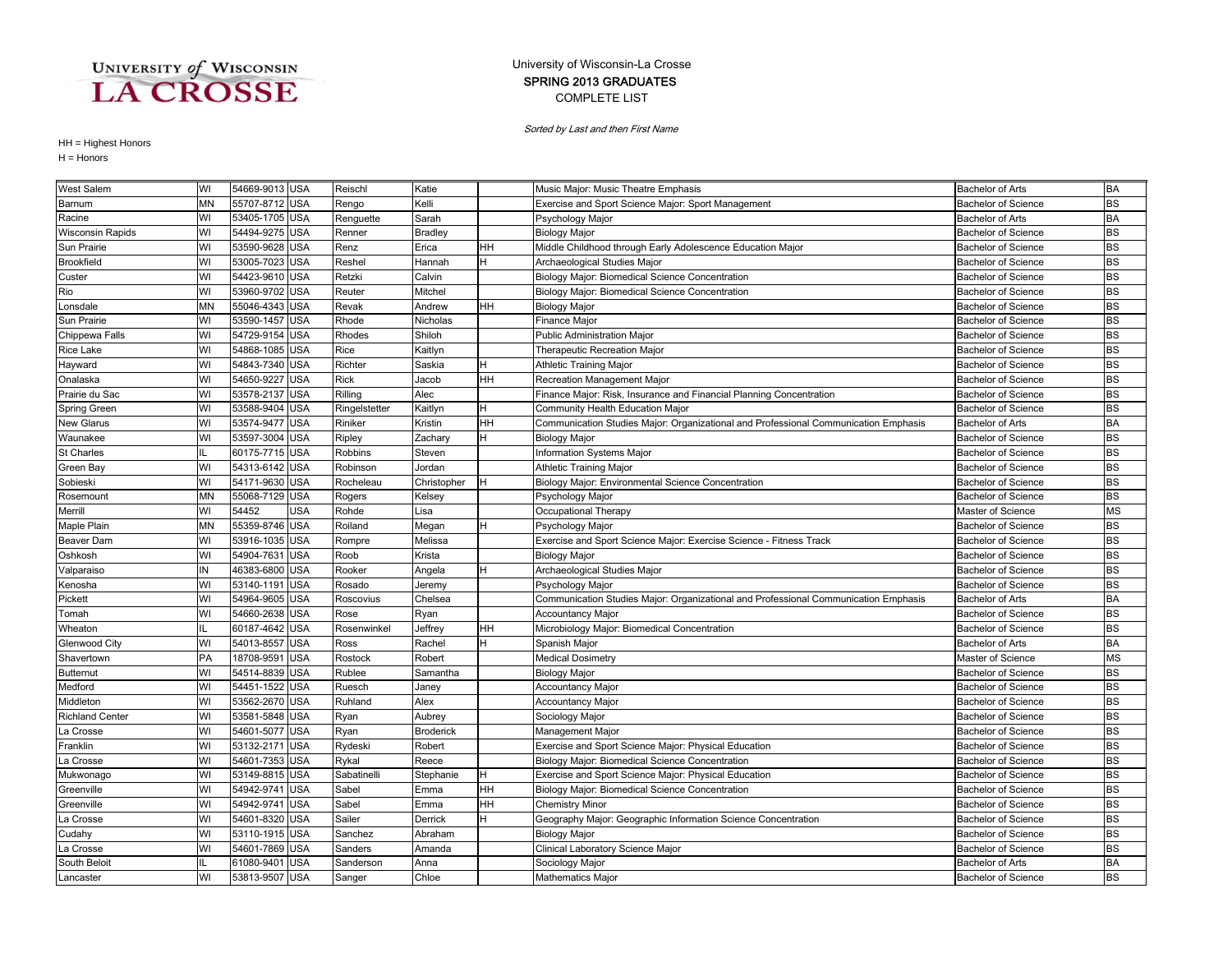University of Wisconsin-La Crosse
SPRING 2013 GRADUATES
COMPLETE LIST

*Sorted by Last and then First Name*

HH = Highest Honors
H = Honors

| | | | | | | | | | |
|---|---|---|---|---|---|---|---|---|---|
| West Salem | WI | 54669-9013 | USA | Reischl | Katie | | Music Major: Music Theatre Emphasis | Bachelor of Arts | BA |
| Barnum | MN | 55707-8712 | USA | Rengo | Kelli | | Exercise and Sport Science Major: Sport Management | Bachelor of Science | BS |
| Racine | WI | 53405-1705 | USA | Renguette | Sarah | | Psychology Major | Bachelor of Arts | BA |
| Wisconsin Rapids | WI | 54494-9275 | USA | Renner | Bradley | | Biology Major | Bachelor of Science | BS |
| Sun Prairie | WI | 53590-9628 | USA | Renz | Erica | HH | Middle Childhood through Early Adolescence Education Major | Bachelor of Science | BS |
| Brookfield | WI | 53005-7023 | USA | Reshel | Hannah | H | Archaeological Studies Major | Bachelor of Science | BS |
| Custer | WI | 54423-9610 | USA | Retzki | Calvin | | Biology Major: Biomedical Science Concentration | Bachelor of Science | BS |
| Rio | WI | 53960-9702 | USA | Reuter | Mitchel | | Biology Major: Biomedical Science Concentration | Bachelor of Science | BS |
| Lonsdale | MN | 55046-4343 | USA | Revak | Andrew | HH | Biology Major | Bachelor of Science | BS |
| Sun Prairie | WI | 53590-1457 | USA | Rhode | Nicholas | | Finance Major | Bachelor of Science | BS |
| Chippewa Falls | WI | 54729-9154 | USA | Rhodes | Shiloh | | Public Administration Major | Bachelor of Science | BS |
| Rice Lake | WI | 54868-1085 | USA | Rice | Kaitlyn | | Therapeutic Recreation Major | Bachelor of Science | BS |
| Hayward | WI | 54843-7340 | USA | Richter | Saskia | H | Athletic Training Major | Bachelor of Science | BS |
| Onalaska | WI | 54650-9227 | USA | Rick | Jacob | HH | Recreation Management Major | Bachelor of Science | BS |
| Prairie du Sac | WI | 53578-2137 | USA | Rilling | Alec | | Finance Major: Risk, Insurance and Financial Planning Concentration | Bachelor of Science | BS |
| Spring Green | WI | 53588-9404 | USA | Ringelstetter | Kaitlyn | H | Community Health Education Major | Bachelor of Science | BS |
| New Glarus | WI | 53574-9477 | USA | Riniker | Kristin | HH | Communication Studies Major: Organizational and Professional Communication Emphasis | Bachelor of Arts | BA |
| Waunakee | WI | 53597-3004 | USA | Ripley | Zachary | H | Biology Major | Bachelor of Science | BS |
| St Charles | IL | 60175-7715 | USA | Robbins | Steven | | Information Systems Major | Bachelor of Science | BS |
| Green Bay | WI | 54313-6142 | USA | Robinson | Jordan | | Athletic Training Major | Bachelor of Science | BS |
| Sobieski | WI | 54171-9630 | USA | Rocheleau | Christopher | H | Biology Major: Environmental Science Concentration | Bachelor of Science | BS |
| Rosemount | MN | 55068-7129 | USA | Rogers | Kelsey | | Psychology Major | Bachelor of Science | BS |
| Merrill | WI | 54452 | USA | Rohde | Lisa | | Occupational Therapy | Master of Science | MS |
| Maple Plain | MN | 55359-8746 | USA | Roiland | Megan | H | Psychology Major | Bachelor of Science | BS |
| Beaver Dam | WI | 53916-1035 | USA | Rompre | Melissa | | Exercise and Sport Science Major: Exercise Science - Fitness Track | Bachelor of Science | BS |
| Oshkosh | WI | 54904-7631 | USA | Roob | Krista | | Biology Major | Bachelor of Science | BS |
| Valparaiso | IN | 46383-6800 | USA | Rooker | Angela | H | Archaeological Studies Major | Bachelor of Science | BS |
| Kenosha | WI | 53140-1191 | USA | Rosado | Jeremy | | Psychology Major | Bachelor of Science | BS |
| Pickett | WI | 54964-9605 | USA | Roscovius | Chelsea | | Communication Studies Major: Organizational and Professional Communication Emphasis | Bachelor of Arts | BA |
| Tomah | WI | 54660-2638 | USA | Rose | Ryan | | Accountancy Major | Bachelor of Science | BS |
| Wheaton | IL | 60187-4642 | USA | Rosenwinkel | Jeffrey | HH | Microbiology Major: Biomedical Concentration | Bachelor of Science | BS |
| Glenwood City | WI | 54013-8557 | USA | Ross | Rachel | H | Spanish Major | Bachelor of Arts | BA |
| Shavertown | PA | 18708-9591 | USA | Rostock | Robert | | Medical Dosimetry | Master of Science | MS |
| Butternut | WI | 54514-8839 | USA | Rublee | Samantha | | Biology Major | Bachelor of Science | BS |
| Medford | WI | 54451-1522 | USA | Ruesch | Janey | | Accountancy Major | Bachelor of Science | BS |
| Middleton | WI | 53562-2670 | USA | Ruhland | Alex | | Accountancy Major | Bachelor of Science | BS |
| Richland Center | WI | 53581-5848 | USA | Ryan | Aubrey | | Sociology Major | Bachelor of Science | BS |
| La Crosse | WI | 54601-5077 | USA | Ryan | Broderick | | Management Major | Bachelor of Science | BS |
| Franklin | WI | 53132-2171 | USA | Rydeski | Robert | | Exercise and Sport Science Major: Physical Education | Bachelor of Science | BS |
| La Crosse | WI | 54601-7353 | USA | Rykal | Reece | | Biology Major: Biomedical Science Concentration | Bachelor of Science | BS |
| Mukwonago | WI | 53149-8815 | USA | Sabatinelli | Stephanie | H | Exercise and Sport Science Major: Physical Education | Bachelor of Science | BS |
| Greenville | WI | 54942-9741 | USA | Sabel | Emma | HH | Biology Major: Biomedical Science Concentration | Bachelor of Science | BS |
| Greenville | WI | 54942-9741 | USA | Sabel | Emma | HH | Chemistry Minor | Bachelor of Science | BS |
| La Crosse | WI | 54601-8320 | USA | Sailer | Derrick | H | Geography Major: Geographic Information Science Concentration | Bachelor of Science | BS |
| Cudahy | WI | 53110-1915 | USA | Sanchez | Abraham | | Biology Major | Bachelor of Science | BS |
| La Crosse | WI | 54601-7869 | USA | Sanders | Amanda | | Clinical Laboratory Science Major | Bachelor of Science | BS |
| South Beloit | IL | 61080-9401 | USA | Sanderson | Anna | | Sociology Major | Bachelor of Arts | BA |
| Lancaster | WI | 53813-9507 | USA | Sanger | Chloe | | Mathematics Major | Bachelor of Science | BS |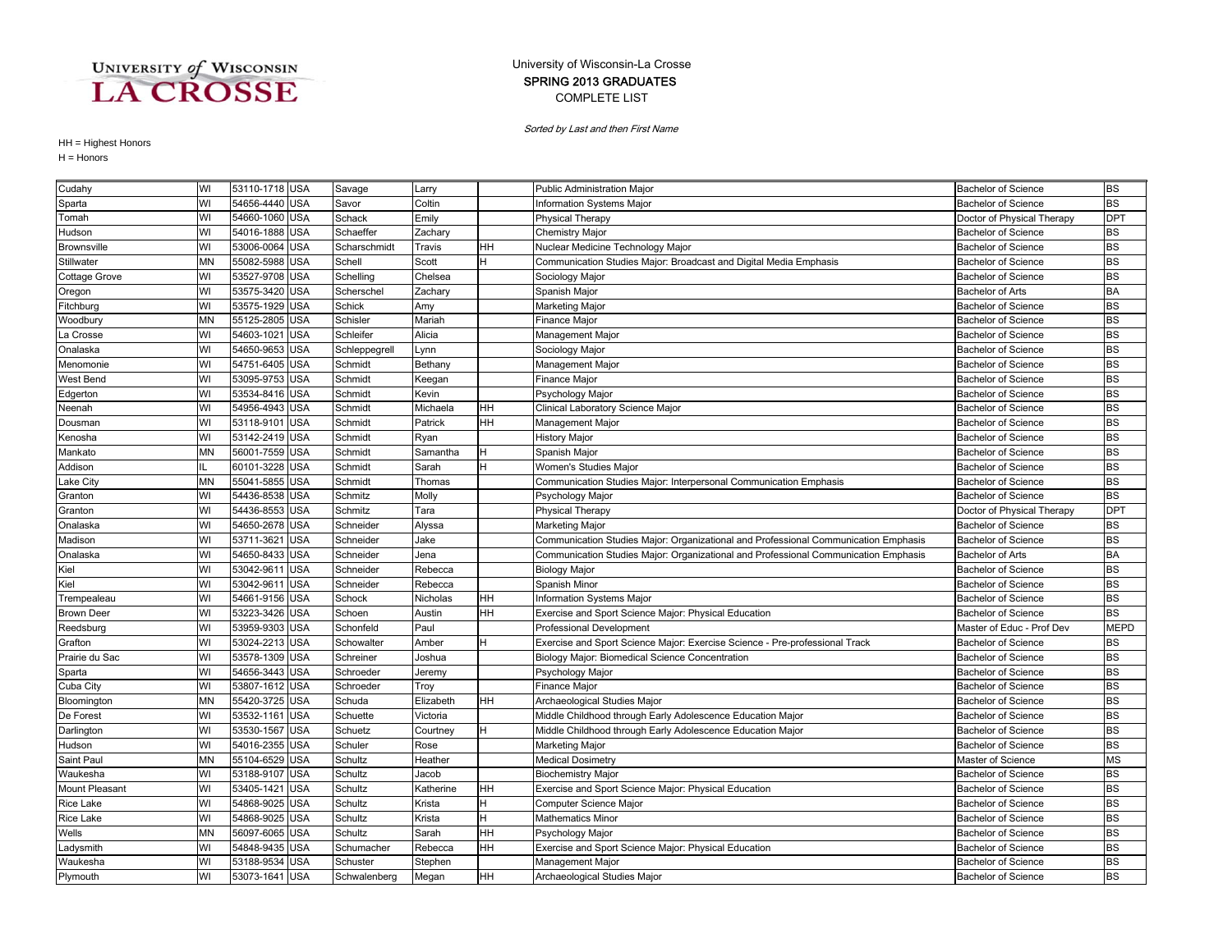University of Wisconsin-La Crosse
SPRING 2013 GRADUATES
COMPLETE LIST

*Sorted by Last and then First Name*

HH = Highest Honors
H = Honors

| | | | | | | | | | |
|---|---|---|---|---|---|---|---|---|---|
| Cudahy | WI | 53110-1718 | USA | Savage | Larry | | Public Administration Major | Bachelor of Science | BS |
| Sparta | WI | 54656-4440 | USA | Savor | Coltin | | Information Systems Major | Bachelor of Science | BS |
| Tomah | WI | 54660-1060 | USA | Schack | Emily | | Physical Therapy | Doctor of Physical Therapy | DPT |
| Hudson | WI | 54016-1888 | USA | Schaeffer | Zachary | | Chemistry Major | Bachelor of Science | BS |
| Brownsville | WI | 53006-0064 | USA | Scharschmidt | Travis | HH | Nuclear Medicine Technology Major | Bachelor of Science | BS |
| Stillwater | MN | 55082-5988 | USA | Schell | Scott | H | Communication Studies Major: Broadcast and Digital Media Emphasis | Bachelor of Science | BS |
| Cottage Grove | WI | 53527-9708 | USA | Schelling | Chelsea | | Sociology Major | Bachelor of Science | BS |
| Oregon | WI | 53575-3420 | USA | Scherschel | Zachary | | Spanish Major | Bachelor of Arts | BA |
| Fitchburg | WI | 53575-1929 | USA | Schick | Amy | | Marketing Major | Bachelor of Science | BS |
| Woodbury | MN | 55125-2805 | USA | Schisler | Mariah | | Finance Major | Bachelor of Science | BS |
| La Crosse | WI | 54603-1021 | USA | Schleifer | Alicia | | Management Major | Bachelor of Science | BS |
| Onalaska | WI | 54650-9653 | USA | Schleppegrell | Lynn | | Sociology Major | Bachelor of Science | BS |
| Menomonie | WI | 54751-6405 | USA | Schmidt | Bethany | | Management Major | Bachelor of Science | BS |
| West Bend | WI | 53095-9753 | USA | Schmidt | Keegan | | Finance Major | Bachelor of Science | BS |
| Edgerton | WI | 53534-8416 | USA | Schmidt | Kevin | | Psychology Major | Bachelor of Science | BS |
| Neenah | WI | 54956-4943 | USA | Schmidt | Michaela | HH | Clinical Laboratory Science Major | Bachelor of Science | BS |
| Dousman | WI | 53118-9101 | USA | Schmidt | Patrick | HH | Management Major | Bachelor of Science | BS |
| Kenosha | WI | 53142-2419 | USA | Schmidt | Ryan | | History Major | Bachelor of Science | BS |
| Mankato | MN | 56001-7559 | USA | Schmidt | Samantha | H | Spanish Major | Bachelor of Science | BS |
| Addison | IL | 60101-3228 | USA | Schmidt | Sarah | H | Women's Studies Major | Bachelor of Science | BS |
| Lake City | MN | 55041-5855 | USA | Schmidt | Thomas | | Communication Studies Major: Interpersonal Communication Emphasis | Bachelor of Science | BS |
| Granton | WI | 54436-8538 | USA | Schmitz | Molly | | Psychology Major | Bachelor of Science | BS |
| Granton | WI | 54436-8553 | USA | Schmitz | Tara | | Physical Therapy | Doctor of Physical Therapy | DPT |
| Onalaska | WI | 54650-2678 | USA | Schneider | Alyssa | | Marketing Major | Bachelor of Science | BS |
| Madison | WI | 53711-3621 | USA | Schneider | Jake | | Communication Studies Major: Organizational and Professional Communication Emphasis | Bachelor of Science | BS |
| Onalaska | WI | 54650-8433 | USA | Schneider | Jena | | Communication Studies Major: Organizational and Professional Communication Emphasis | Bachelor of Arts | BA |
| Kiel | WI | 53042-9611 | USA | Schneider | Rebecca | | Biology Major | Bachelor of Science | BS |
| Kiel | WI | 53042-9611 | USA | Schneider | Rebecca | | Spanish Minor | Bachelor of Science | BS |
| Trempealeau | WI | 54661-9156 | USA | Schock | Nicholas | HH | Information Systems Major | Bachelor of Science | BS |
| Brown Deer | WI | 53223-3426 | USA | Schoen | Austin | HH | Exercise and Sport Science Major: Physical Education | Bachelor of Science | BS |
| Reedsburg | WI | 53959-9303 | USA | Schonfeld | Paul | | Professional Development | Master of Educ - Prof Dev | MEPD |
| Grafton | WI | 53024-2213 | USA | Schowalter | Amber | H | Exercise and Sport Science Major: Exercise Science - Pre-professional Track | Bachelor of Science | BS |
| Prairie du Sac | WI | 53578-1309 | USA | Schreiner | Joshua | | Biology Major: Biomedical Science Concentration | Bachelor of Science | BS |
| Sparta | WI | 54656-3443 | USA | Schroeder | Jeremy | | Psychology Major | Bachelor of Science | BS |
| Cuba City | WI | 53807-1612 | USA | Schroeder | Troy | | Finance Major | Bachelor of Science | BS |
| Bloomington | MN | 55420-3725 | USA | Schuda | Elizabeth | HH | Archaeological Studies Major | Bachelor of Science | BS |
| De Forest | WI | 53532-1161 | USA | Schuette | Victoria | | Middle Childhood through Early Adolescence Education Major | Bachelor of Science | BS |
| Darlington | WI | 53530-1567 | USA | Schuetz | Courtney | H | Middle Childhood through Early Adolescence Education Major | Bachelor of Science | BS |
| Hudson | WI | 54016-2355 | USA | Schuler | Rose | | Marketing Major | Bachelor of Science | BS |
| Saint Paul | MN | 55104-6529 | USA | Schultz | Heather | | Medical Dosimetry | Master of Science | MS |
| Waukesha | WI | 53188-9107 | USA | Schultz | Jacob | | Biochemistry Major | Bachelor of Science | BS |
| Mount Pleasant | WI | 53405-1421 | USA | Schultz | Katherine | HH | Exercise and Sport Science Major: Physical Education | Bachelor of Science | BS |
| Rice Lake | WI | 54868-9025 | USA | Schultz | Krista | H | Computer Science Major | Bachelor of Science | BS |
| Rice Lake | WI | 54868-9025 | USA | Schultz | Krista | H | Mathematics Minor | Bachelor of Science | BS |
| Wells | MN | 56097-6065 | USA | Schultz | Sarah | HH | Psychology Major | Bachelor of Science | BS |
| Ladysmith | WI | 54848-9435 | USA | Schumacher | Rebecca | HH | Exercise and Sport Science Major: Physical Education | Bachelor of Science | BS |
| Waukesha | WI | 53188-9534 | USA | Schuster | Stephen | | Management Major | Bachelor of Science | BS |
| Plymouth | WI | 53073-1641 | USA | Schwalenberg | Megan | HH | Archaeological Studies Major | Bachelor of Science | BS |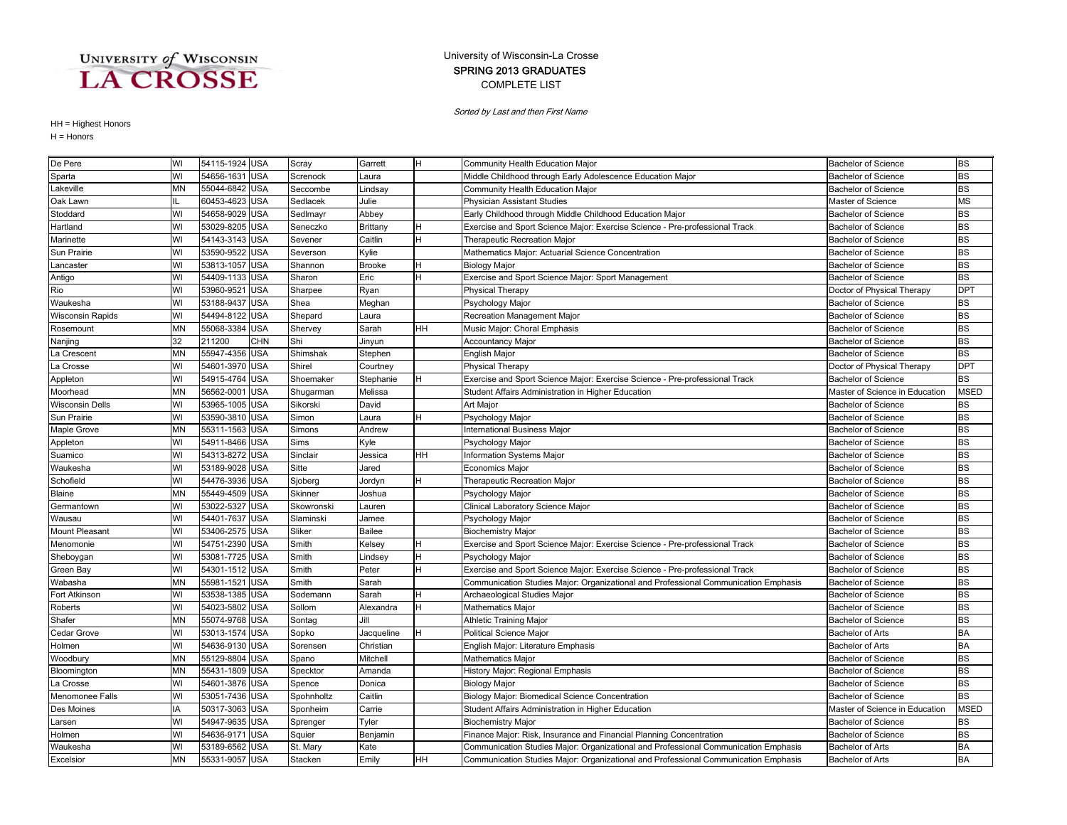University of Wisconsin-La Crosse
SPRING 2013 GRADUATES
COMPLETE LIST

*Sorted by Last and then First Name*

HH = Highest Honors
H = Honors

| | | | | | | | | | |
|---|---|---|---|---|---|---|---|---|---|
| De Pere | WI | 54115-1924 | USA | Scray | Garrett | H | Community Health Education Major | Bachelor of Science | BS |
| Sparta | WI | 54656-1631 | USA | Screnock | Laura | | Middle Childhood through Early Adolescence Education Major | Bachelor of Science | BS |
| Lakeville | MN | 55044-6842 | USA | Seccombe | Lindsay | | Community Health Education Major | Bachelor of Science | BS |
| Oak Lawn | IL | 60453-4623 | USA | Sedlacek | Julie | | Physician Assistant Studies | Master of Science | MS |
| Stoddard | WI | 54658-9029 | USA | Sedlmayr | Abbey | | Early Childhood through Middle Childhood Education Major | Bachelor of Science | BS |
| Hartland | WI | 53029-8205 | USA | Seneczko | Brittany | H | Exercise and Sport Science Major: Exercise Science - Pre-professional Track | Bachelor of Science | BS |
| Marinette | WI | 54143-3143 | USA | Sevener | Caitlin | H | Therapeutic Recreation Major | Bachelor of Science | BS |
| Sun Prairie | WI | 53590-9522 | USA | Severson | Kylie | | Mathematics Major: Actuarial Science Concentration | Bachelor of Science | BS |
| Lancaster | WI | 53813-1057 | USA | Shannon | Brooke | H | Biology Major | Bachelor of Science | BS |
| Antigo | WI | 54409-1133 | USA | Sharon | Eric | H | Exercise and Sport Science Major: Sport Management | Bachelor of Science | BS |
| Rio | WI | 53960-9521 | USA | Sharpee | Ryan | | Physical Therapy | Doctor of Physical Therapy | DPT |
| Waukesha | WI | 53188-9437 | USA | Shea | Meghan | | Psychology Major | Bachelor of Science | BS |
| Wisconsin Rapids | WI | 54494-8122 | USA | Shepard | Laura | | Recreation Management Major | Bachelor of Science | BS |
| Rosemount | MN | 55068-3384 | USA | Shervey | Sarah | HH | Music Major: Choral Emphasis | Bachelor of Science | BS |
| Nanjing | 32 | 211200 | CHN | Shi | Jinyun | | Accountancy Major | Bachelor of Science | BS |
| La Crescent | MN | 55947-4356 | USA | Shimshak | Stephen | | English Major | Bachelor of Science | BS |
| La Crosse | WI | 54601-3970 | USA | Shirel | Courtney | | Physical Therapy | Doctor of Physical Therapy | DPT |
| Appleton | WI | 54915-4764 | USA | Shoemaker | Stephanie | H | Exercise and Sport Science Major: Exercise Science - Pre-professional Track | Bachelor of Science | BS |
| Moorhead | MN | 56562-0001 | USA | Shugarman | Melissa | | Student Affairs Administration in Higher Education | Master of Science in Education | MSED |
| Wisconsin Dells | WI | 53965-1005 | USA | Sikorski | David | | Art Major | Bachelor of Science | BS |
| Sun Prairie | WI | 53590-3810 | USA | Simon | Laura | H | Psychology Major | Bachelor of Science | BS |
| Maple Grove | MN | 55311-1563 | USA | Simons | Andrew | | International Business Major | Bachelor of Science | BS |
| Appleton | WI | 54911-8466 | USA | Sims | Kyle | | Psychology Major | Bachelor of Science | BS |
| Suamico | WI | 54313-8272 | USA | Sinclair | Jessica | HH | Information Systems Major | Bachelor of Science | BS |
| Waukesha | WI | 53189-9028 | USA | Sitte | Jared | | Economics Major | Bachelor of Science | BS |
| Schofield | WI | 54476-3936 | USA | Sjoberg | Jordyn | H | Therapeutic Recreation Major | Bachelor of Science | BS |
| Blaine | MN | 55449-4509 | USA | Skinner | Joshua | | Psychology Major | Bachelor of Science | BS |
| Germantown | WI | 53022-5327 | USA | Skowronski | Lauren | | Clinical Laboratory Science Major | Bachelor of Science | BS |
| Wausau | WI | 54401-7637 | USA | Slaminski | Jamee | | Psychology Major | Bachelor of Science | BS |
| Mount Pleasant | WI | 53406-2575 | USA | Sliker | Bailee | | Biochemistry Major | Bachelor of Science | BS |
| Menomonie | WI | 54751-2390 | USA | Smith | Kelsey | H | Exercise and Sport Science Major: Exercise Science - Pre-professional Track | Bachelor of Science | BS |
| Sheboygan | WI | 53081-7725 | USA | Smith | Lindsey | H | Psychology Major | Bachelor of Science | BS |
| Green Bay | WI | 54301-1512 | USA | Smith | Peter | H | Exercise and Sport Science Major: Exercise Science - Pre-professional Track | Bachelor of Science | BS |
| Wabasha | MN | 55981-1521 | USA | Smith | Sarah | | Communication Studies Major: Organizational and Professional Communication Emphasis | Bachelor of Science | BS |
| Fort Atkinson | WI | 53538-1385 | USA | Sodemann | Sarah | H | Archaeological Studies Major | Bachelor of Science | BS |
| Roberts | WI | 54023-5802 | USA | Sollom | Alexandra | H | Mathematics Major | Bachelor of Science | BS |
| Shafer | MN | 55074-9768 | USA | Sontag | Jill | | Athletic Training Major | Bachelor of Science | BS |
| Cedar Grove | WI | 53013-1574 | USA | Sopko | Jacqueline | H | Political Science Major | Bachelor of Arts | BA |
| Holmen | WI | 54636-9130 | USA | Sorensen | Christian | | English Major: Literature Emphasis | Bachelor of Arts | BA |
| Woodbury | MN | 55129-8804 | USA | Spano | Mitchell | | Mathematics Major | Bachelor of Science | BS |
| Bloomington | MN | 55431-1809 | USA | Specktor | Amanda | | History Major: Regional Emphasis | Bachelor of Science | BS |
| La Crosse | WI | 54601-3876 | USA | Spence | Donica | | Biology Major | Bachelor of Science | BS |
| Menomonee Falls | WI | 53051-7436 | USA | Spohnholtz | Caitlin | | Biology Major: Biomedical Science Concentration | Bachelor of Science | BS |
| Des Moines | IA | 50317-3063 | USA | Sponheim | Carrie | | Student Affairs Administration in Higher Education | Master of Science in Education | MSED |
| Larsen | WI | 54947-9635 | USA | Sprenger | Tyler | | Biochemistry Major | Bachelor of Science | BS |
| Holmen | WI | 54636-9171 | USA | Squier | Benjamin | | Finance Major: Risk, Insurance and Financial Planning Concentration | Bachelor of Science | BS |
| Waukesha | WI | 53189-6562 | USA | St. Mary | Kate | | Communication Studies Major: Organizational and Professional Communication Emphasis | Bachelor of Arts | BA |
| Excelsior | MN | 55331-9057 | USA | Stacken | Emily | HH | Communication Studies Major: Organizational and Professional Communication Emphasis | Bachelor of Arts | BA |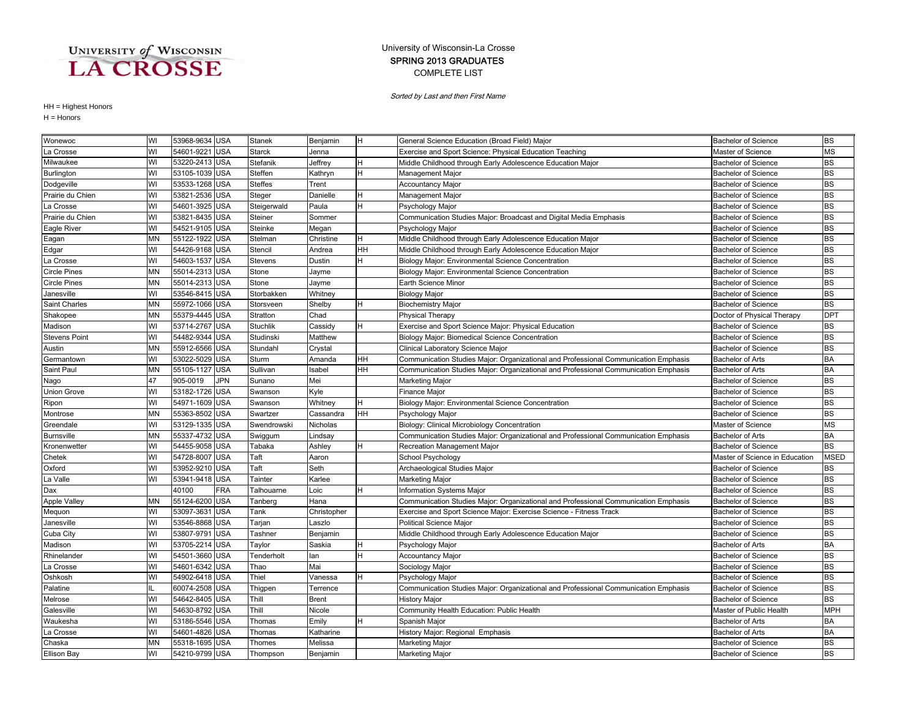University of Wisconsin-La Crosse
SPRING 2013 GRADUATES
COMPLETE LIST

*Sorted by Last and then First Name*

HH = Highest Honors
H = Honors

| | | | | | | | | | |
|---|---|---|---|---|---|---|---|---|---|
| Wonewoc | WI | 53968-9634 | USA | Stanek | Benjamin | H | General Science Education (Broad Field) Major | Bachelor of Science | BS |
| La Crosse | WI | 54601-9221 | USA | Starck | Jenna | | Exercise and Sport Science: Physical Education Teaching | Master of Science | MS |
| Milwaukee | WI | 53220-2413 | USA | Stefanik | Jeffrey | H | Middle Childhood through Early Adolescence Education Major | Bachelor of Science | BS |
| Burlington | WI | 53105-1039 | USA | Steffen | Kathryn | H | Management Major | Bachelor of Science | BS |
| Dodgeville | WI | 53533-1268 | USA | Steffes | Trent | | Accountancy Major | Bachelor of Science | BS |
| Prairie du Chien | WI | 53821-2536 | USA | Steger | Danielle | H | Management Major | Bachelor of Science | BS |
| La Crosse | WI | 54601-3925 | USA | Steigerwald | Paula | H | Psychology Major | Bachelor of Science | BS |
| Prairie du Chien | WI | 53821-8435 | USA | Steiner | Sommer | | Communication Studies Major: Broadcast and Digital Media Emphasis | Bachelor of Science | BS |
| Eagle River | WI | 54521-9105 | USA | Steinke | Megan | | Psychology Major | Bachelor of Science | BS |
| Eagan | MN | 55122-1922 | USA | Stelman | Christine | H | Middle Childhood through Early Adolescence Education Major | Bachelor of Science | BS |
| Edgar | WI | 54426-9168 | USA | Stencil | Andrea | HH | Middle Childhood through Early Adolescence Education Major | Bachelor of Science | BS |
| La Crosse | WI | 54603-1537 | USA | Stevens | Dustin | H | Biology Major: Environmental Science Concentration | Bachelor of Science | BS |
| Circle Pines | MN | 55014-2313 | USA | Stone | Jayme | | Biology Major: Environmental Science Concentration | Bachelor of Science | BS |
| Circle Pines | MN | 55014-2313 | USA | Stone | Jayme | | Earth Science Minor | Bachelor of Science | BS |
| Janesville | WI | 53546-8415 | USA | Storbakken | Whitney | | Biology Major | Bachelor of Science | BS |
| Saint Charles | MN | 55972-1066 | USA | Storsveen | Shelby | H | Biochemistry Major | Bachelor of Science | BS |
| Shakopee | MN | 55379-4445 | USA | Stratton | Chad | | Physical Therapy | Doctor of Physical Therapy | DPT |
| Madison | WI | 53714-2767 | USA | Stuchlik | Cassidy | H | Exercise and Sport Science Major: Physical Education | Bachelor of Science | BS |
| Stevens Point | WI | 54482-9344 | USA | Studinski | Matthew | | Biology Major: Biomedical Science Concentration | Bachelor of Science | BS |
| Austin | MN | 55912-6566 | USA | Stundahl | Crystal | | Clinical Laboratory Science Major | Bachelor of Science | BS |
| Germantown | WI | 53022-5029 | USA | Sturm | Amanda | HH | Communication Studies Major: Organizational and Professional Communication Emphasis | Bachelor of Arts | BA |
| Saint Paul | MN | 55105-1127 | USA | Sullivan | Isabel | HH | Communication Studies Major: Organizational and Professional Communication Emphasis | Bachelor of Arts | BA |
| Nago | 47 | 905-0019 | JPN | Sunano | Mei | | Marketing Major | Bachelor of Science | BS |
| Union Grove | WI | 53182-1726 | USA | Swanson | Kyle | | Finance Major | Bachelor of Science | BS |
| Ripon | WI | 54971-1609 | USA | Swanson | Whitney | H | Biology Major: Environmental Science Concentration | Bachelor of Science | BS |
| Montrose | MN | 55363-8502 | USA | Swartzer | Cassandra | HH | Psychology Major | Bachelor of Science | BS |
| Greendale | WI | 53129-1335 | USA | Swendrowski | Nicholas | | Biology: Clinical Microbiology Concentration | Master of Science | MS |
| Burnsville | MN | 55337-4732 | USA | Swiggum | Lindsay | | Communication Studies Major: Organizational and Professional Communication Emphasis | Bachelor of Arts | BA |
| Kronenwetter | WI | 54455-9058 | USA | Tabaka | Ashley | H | Recreation Management Major | Bachelor of Science | BS |
| Chetek | WI | 54728-8007 | USA | Taft | Aaron | | School Psychology | Master of Science in Education | MSED |
| Oxford | WI | 53952-9210 | USA | Taft | Seth | | Archaeological Studies Major | Bachelor of Science | BS |
| La Valle | WI | 53941-9418 | USA | Tainter | Karlee | | Marketing Major | Bachelor of Science | BS |
| Dax | | 40100 | FRA | Talhouarne | Loic | H | Information Systems Major | Bachelor of Science | BS |
| Apple Valley | MN | 55124-6200 | USA | Tanberg | Hana | | Communication Studies Major: Organizational and Professional Communication Emphasis | Bachelor of Science | BS |
| Mequon | WI | 53097-3631 | USA | Tank | Christopher | | Exercise and Sport Science Major: Exercise Science - Fitness Track | Bachelor of Science | BS |
| Janesville | WI | 53546-8868 | USA | Tarjan | Laszlo | | Political Science Major | Bachelor of Science | BS |
| Cuba City | WI | 53807-9791 | USA | Tashner | Benjamin | | Middle Childhood through Early Adolescence Education Major | Bachelor of Science | BS |
| Madison | WI | 53705-2214 | USA | Taylor | Saskia | H | Psychology Major | Bachelor of Arts | BA |
| Rhinelander | WI | 54501-3660 | USA | Tenderholt | Ian | H | Accountancy Major | Bachelor of Science | BS |
| La Crosse | WI | 54601-6342 | USA | Thao | Mai | | Sociology Major | Bachelor of Science | BS |
| Oshkosh | WI | 54902-6418 | USA | Thiel | Vanessa | H | Psychology Major | Bachelor of Science | BS |
| Palatine | IL | 60074-2508 | USA | Thigpen | Terrence | | Communication Studies Major: Organizational and Professional Communication Emphasis | Bachelor of Science | BS |
| Melrose | WI | 54642-8405 | USA | Thill | Brent | | History Major | Bachelor of Science | BS |
| Galesville | WI | 54630-8792 | USA | Thill | Nicole | | Community Health Education: Public Health | Master of Public Health | MPH |
| Waukesha | WI | 53186-5546 | USA | Thomas | Emily | H | Spanish Major | Bachelor of Arts | BA |
| La Crosse | WI | 54601-4826 | USA | Thomas | Katharine | | History Major: Regional Emphasis | Bachelor of Arts | BA |
| Chaska | MN | 55318-1695 | USA | Thomes | Melissa | | Marketing Major | Bachelor of Science | BS |
| Ellison Bay | WI | 54210-9799 | USA | Thompson | Benjamin | | Marketing Major | Bachelor of Science | BS |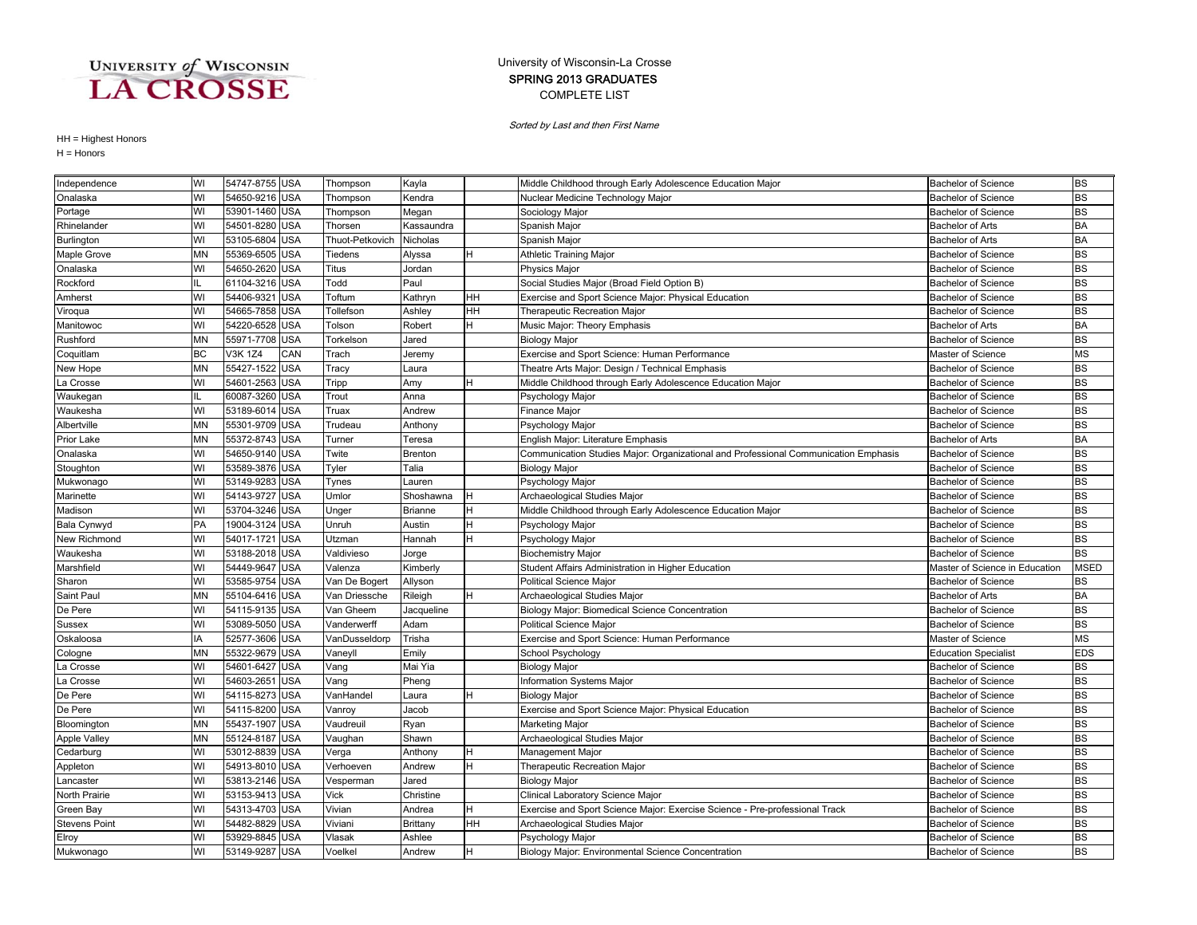University of Wisconsin-La Crosse
SPRING 2013 GRADUATES
COMPLETE LIST

*Sorted by Last and then First Name*

HH = Highest Honors
H = Honors

| | | | | | | | | | |
|---|---|---|---|---|---|---|---|---|---|
| Independence | WI | 54747-8755 | USA | Thompson | Kayla | | Middle Childhood through Early Adolescence Education Major | Bachelor of Science | BS |
| Onalaska | WI | 54650-9216 | USA | Thompson | Kendra | | Nuclear Medicine Technology Major | Bachelor of Science | BS |
| Portage | WI | 53901-1460 | USA | Thompson | Megan | | Sociology Major | Bachelor of Science | BS |
| Rhinelander | WI | 54501-8280 | USA | Thorsen | Kassaundra | | Spanish Major | Bachelor of Arts | BA |
| Burlington | WI | 53105-6804 | USA | Thuot-Petkovich | Nicholas | | Spanish Major | Bachelor of Arts | BA |
| Maple Grove | MN | 55369-6505 | USA | Tiedens | Alyssa | H | Athletic Training Major | Bachelor of Science | BS |
| Onalaska | WI | 54650-2620 | USA | Titus | Jordan | | Physics Major | Bachelor of Science | BS |
| Rockford | IL | 61104-3216 | USA | Todd | Paul | | Social Studies Major (Broad Field Option B) | Bachelor of Science | BS |
| Amherst | WI | 54406-9321 | USA | Toftum | Kathryn | HH | Exercise and Sport Science Major: Physical Education | Bachelor of Science | BS |
| Viroqua | WI | 54665-7858 | USA | Tollefson | Ashley | HH | Therapeutic Recreation Major | Bachelor of Science | BS |
| Manitowoc | WI | 54220-6528 | USA | Tolson | Robert | H | Music Major: Theory Emphasis | Bachelor of Arts | BA |
| Rushford | MN | 55971-7708 | USA | Torkelson | Jared | | Biology Major | Bachelor of Science | BS |
| Coquitlam | BC | V3K 1Z4 | CAN | Trach | Jeremy | | Exercise and Sport Science: Human Performance | Master of Science | MS |
| New Hope | MN | 55427-1522 | USA | Tracy | Laura | | Theatre Arts Major: Design / Technical Emphasis | Bachelor of Science | BS |
| La Crosse | WI | 54601-2563 | USA | Tripp | Amy | H | Middle Childhood through Early Adolescence Education Major | Bachelor of Science | BS |
| Waukegan | IL | 60087-3260 | USA | Trout | Anna | | Psychology Major | Bachelor of Science | BS |
| Waukesha | WI | 53189-6014 | USA | Truax | Andrew | | Finance Major | Bachelor of Science | BS |
| Albertville | MN | 55301-9709 | USA | Trudeau | Anthony | | Psychology Major | Bachelor of Science | BS |
| Prior Lake | MN | 55372-8743 | USA | Turner | Teresa | | English Major: Literature Emphasis | Bachelor of Arts | BA |
| Onalaska | WI | 54650-9140 | USA | Twite | Brenton | | Communication Studies Major: Organizational and Professional Communication Emphasis | Bachelor of Science | BS |
| Stoughton | WI | 53589-3876 | USA | Tyler | Talia | | Biology Major | Bachelor of Science | BS |
| Mukwonago | WI | 53149-9283 | USA | Tynes | Lauren | | Psychology Major | Bachelor of Science | BS |
| Marinette | WI | 54143-9727 | USA | Umlor | Shoshawna | H | Archaeological Studies Major | Bachelor of Science | BS |
| Madison | WI | 53704-3246 | USA | Unger | Brianne | H | Middle Childhood through Early Adolescence Education Major | Bachelor of Science | BS |
| Bala Cynwyd | PA | 19004-3124 | USA | Unruh | Austin | H | Psychology Major | Bachelor of Science | BS |
| New Richmond | WI | 54017-1721 | USA | Utzman | Hannah | H | Psychology Major | Bachelor of Science | BS |
| Waukesha | WI | 53188-2018 | USA | Valdivieso | Jorge | | Biochemistry Major | Bachelor of Science | BS |
| Marshfield | WI | 54449-9647 | USA | Valenza | Kimberly | | Student Affairs Administration in Higher Education | Master of Science in Education | MSED |
| Sharon | WI | 53585-9754 | USA | Van De Bogert | Allyson | | Political Science Major | Bachelor of Science | BS |
| Saint Paul | MN | 55104-6416 | USA | Van Driessche | Rileigh | H | Archaeological Studies Major | Bachelor of Arts | BA |
| De Pere | WI | 54115-9135 | USA | Van Gheem | Jacqueline | | Biology Major: Biomedical Science Concentration | Bachelor of Science | BS |
| Sussex | WI | 53089-5050 | USA | Vanderwerff | Adam | | Political Science Major | Bachelor of Science | BS |
| Oskaloosa | IA | 52577-3606 | USA | VanDusseldorp | Trisha | | Exercise and Sport Science: Human Performance | Master of Science | MS |
| Cologne | MN | 55322-9679 | USA | Vaneyll | Emily | | School Psychology | Education Specialist | EDS |
| La Crosse | WI | 54601-6427 | USA | Vang | Mai Yia | | Biology Major | Bachelor of Science | BS |
| La Crosse | WI | 54603-2651 | USA | Vang | Pheng | | Information Systems Major | Bachelor of Science | BS |
| De Pere | WI | 54115-8273 | USA | VanHandel | Laura | H | Biology Major | Bachelor of Science | BS |
| De Pere | WI | 54115-8200 | USA | Vanroy | Jacob | | Exercise and Sport Science Major: Physical Education | Bachelor of Science | BS |
| Bloomington | MN | 55437-1907 | USA | Vaudreuil | Ryan | | Marketing Major | Bachelor of Science | BS |
| Apple Valley | MN | 55124-8187 | USA | Vaughan | Shawn | | Archaeological Studies Major | Bachelor of Science | BS |
| Cedarburg | WI | 53012-8839 | USA | Verga | Anthony | H | Management Major | Bachelor of Science | BS |
| Appleton | WI | 54913-8010 | USA | Verhoeven | Andrew | H | Therapeutic Recreation Major | Bachelor of Science | BS |
| Lancaster | WI | 53813-2146 | USA | Vesperman | Jared | | Biology Major | Bachelor of Science | BS |
| North Prairie | WI | 53153-9413 | USA | Vick | Christine | | Clinical Laboratory Science Major | Bachelor of Science | BS |
| Green Bay | WI | 54313-4703 | USA | Vivian | Andrea | H | Exercise and Sport Science Major: Exercise Science - Pre-professional Track | Bachelor of Science | BS |
| Stevens Point | WI | 54482-8829 | USA | Viviani | Brittany | HH | Archaeological Studies Major | Bachelor of Science | BS |
| Elroy | WI | 53929-8845 | USA | Vlasak | Ashlee | | Psychology Major | Bachelor of Science | BS |
| Mukwonago | WI | 53149-9287 | USA | Voelkel | Andrew | H | Biology Major: Environmental Science Concentration | Bachelor of Science | BS |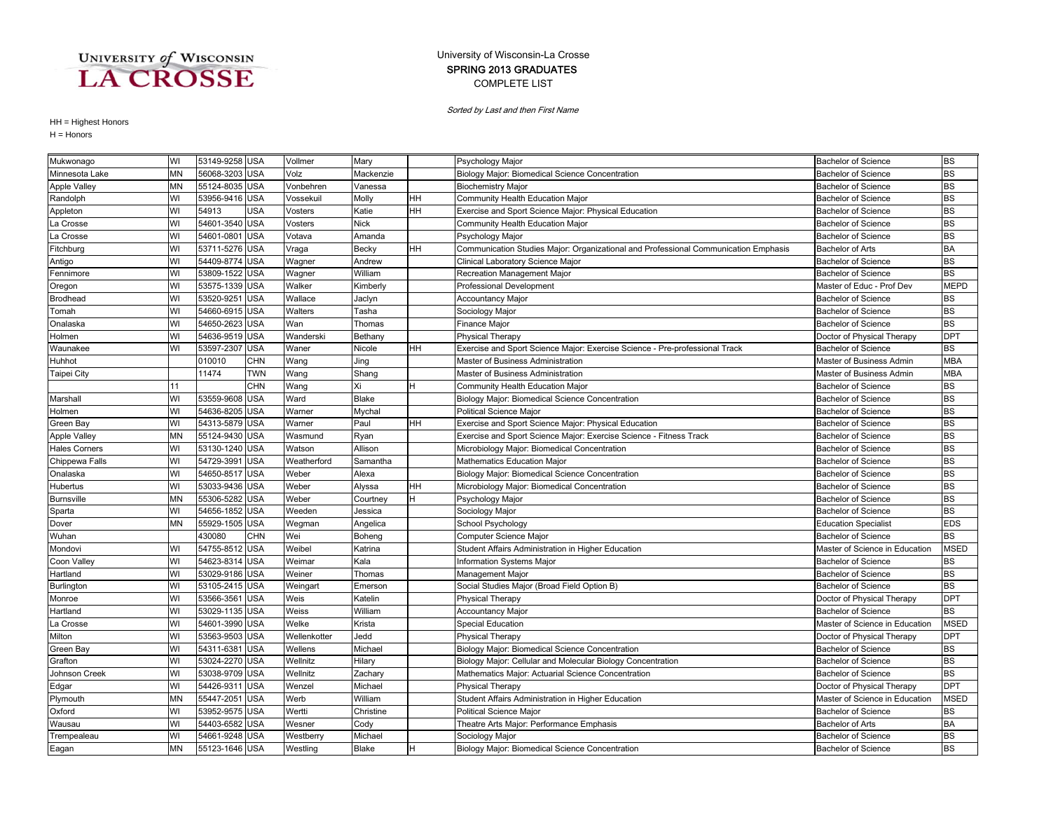University of Wisconsin-La Crosse
SPRING 2013 GRADUATES
COMPLETE LIST

*Sorted by Last and then First Name*

HH = Highest Honors
H = Honors

| | | | | | | | | | |
|---|---|---|---|---|---|---|---|---|---|
| Mukwonago | WI | 53149-9258 | USA | Vollmer | Mary | | Psychology Major | Bachelor of Science | BS |
| Minnesota Lake | MN | 56068-3203 | USA | Volz | Mackenzie | | Biology Major: Biomedical Science Concentration | Bachelor of Science | BS |
| Apple Valley | MN | 55124-8035 | USA | Vonbehren | Vanessa | | Biochemistry Major | Bachelor of Science | BS |
| Randolph | WI | 53956-9416 | USA | Vossekuil | Molly | HH | Community Health Education Major | Bachelor of Science | BS |
| Appleton | WI | 54913 | USA | Vosters | Katie | HH | Exercise and Sport Science Major: Physical Education | Bachelor of Science | BS |
| La Crosse | WI | 54601-3540 | USA | Vosters | Nick | | Community Health Education Major | Bachelor of Science | BS |
| La Crosse | WI | 54601-0801 | USA | Votava | Amanda | | Psychology Major | Bachelor of Science | BS |
| Fitchburg | WI | 53711-5276 | USA | Vraga | Becky | HH | Communication Studies Major: Organizational and Professional Communication Emphasis | Bachelor of Arts | BA |
| Antigo | WI | 54409-8774 | USA | Wagner | Andrew | | Clinical Laboratory Science Major | Bachelor of Science | BS |
| Fennimore | WI | 53809-1522 | USA | Wagner | William | | Recreation Management Major | Bachelor of Science | BS |
| Oregon | WI | 53575-1339 | USA | Walker | Kimberly | | Professional Development | Master of Educ - Prof Dev | MEPD |
| Brodhead | WI | 53520-9251 | USA | Wallace | Jaclyn | | Accountancy Major | Bachelor of Science | BS |
| Tomah | WI | 54660-6915 | USA | Walters | Tasha | | Sociology Major | Bachelor of Science | BS |
| Onalaska | WI | 54650-2623 | USA | Wan | Thomas | | Finance Major | Bachelor of Science | BS |
| Holmen | WI | 54636-9519 | USA | Wanderski | Bethany | | Physical Therapy | Doctor of Physical Therapy | DPT |
| Waunakee | WI | 53597-2307 | USA | Waner | Nicole | HH | Exercise and Sport Science Major: Exercise Science - Pre-professional Track | Bachelor of Science | BS |
| Huhhot | | 010010 | CHN | Wang | Jing | | Master of Business Administration | Master of Business Admin | MBA |
| Taipei City | | 11474 | TWN | Wang | Shang | | Master of Business Administration | Master of Business Admin | MBA |
| | 11 | | CHN | Wang | Xi | H | Community Health Education Major | Bachelor of Science | BS |
| Marshall | WI | 53559-9608 | USA | Ward | Blake | | Biology Major: Biomedical Science Concentration | Bachelor of Science | BS |
| Holmen | WI | 54636-8205 | USA | Warner | Mychal | | Political Science Major | Bachelor of Science | BS |
| Green Bay | WI | 54313-5879 | USA | Warner | Paul | HH | Exercise and Sport Science Major: Physical Education | Bachelor of Science | BS |
| Apple Valley | MN | 55124-9430 | USA | Wasmund | Ryan | | Exercise and Sport Science Major: Exercise Science - Fitness Track | Bachelor of Science | BS |
| Hales Corners | WI | 53130-1240 | USA | Watson | Allison | | Microbiology Major: Biomedical Concentration | Bachelor of Science | BS |
| Chippewa Falls | WI | 54729-3991 | USA | Weatherford | Samantha | | Mathematics Education Major | Bachelor of Science | BS |
| Onalaska | WI | 54650-8517 | USA | Weber | Alexa | | Biology Major: Biomedical Science Concentration | Bachelor of Science | BS |
| Hubertus | WI | 53033-9436 | USA | Weber | Alyssa | HH | Microbiology Major: Biomedical Concentration | Bachelor of Science | BS |
| Burnsville | MN | 55306-5282 | USA | Weber | Courtney | H | Psychology Major | Bachelor of Science | BS |
| Sparta | WI | 54656-1852 | USA | Weeden | Jessica | | Sociology Major | Bachelor of Science | BS |
| Dover | MN | 55929-1505 | USA | Wegman | Angelica | | School Psychology | Education Specialist | EDS |
| Wuhan | | 430080 | CHN | Wei | Boheng | | Computer Science Major | Bachelor of Science | BS |
| Mondovi | WI | 54755-8512 | USA | Weibel | Katrina | | Student Affairs Administration in Higher Education | Master of Science in Education | MSED |
| Coon Valley | WI | 54623-8314 | USA | Weimar | Kala | | Information Systems Major | Bachelor of Science | BS |
| Hartland | WI | 53029-9186 | USA | Weiner | Thomas | | Management Major | Bachelor of Science | BS |
| Burlington | WI | 53105-2415 | USA | Weingart | Emerson | | Social Studies Major (Broad Field Option B) | Bachelor of Science | BS |
| Monroe | WI | 53566-3561 | USA | Weis | Katelin | | Physical Therapy | Doctor of Physical Therapy | DPT |
| Hartland | WI | 53029-1135 | USA | Weiss | William | | Accountancy Major | Bachelor of Science | BS |
| La Crosse | WI | 54601-3990 | USA | Welke | Krista | | Special Education | Master of Science in Education | MSED |
| Milton | WI | 53563-9503 | USA | Wellenkotter | Jedd | | Physical Therapy | Doctor of Physical Therapy | DPT |
| Green Bay | WI | 54311-6381 | USA | Wellens | Michael | | Biology Major: Biomedical Science Concentration | Bachelor of Science | BS |
| Grafton | WI | 53024-2270 | USA | Wellnitz | Hilary | | Biology Major: Cellular and Molecular Biology Concentration | Bachelor of Science | BS |
| Johnson Creek | WI | 53038-9709 | USA | Wellnitz | Zachary | | Mathematics Major: Actuarial Science Concentration | Bachelor of Science | BS |
| Edgar | WI | 54426-9311 | USA | Wenzel | Michael | | Physical Therapy | Doctor of Physical Therapy | DPT |
| Plymouth | MN | 55447-2051 | USA | Werb | William | | Student Affairs Administration in Higher Education | Master of Science in Education | MSED |
| Oxford | WI | 53952-9575 | USA | Wertti | Christine | | Political Science Major | Bachelor of Science | BS |
| Wausau | WI | 54403-6582 | USA | Wesner | Cody | | Theatre Arts Major: Performance Emphasis | Bachelor of Arts | BA |
| Trempealeau | WI | 54661-9248 | USA | Westberry | Michael | | Sociology Major | Bachelor of Science | BS |
| Eagan | MN | 55123-1646 | USA | Westling | Blake | H | Biology Major: Biomedical Science Concentration | Bachelor of Science | BS |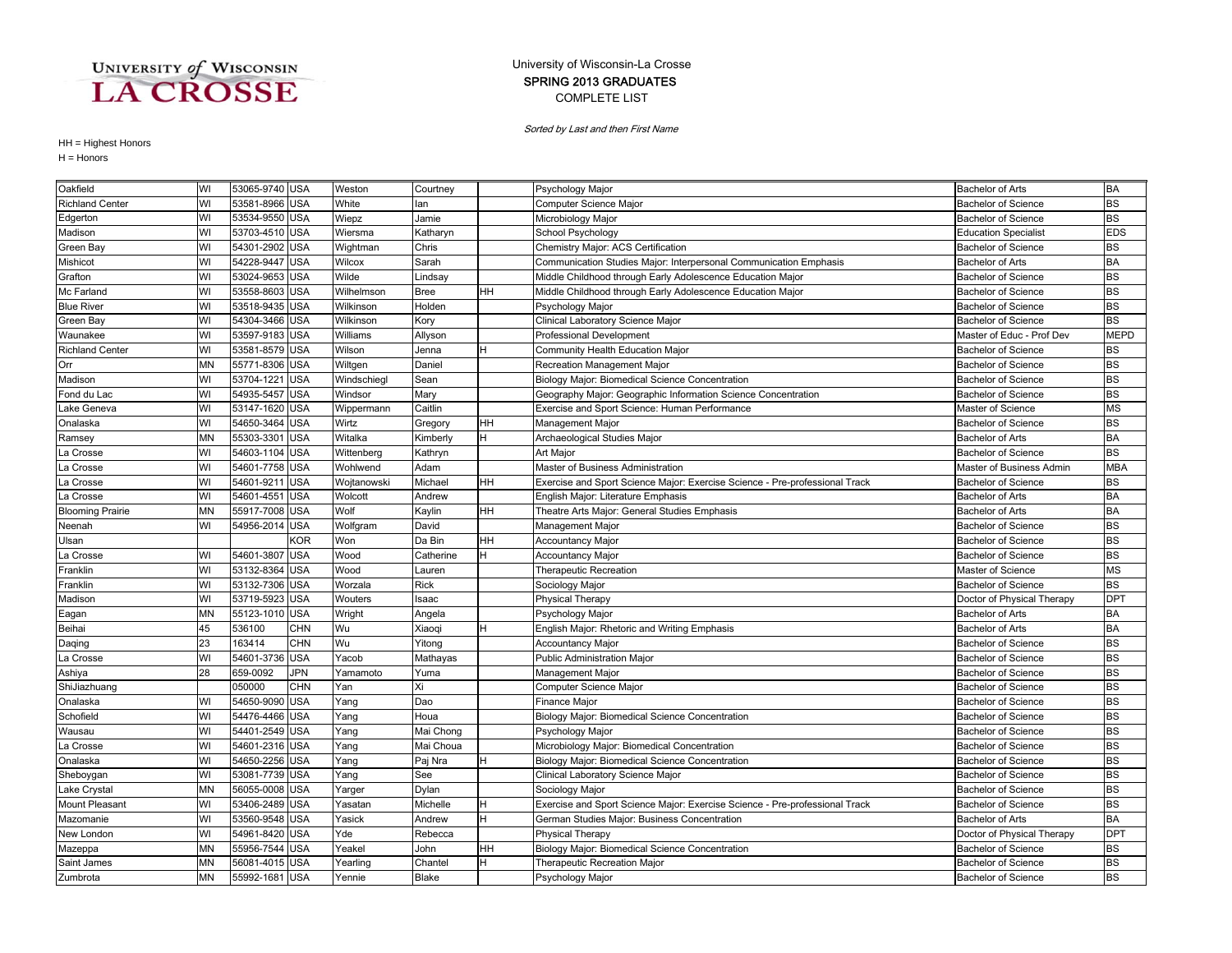University of Wisconsin-La Crosse
SPRING 2013 GRADUATES
COMPLETE LIST

*Sorted by Last and then First Name*

HH = Highest Honors
H = Honors

| | | | | | | | | | |
|---|---|---|---|---|---|---|---|---|---|
| Oakfield | WI | 53065-9740 | USA | Weston | Courtney | | Psychology Major | Bachelor of Arts | BA |
| Richland Center | WI | 53581-8966 | USA | White | Ian | | Computer Science Major | Bachelor of Science | BS |
| Edgerton | WI | 53534-9550 | USA | Wiepz | Jamie | | Microbiology Major | Bachelor of Science | BS |
| Madison | WI | 53703-4510 | USA | Wiersma | Katharyn | | School Psychology | Education Specialist | EDS |
| Green Bay | WI | 54301-2902 | USA | Wightman | Chris | | Chemistry Major: ACS Certification | Bachelor of Science | BS |
| Mishicot | WI | 54228-9447 | USA | Wilcox | Sarah | | Communication Studies Major: Interpersonal Communication Emphasis | Bachelor of Arts | BA |
| Grafton | WI | 53024-9653 | USA | Wilde | Lindsay | | Middle Childhood through Early Adolescence Education Major | Bachelor of Science | BS |
| Mc Farland | WI | 53558-8603 | USA | Wilhelmson | Bree | HH | Middle Childhood through Early Adolescence Education Major | Bachelor of Science | BS |
| Blue River | WI | 53518-9435 | USA | Wilkinson | Holden | | Psychology Major | Bachelor of Science | BS |
| Green Bay | WI | 54304-3466 | USA | Wilkinson | Kory | | Clinical Laboratory Science Major | Bachelor of Science | BS |
| Waunakee | WI | 53597-9183 | USA | Williams | Allyson | | Professional Development | Master of Educ - Prof Dev | MEPD |
| Richland Center | WI | 53581-8579 | USA | Wilson | Jenna | H | Community Health Education Major | Bachelor of Science | BS |
| Orr | MN | 55771-8306 | USA | Wiltgen | Daniel | | Recreation Management Major | Bachelor of Science | BS |
| Madison | WI | 53704-1221 | USA | Windschiegl | Sean | | Biology Major: Biomedical Science Concentration | Bachelor of Science | BS |
| Fond du Lac | WI | 54935-5457 | USA | Windsor | Mary | | Geography Major: Geographic Information Science Concentration | Bachelor of Science | BS |
| Lake Geneva | WI | 53147-1620 | USA | Wippermann | Caitlin | | Exercise and Sport Science: Human Performance | Master of Science | MS |
| Onalaska | WI | 54650-3464 | USA | Wirtz | Gregory | HH | Management Major | Bachelor of Science | BS |
| Ramsey | MN | 55303-3301 | USA | Witalka | Kimberly | H | Archaeological Studies Major | Bachelor of Arts | BA |
| La Crosse | WI | 54603-1104 | USA | Wittenberg | Kathryn | | Art Major | Bachelor of Science | BS |
| La Crosse | WI | 54601-7758 | USA | Wohlwend | Adam | | Master of Business Administration | Master of Business Admin | MBA |
| La Crosse | WI | 54601-9211 | USA | Wojtanowski | Michael | HH | Exercise and Sport Science Major: Exercise Science - Pre-professional Track | Bachelor of Science | BS |
| La Crosse | WI | 54601-4551 | USA | Wolcott | Andrew | | English Major: Literature Emphasis | Bachelor of Arts | BA |
| Blooming Prairie | MN | 55917-7008 | USA | Wolf | Kaylin | HH | Theatre Arts Major: General Studies Emphasis | Bachelor of Arts | BA |
| Neenah | WI | 54956-2014 | USA | Wolfgram | David | | Management Major | Bachelor of Science | BS |
| Ulsan | | | KOR | Won | Da Bin | HH | Accountancy Major | Bachelor of Science | BS |
| La Crosse | WI | 54601-3807 | USA | Wood | Catherine | H | Accountancy Major | Bachelor of Science | BS |
| Franklin | WI | 53132-8364 | USA | Wood | Lauren | | Therapeutic Recreation | Master of Science | MS |
| Franklin | WI | 53132-7306 | USA | Worzala | Rick | | Sociology Major | Bachelor of Science | BS |
| Madison | WI | 53719-5923 | USA | Wouters | Isaac | | Physical Therapy | Doctor of Physical Therapy | DPT |
| Eagan | MN | 55123-1010 | USA | Wright | Angela | | Psychology Major | Bachelor of Arts | BA |
| Beihai | 45 | 536100 | CHN | Wu | Xiaoqi | H | English Major: Rhetoric and Writing Emphasis | Bachelor of Arts | BA |
| Daqing | 23 | 163414 | CHN | Wu | Yitong | | Accountancy Major | Bachelor of Science | BS |
| La Crosse | WI | 54601-3736 | USA | Yacob | Mathayas | | Public Administration Major | Bachelor of Science | BS |
| Ashiya | 28 | 659-0092 | JPN | Yamamoto | Yuma | | Management Major | Bachelor of Science | BS |
| ShiJiazhuang | | 050000 | CHN | Yan | Xi | | Computer Science Major | Bachelor of Science | BS |
| Onalaska | WI | 54650-9090 | USA | Yang | Dao | | Finance Major | Bachelor of Science | BS |
| Schofield | WI | 54476-4466 | USA | Yang | Houa | | Biology Major: Biomedical Science Concentration | Bachelor of Science | BS |
| Wausau | WI | 54401-2549 | USA | Yang | Mai Chong | | Psychology Major | Bachelor of Science | BS |
| La Crosse | WI | 54601-2316 | USA | Yang | Mai Choua | | Microbiology Major: Biomedical Concentration | Bachelor of Science | BS |
| Onalaska | WI | 54650-2256 | USA | Yang | Paj Nra | H | Biology Major: Biomedical Science Concentration | Bachelor of Science | BS |
| Sheboygan | WI | 53081-7739 | USA | Yang | See | | Clinical Laboratory Science Major | Bachelor of Science | BS |
| Lake Crystal | MN | 56055-0008 | USA | Yarger | Dylan | | Sociology Major | Bachelor of Science | BS |
| Mount Pleasant | WI | 53406-2489 | USA | Yasatan | Michelle | H | Exercise and Sport Science Major: Exercise Science - Pre-professional Track | Bachelor of Science | BS |
| Mazomanie | WI | 53560-9548 | USA | Yasick | Andrew | H | German Studies Major: Business Concentration | Bachelor of Arts | BA |
| New London | WI | 54961-8420 | USA | Yde | Rebecca | | Physical Therapy | Doctor of Physical Therapy | DPT |
| Mazeppa | MN | 55956-7544 | USA | Yeakel | John | HH | Biology Major: Biomedical Science Concentration | Bachelor of Science | BS |
| Saint James | MN | 56081-4015 | USA | Yearling | Chantel | H | Therapeutic Recreation Major | Bachelor of Science | BS |
| Zumbrota | MN | 55992-1681 | USA | Yennie | Blake | | Psychology Major | Bachelor of Science | BS |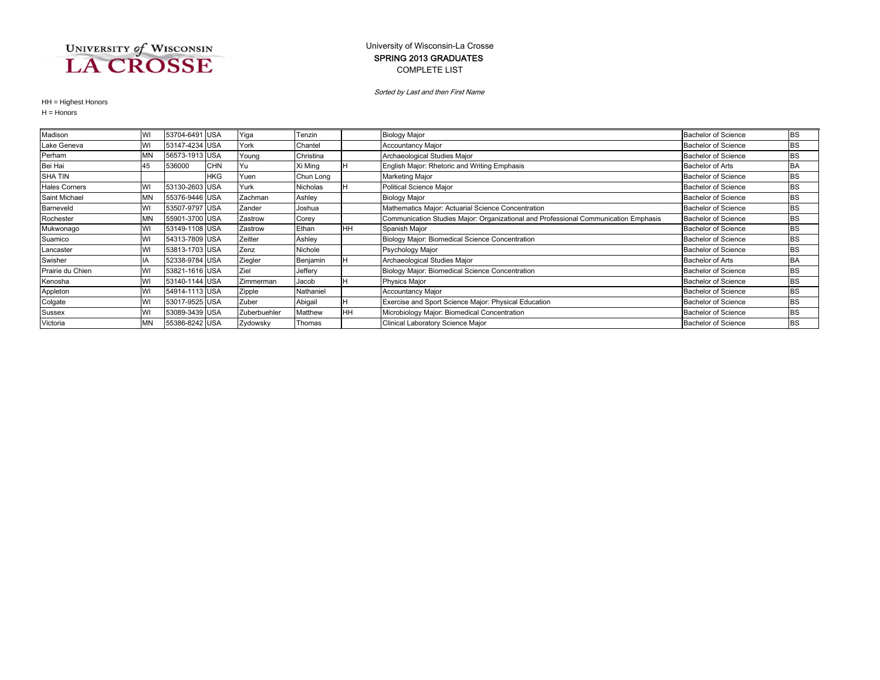University of Wisconsin-La Crosse
**SPRING 2013 GRADUATES**
COMPLETE LIST

*Sorted by Last and then First Name*

HH = Highest Honors
H = Honors

| | | | | | | | | | |
|---|---|---|---|---|---|---|---|---|---|
| Madison | WI | 53704-6491 | USA | Yiga | Tenzin | | Biology Major | Bachelor of Science | BS |
| Lake Geneva | WI | 53147-4234 | USA | York | Chantel | | Accountancy Major | Bachelor of Science | BS |
| Perham | MN | 56573-1913 | USA | Young | Christina | | Archaeological Studies Major | Bachelor of Science | BS |
| Bei Hai | 45 | 536000 | CHN | Yu | Xi Ming | H | English Major: Rhetoric and Writing Emphasis | Bachelor of Arts | BA |
| SHA TIN | | | HKG | Yuen | Chun Long | | Marketing Major | Bachelor of Science | BS |
| Hales Corners | WI | 53130-2603 | USA | Yurk | Nicholas | H | Political Science Major | Bachelor of Science | BS |
| Saint Michael | MN | 55376-9446 | USA | Zachman | Ashley | | Biology Major | Bachelor of Science | BS |
| Barneveld | WI | 53507-9797 | USA | Zander | Joshua | | Mathematics Major: Actuarial Science Concentration | Bachelor of Science | BS |
| Rochester | MN | 55901-3700 | USA | Zastrow | Corey | | Communication Studies Major: Organizational and Professional Communication Emphasis | Bachelor of Science | BS |
| Mukwonago | WI | 53149-1108 | USA | Zastrow | Ethan | HH | Spanish Major | Bachelor of Science | BS |
| Suamico | WI | 54313-7809 | USA | Zeitler | Ashley | | Biology Major: Biomedical Science Concentration | Bachelor of Science | BS |
| Lancaster | WI | 53813-1703 | USA | Zenz | Nichole | | Psychology Major | Bachelor of Science | BS |
| Swisher | IA | 52338-9784 | USA | Ziegler | Benjamin | H | Archaeological Studies Major | Bachelor of Arts | BA |
| Prairie du Chien | WI | 53821-1616 | USA | Ziel | Jeffery | | Biology Major: Biomedical Science Concentration | Bachelor of Science | BS |
| Kenosha | WI | 53140-1144 | USA | Zimmerman | Jacob | H | Physics Major | Bachelor of Science | BS |
| Appleton | WI | 54914-1113 | USA | Zipple | Nathaniel | | Accountancy Major | Bachelor of Science | BS |
| Colgate | WI | 53017-9525 | USA | Zuber | Abigail | H | Exercise and Sport Science Major: Physical Education | Bachelor of Science | BS |
| Sussex | WI | 53089-3439 | USA | Zuberbuehler | Matthew | HH | Microbiology Major: Biomedical Concentration | Bachelor of Science | BS |
| Victoria | MN | 55386-8242 | USA | Zydowsky | Thomas | | Clinical Laboratory Science Major | Bachelor of Science | BS |